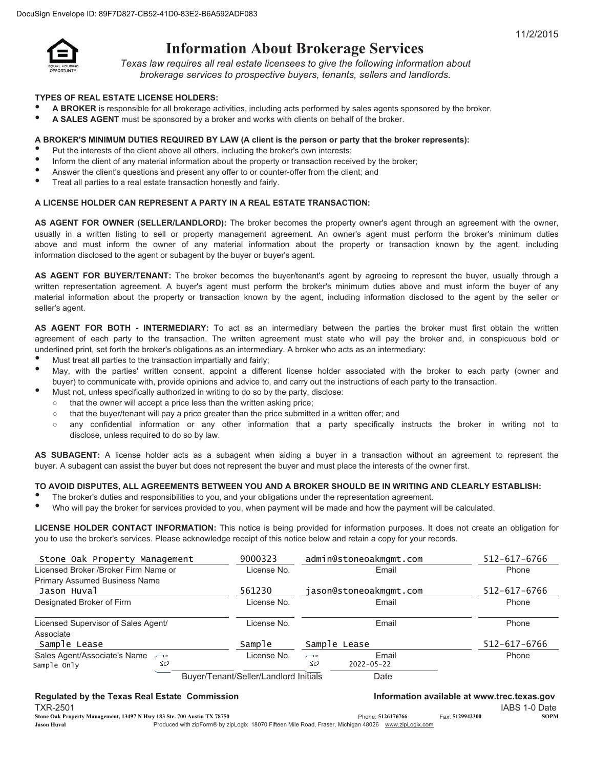DocuSign Envelope ID: 89F7D827-CB52-41D0-83E2-B6A592ADF083

11/2/2015

# Information About Brokerage Services

*Texas law requires all real estate licensees to give the following information about brokerage services to prospective buyers, tenants, sellers and landlords.*

**TYPES OF REAL ESTATE LICENSE HOLDERS:**

- **A BROKER** is responsible for all brokerage activities, including acts performed by sales agents sponsored by the broker.
- **A SALES AGENT** must be sponsored by a broker and works with clients on behalf of the broker.

**A BROKER'S MINIMUM DUTIES REQUIRED BY LAW (A client is the person or party that the broker represents):**

- Put the interests of the client above all others, including the broker's own interests;
- Inform the client of any material information about the property or transaction received by the broker;
- Answer the client's questions and present any offer to or counter-offer from the client; and
- Treat all parties to a real estate transaction honestly and fairly.

**A LICENSE HOLDER CAN REPRESENT A PARTY IN A REAL ESTATE TRANSACTION:**

**AS AGENT FOR OWNER (SELLER/LANDLORD):** The broker becomes the property owner's agent through an agreement with the owner, usually in a written listing to sell or property management agreement. An owner's agent must perform the broker's minimum duties above and must inform the owner of any material information about the property or transaction known by the agent, including information disclosed to the agent or subagent by the buyer or buyer's agent.

**AS AGENT FOR BUYER/TENANT:** The broker becomes the buyer/tenant's agent by agreeing to represent the buyer, usually through a written representation agreement. A buyer's agent must perform the broker's minimum duties above and must inform the buyer of any material information about the property or transaction known by the agent, including information disclosed to the agent by the seller or seller's agent.

**AS AGENT FOR BOTH - INTERMEDIARY:** To act as an intermediary between the parties the broker must first obtain the written agreement of each party to the transaction. The written agreement must state who will pay the broker and, in conspicuous bold or underlined print, set forth the broker's obligations as an intermediary. A broker who acts as an intermediary:

- Must treat all parties to the transaction impartially and fairly;
- May, with the parties' written consent, appoint a different license holder associated with the broker to each party (owner and buyer) to communicate with, provide opinions and advice to, and carry out the instructions of each party to the transaction.
- Must not, unless specifically authorized in writing to do so by the party, disclose:
  - that the owner will accept a price less than the written asking price;
  - that the buyer/tenant will pay a price greater than the price submitted in a written offer; and
  - any confidential information or any other information that a party specifically instructs the broker in writing not to disclose, unless required to do so by law.

**AS SUBAGENT:** A license holder acts as a subagent when aiding a buyer in a transaction without an agreement to represent the buyer. A subagent can assist the buyer but does not represent the buyer and must place the interests of the owner first.

**TO AVOID DISPUTES, ALL AGREEMENTS BETWEEN YOU AND A BROKER SHOULD BE IN WRITING AND CLEARLY ESTABLISH:**

- The broker's duties and responsibilities to you, and your obligations under the representation agreement.
- Who will pay the broker for services provided to you, when payment will be made and how the payment will be calculated.

**LICENSE HOLDER CONTACT INFORMATION:** This notice is being provided for information purposes. It does not create an obligation for you to use the broker's services. Please acknowledge receipt of this notice below and retain a copy for your records.

| | | | |
|---|---|---|---|
| Stone Oak Property Management | 9000323 | admin@stoneoakmgmt.com | 512-617-6766 |
| Licensed Broker /Broker Firm Name or Primary Assumed Business Name | License No. | Email | Phone |
| Jason Huval | 561230 | jason@stoneoakmgmt.com | 512-617-6766 |
| Designated Broker of Firm | License No. | Email | Phone |
| | | | |
| Licensed Supervisor of Sales Agent/ Associate | License No. | Email | Phone |
| Sample Lease | Sample | Sample Lease | 512-617-6766 |
| Sales Agent/Associate's Name | License No. | Email | Phone |

Sample Only SO SO 2022-05-22

Buyer/Tenant/Seller/Landlord Initials Date

**Regulated by the Texas Real Estate Commission** **Information available at www.trec.texas.gov**

TXR-2501 IABS 1-0 Date

Stone Oak Property Management, 13497 N Hwy 183 Ste. 700 Austin TX 78750 Phone: 5126176766 Fax: 5129942300 SOPM

Jason Huval Produced with zipForm® by zipLogix 18070 Fifteen Mile Road, Fraser, Michigan 48026 www.zipLogix.com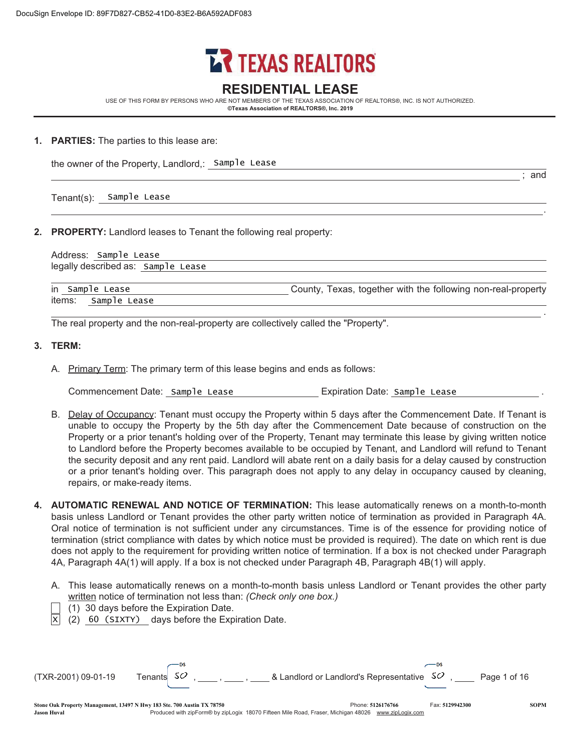DocuSign Envelope ID: 89F7D827-CB52-41D0-83E2-B6A592ADF083

# TEXAS REALTORS

## RESIDENTIAL LEASE

USE OF THIS FORM BY PERSONS WHO ARE NOT MEMBERS OF THE TEXAS ASSOCIATION OF REALTORS®, INC. IS NOT AUTHORIZED.
**©Texas Association of REALTORS®, Inc. 2019**

1. **PARTIES:** The parties to this lease are:

   the owner of the Property, Landlord,: Sample Lease ; and

   Tenant(s): Sample Lease .

2. **PROPERTY:** Landlord leases to Tenant the following real property:

   Address: Sample Lease
   legally described as: Sample Lease

   in Sample Lease County, Texas, together with the following non-real-property items: Sample Lease .

   The real property and the non-real-property are collectively called the "Property".

3. **TERM:**

   A. Primary Term: The primary term of this lease begins and ends as follows:

   Commencement Date: Sample Lease Expiration Date: Sample Lease .

   B. Delay of Occupancy: Tenant must occupy the Property within 5 days after the Commencement Date. If Tenant is unable to occupy the Property by the 5th day after the Commencement Date because of construction on the Property or a prior tenant's holding over of the Property, Tenant may terminate this lease by giving written notice to Landlord before the Property becomes available to be occupied by Tenant, and Landlord will refund to Tenant the security deposit and any rent paid. Landlord will abate rent on a daily basis for a delay caused by construction or a prior tenant's holding over. This paragraph does not apply to any delay in occupancy caused by cleaning, repairs, or make-ready items.

4. **AUTOMATIC RENEWAL AND NOTICE OF TERMINATION:** This lease automatically renews on a month-to-month basis unless Landlord or Tenant provides the other party written notice of termination as provided in Paragraph 4A. Oral notice of termination is not sufficient under any circumstances. Time is of the essence for providing notice of termination (strict compliance with dates by which notice must be provided is required). The date on which rent is due does not apply to the requirement for providing written notice of termination. If a box is not checked under Paragraph 4A, Paragraph 4A(1) will apply. If a box is not checked under Paragraph 4B, Paragraph 4B(1) will apply.

   A. This lease automatically renews on a month-to-month basis unless Landlord or Tenant provides the other party written notice of termination not less than: *(Check only one box.)*

   - [ ] (1) 30 days before the Expiration Date.
   - [X] (2) 60 (SIXTY) days before the Expiration Date.

(TXR-2001) 09-01-19 Tenants SO , ____ , ____ , ____ & Landlord or Landlord's Representative SO , ____

Stone Oak Property Management, 13497 N Hwy 183 Ste. 700 Austin TX 78750 Phone: 5126176766 Fax: 5129942300 SOPM
Jason Huval Produced with zipForm® by zipLogix 18070 Fifteen Mile Road, Fraser, Michigan 48026 www.zipLogix.com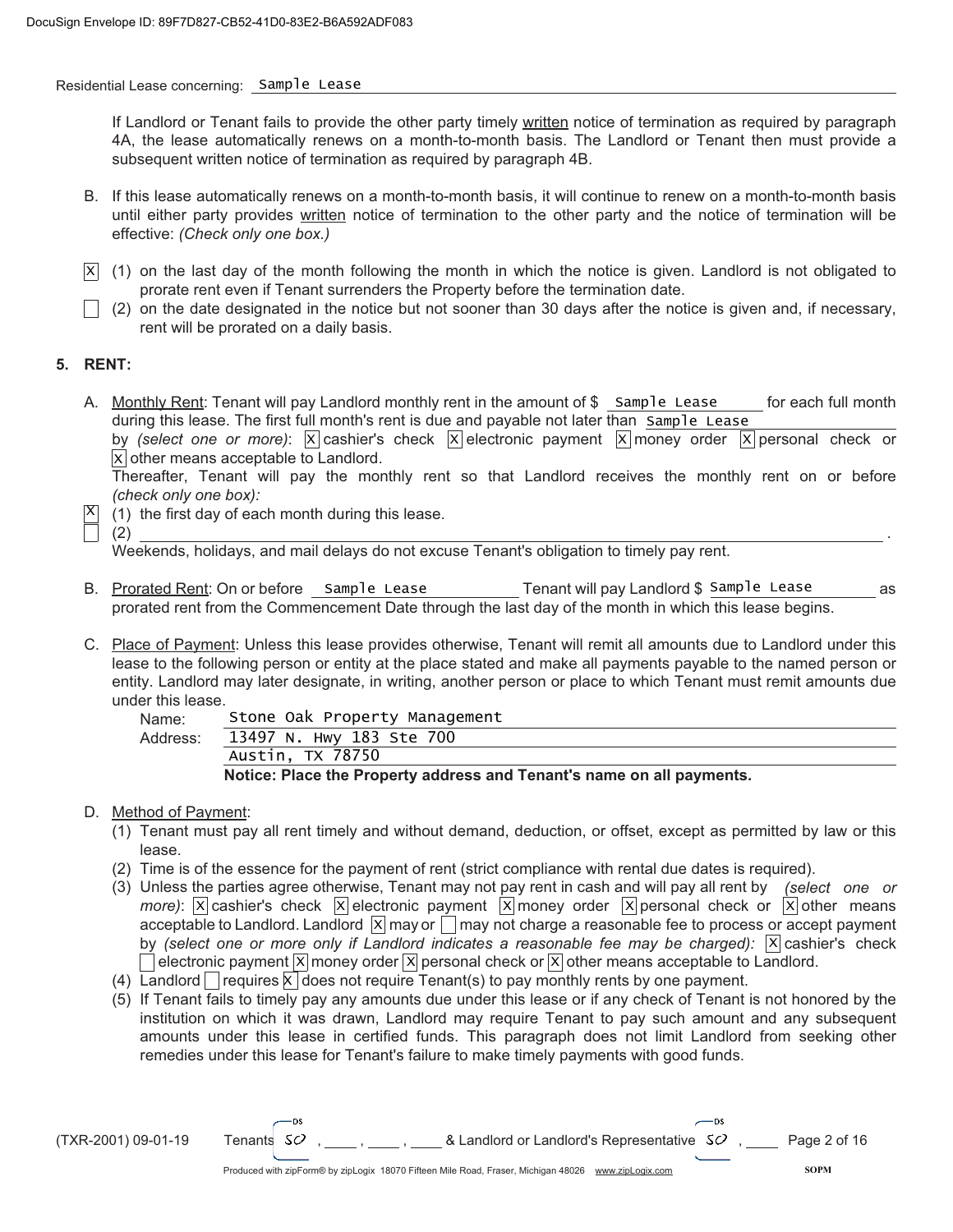Residential Lease concerning: Sample Lease

If Landlord or Tenant fails to provide the other party timely written notice of termination as required by paragraph 4A, the lease automatically renews on a month-to-month basis. The Landlord or Tenant then must provide a subsequent written notice of termination as required by paragraph 4B.

B. If this lease automatically renews on a month-to-month basis, it will continue to renew on a month-to-month basis until either party provides written notice of termination to the other party and the notice of termination will be effective: *(Check only one box.)*

[X] (1) on the last day of the month following the month in which the notice is given. Landlord is not obligated to prorate rent even if Tenant surrenders the Property before the termination date.

[ ] (2) on the date designated in the notice but not sooner than 30 days after the notice is given and, if necessary, rent will be prorated on a daily basis.

## 5. RENT:

A. Monthly Rent: Tenant will pay Landlord monthly rent in the amount of $ Sample Lease for each full month during this lease. The first full month's rent is due and payable not later than Sample Lease by *(select one or more)*: [X] cashier's check [X] electronic payment [X] money order [X] personal check or [X] other means acceptable to Landlord.
Thereafter, Tenant will pay the monthly rent so that Landlord receives the monthly rent on or before *(check only one box)*:

[X] (1) the first day of each month during this lease.

[ ] (2) ______________________________________________.

Weekends, holidays, and mail delays do not excuse Tenant's obligation to timely pay rent.

B. Prorated Rent: On or before Sample Lease Tenant will pay Landlord $ Sample Lease as prorated rent from the Commencement Date through the last day of the month in which this lease begins.

C. Place of Payment: Unless this lease provides otherwise, Tenant will remit all amounts due to Landlord under this lease to the following person or entity at the place stated and make all payments payable to the named person or entity. Landlord may later designate, in writing, another person or place to which Tenant must remit amounts due under this lease.

Name: Stone Oak Property Management
Address: 13497 N. Hwy 183 Ste 700
Austin, TX 78750

**Notice: Place the Property address and Tenant's name on all payments.**

D. Method of Payment:

(1) Tenant must pay all rent timely and without demand, deduction, or offset, except as permitted by law or this lease.

(2) Time is of the essence for the payment of rent (strict compliance with rental due dates is required).

(3) Unless the parties agree otherwise, Tenant may not pay rent in cash and will pay all rent by *(select one or more)*: [X] cashier's check [X] electronic payment [X] money order [X] personal check or [X] other means acceptable to Landlord. Landlord [X] may or [ ] may not charge a reasonable fee to process or accept payment by *(select one or more only if Landlord indicates a reasonable fee may be charged)*: [X] cashier's check [ ] electronic payment [X] money order [X] personal check or [X] other means acceptable to Landlord.

(4) Landlord [ ] requires [X] does not require Tenant(s) to pay monthly rents by one payment.

(5) If Tenant fails to timely pay any amounts due under this lease or if any check of Tenant is not honored by the institution on which it was drawn, Landlord may require Tenant to pay such amount and any subsequent amounts under this lease in certified funds. This paragraph does not limit Landlord from seeking other remedies under this lease for Tenant's failure to make timely payments with good funds.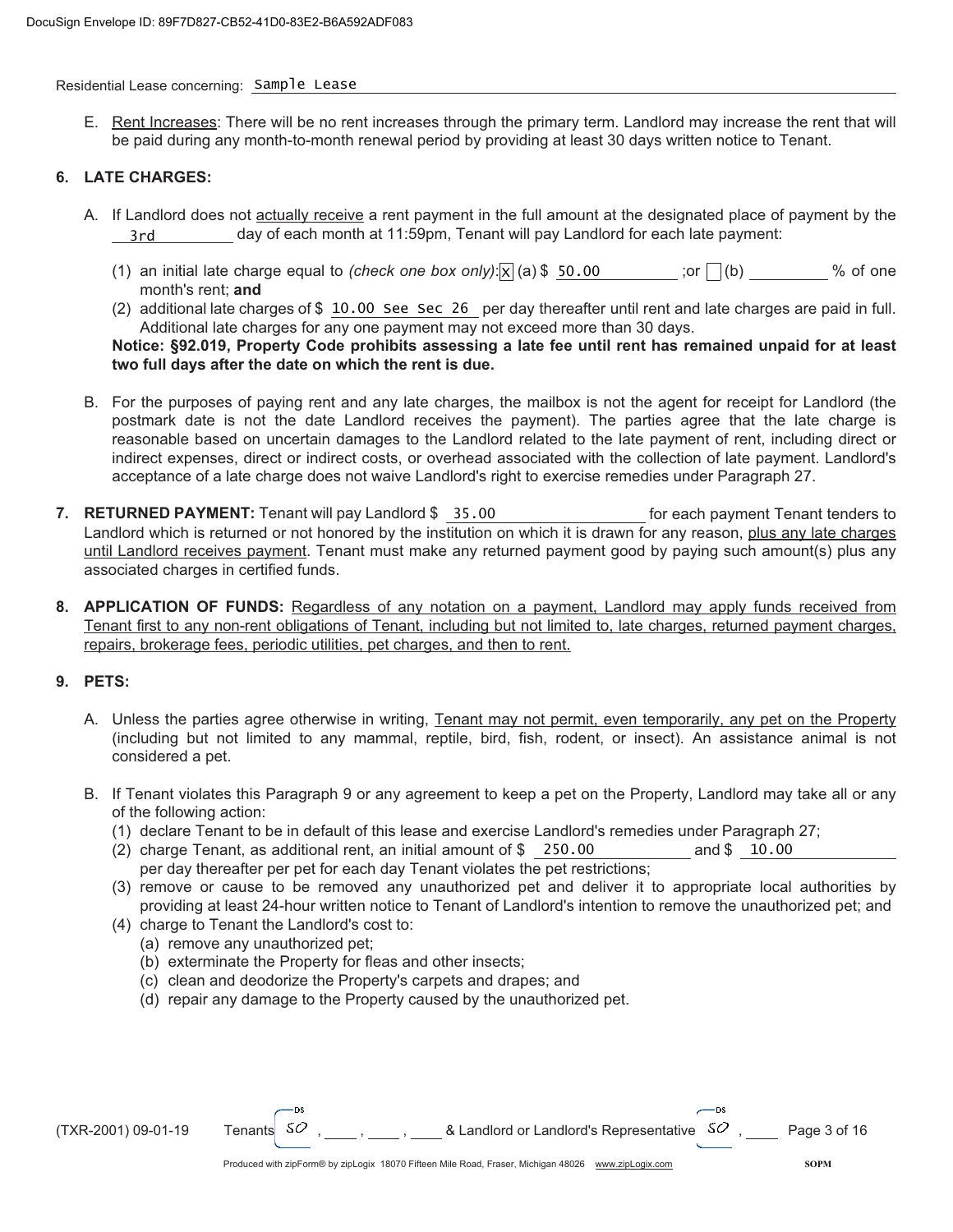Residential Lease concerning: Sample Lease

E. Rent Increases: There will be no rent increases through the primary term. Landlord may increase the rent that will be paid during any month-to-month renewal period by providing at least 30 days written notice to Tenant.

## 6. LATE CHARGES:

A. If Landlord does not actually receive a rent payment in the full amount at the designated place of payment by the 3rd day of each month at 11:59pm, Tenant will pay Landlord for each late payment:

(1) an initial late charge equal to *(check one box only)*: [X] (a) $ 50.00 ; or [ ] (b) ______ % of one month's rent; **and**

(2) additional late charges of $ 10.00 See Sec 26 per day thereafter until rent and late charges are paid in full. Additional late charges for any one payment may not exceed more than 30 days.

**Notice: §92.019, Property Code prohibits assessing a late fee until rent has remained unpaid for at least two full days after the date on which the rent is due.**

B. For the purposes of paying rent and any late charges, the mailbox is not the agent for receipt for Landlord (the postmark date is not the date Landlord receives the payment). The parties agree that the late charge is reasonable based on uncertain damages to the Landlord related to the late payment of rent, including direct or indirect expenses, direct or indirect costs, or overhead associated with the collection of late payment. Landlord's acceptance of a late charge does not waive Landlord's right to exercise remedies under Paragraph 27.

## 7. RETURNED PAYMENT:

Tenant will pay Landlord $ 35.00 for each payment Tenant tenders to Landlord which is returned or not honored by the institution on which it is drawn for any reason, plus any late charges until Landlord receives payment. Tenant must make any returned payment good by paying such amount(s) plus any associated charges in certified funds.

## 8. APPLICATION OF FUNDS:

Regardless of any notation on a payment, Landlord may apply funds received from Tenant first to any non-rent obligations of Tenant, including but not limited to, late charges, returned payment charges, repairs, brokerage fees, periodic utilities, pet charges, and then to rent.

## 9. PETS:

A. Unless the parties agree otherwise in writing, Tenant may not permit, even temporarily, any pet on the Property (including but not limited to any mammal, reptile, bird, fish, rodent, or insect). An assistance animal is not considered a pet.

B. If Tenant violates this Paragraph 9 or any agreement to keep a pet on the Property, Landlord may take all or any of the following action:

(1) declare Tenant to be in default of this lease and exercise Landlord's remedies under Paragraph 27;

(2) charge Tenant, as additional rent, an initial amount of $ 250.00 and $ 10.00 per day thereafter per pet for each day Tenant violates the pet restrictions;

(3) remove or cause to be removed any unauthorized pet and deliver it to appropriate local authorities by providing at least 24-hour written notice to Tenant of Landlord's intention to remove the unauthorized pet; and

(4) charge to Tenant the Landlord's cost to:
- (a) remove any unauthorized pet;
- (b) exterminate the Property for fleas and other insects;
- (c) clean and deodorize the Property's carpets and drapes; and
- (d) repair any damage to the Property caused by the unauthorized pet.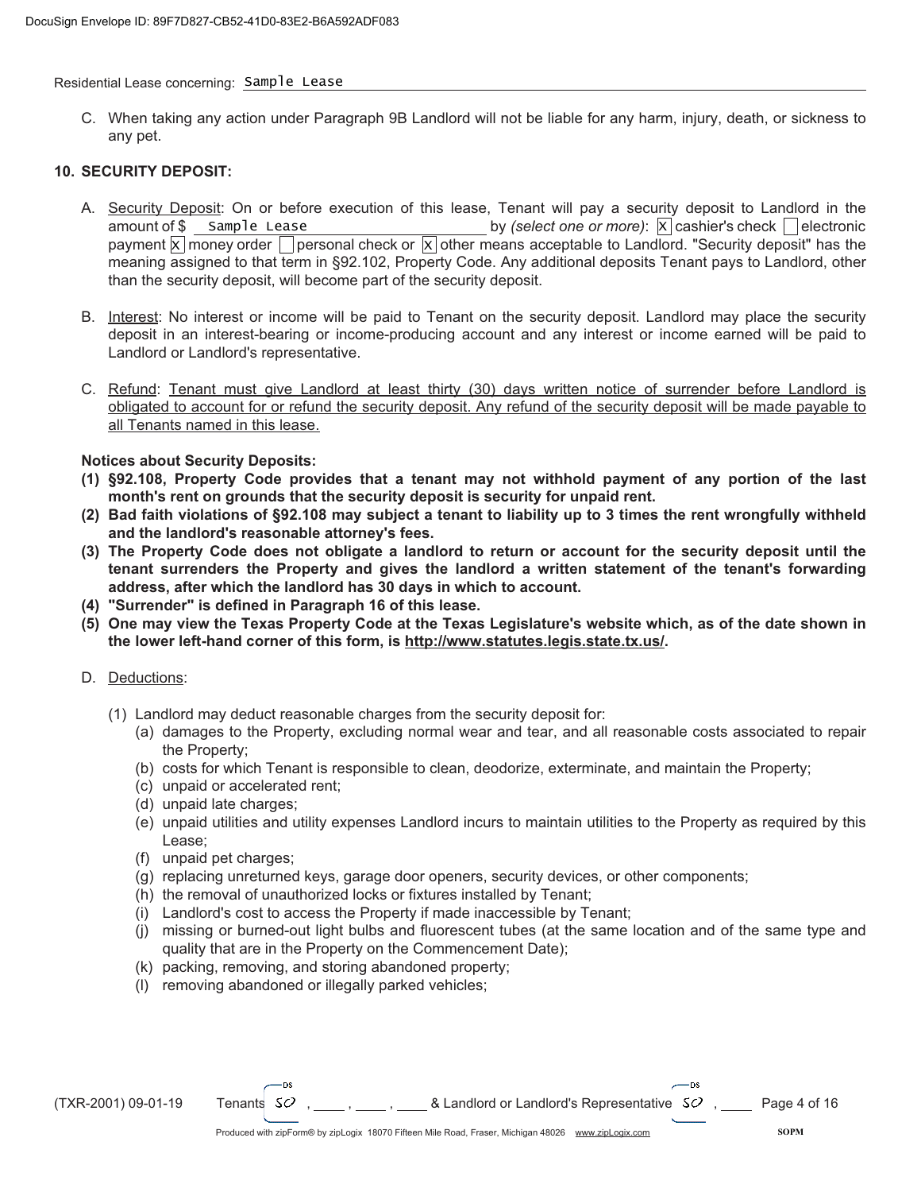Residential Lease concerning: Sample Lease

C. When taking any action under Paragraph 9B Landlord will not be liable for any harm, injury, death, or sickness to any pet.

**10. SECURITY DEPOSIT:**

A. Security Deposit: On or before execution of this lease, Tenant will pay a security deposit to Landlord in the amount of $ Sample Lease by *(select one or more)*: [X] cashier's check [ ] electronic payment [X] money order [ ] personal check or [X] other means acceptable to Landlord. "Security deposit" has the meaning assigned to that term in §92.102, Property Code. Any additional deposits Tenant pays to Landlord, other than the security deposit, will become part of the security deposit.

B. Interest: No interest or income will be paid to Tenant on the security deposit. Landlord may place the security deposit in an interest-bearing or income-producing account and any interest or income earned will be paid to Landlord or Landlord's representative.

C. Refund: Tenant must give Landlord at least thirty (30) days written notice of surrender before Landlord is obligated to account for or refund the security deposit. Any refund of the security deposit will be made payable to all Tenants named in this lease.

**Notices about Security Deposits:**

**(1) §92.108, Property Code provides that a tenant may not withhold payment of any portion of the last month's rent on grounds that the security deposit is security for unpaid rent.**

**(2) Bad faith violations of §92.108 may subject a tenant to liability up to 3 times the rent wrongfully withheld and the landlord's reasonable attorney's fees.**

**(3) The Property Code does not obligate a landlord to return or account for the security deposit until the tenant surrenders the Property and gives the landlord a written statement of the tenant's forwarding address, after which the landlord has 30 days in which to account.**

**(4) "Surrender" is defined in Paragraph 16 of this lease.**

**(5) One may view the Texas Property Code at the Texas Legislature's website which, as of the date shown in the lower left-hand corner of this form, is http://www.statutes.legis.state.tx.us/.**

D. Deductions:

(1) Landlord may deduct reasonable charges from the security deposit for:

(a) damages to the Property, excluding normal wear and tear, and all reasonable costs associated to repair the Property;
(b) costs for which Tenant is responsible to clean, deodorize, exterminate, and maintain the Property;
(c) unpaid or accelerated rent;
(d) unpaid late charges;
(e) unpaid utilities and utility expenses Landlord incurs to maintain utilities to the Property as required by this Lease;
(f) unpaid pet charges;
(g) replacing unreturned keys, garage door openers, security devices, or other components;
(h) the removal of unauthorized locks or fixtures installed by Tenant;
(i) Landlord's cost to access the Property if made inaccessible by Tenant;
(j) missing or burned-out light bulbs and fluorescent tubes (at the same location and of the same type and quality that are in the Property on the Commencement Date);
(k) packing, removing, and storing abandoned property;
(l) removing abandoned or illegally parked vehicles;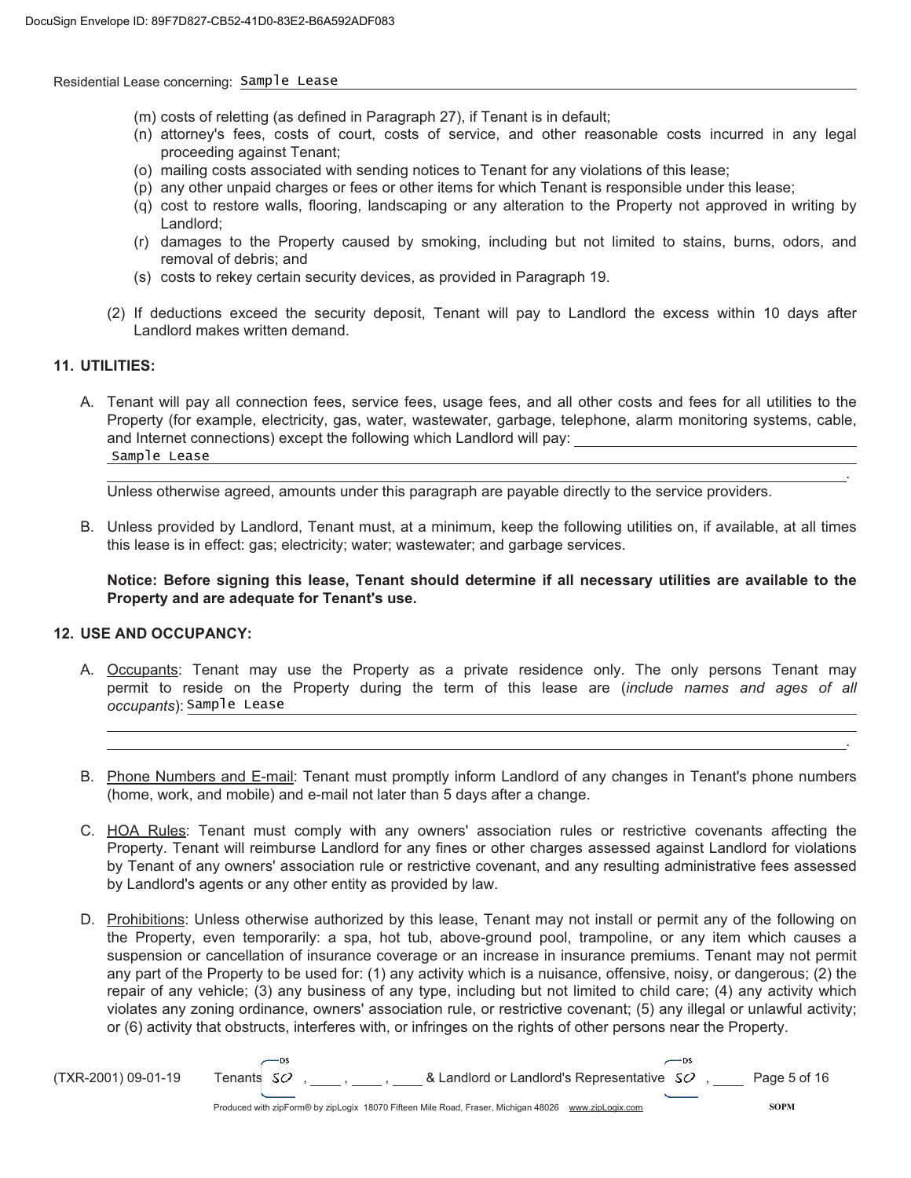Residential Lease concerning: Sample Lease

(m) costs of reletting (as defined in Paragraph 27), if Tenant is in default;
(n) attorney's fees, costs of court, costs of service, and other reasonable costs incurred in any legal proceeding against Tenant;
(o) mailing costs associated with sending notices to Tenant for any violations of this lease;
(p) any other unpaid charges or fees or other items for which Tenant is responsible under this lease;
(q) cost to restore walls, flooring, landscaping or any alteration to the Property not approved in writing by Landlord;
(r) damages to the Property caused by smoking, including but not limited to stains, burns, odors, and removal of debris; and
(s) costs to rekey certain security devices, as provided in Paragraph 19.

(2) If deductions exceed the security deposit, Tenant will pay to Landlord the excess within 10 days after Landlord makes written demand.

**11. UTILITIES:**

A. Tenant will pay all connection fees, service fees, usage fees, and all other costs and fees for all utilities to the Property (for example, electricity, gas, water, wastewater, garbage, telephone, alarm monitoring systems, cable, and Internet connections) except the following which Landlord will pay: Sample Lease.

Unless otherwise agreed, amounts under this paragraph are payable directly to the service providers.

B. Unless provided by Landlord, Tenant must, at a minimum, keep the following utilities on, if available, at all times this lease is in effect: gas; electricity; water; wastewater; and garbage services.

**Notice: Before signing this lease, Tenant should determine if all necessary utilities are available to the Property and are adequate for Tenant's use.**

**12. USE AND OCCUPANCY:**

A. Occupants: Tenant may use the Property as a private residence only. The only persons Tenant may permit to reside on the Property during the term of this lease are (*include names and ages of all occupants*): Sample Lease.

B. Phone Numbers and E-mail: Tenant must promptly inform Landlord of any changes in Tenant's phone numbers (home, work, and mobile) and e-mail not later than 5 days after a change.

C. HOA Rules: Tenant must comply with any owners' association rules or restrictive covenants affecting the Property. Tenant will reimburse Landlord for any fines or other charges assessed against Landlord for violations by Tenant of any owners' association rule or restrictive covenant, and any resulting administrative fees assessed by Landlord's agents or any other entity as provided by law.

D. Prohibitions: Unless otherwise authorized by this lease, Tenant may not install or permit any of the following on the Property, even temporarily: a spa, hot tub, above-ground pool, trampoline, or any item which causes a suspension or cancellation of insurance coverage or an increase in insurance premiums. Tenant may not permit any part of the Property to be used for: (1) any activity which is a nuisance, offensive, noisy, or dangerous; (2) the repair of any vehicle; (3) any business of any type, including but not limited to child care; (4) any activity which violates any zoning ordinance, owners' association rule, or restrictive covenant; (5) any illegal or unlawful activity; or (6) activity that obstructs, interferes with, or infringes on the rights of other persons near the Property.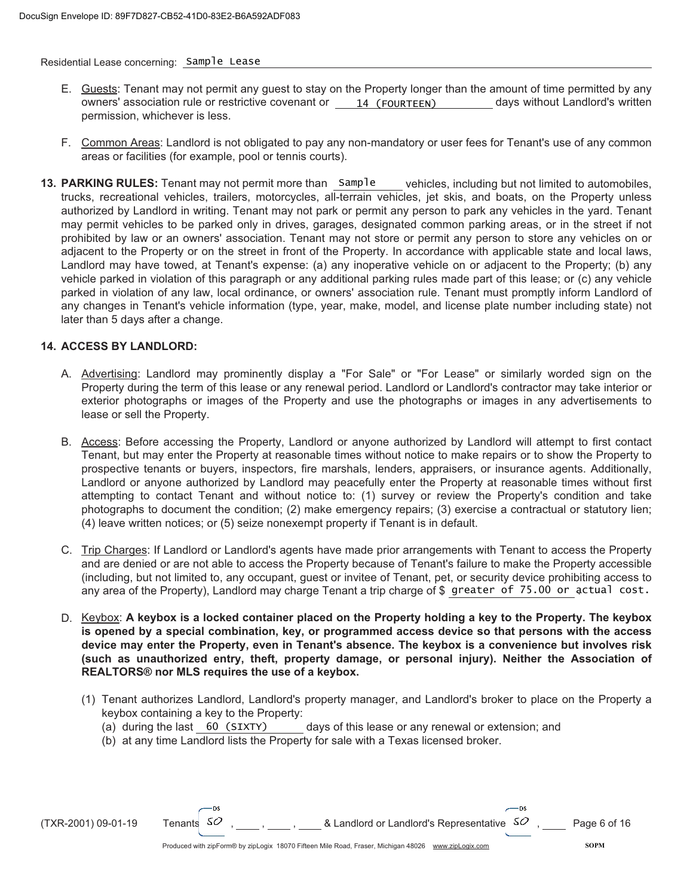Residential Lease concerning: Sample Lease

E. Guests: Tenant may not permit any guest to stay on the Property longer than the amount of time permitted by any owners' association rule or restrictive covenant or 14 (FOURTEEN) days without Landlord's written permission, whichever is less.

F. Common Areas: Landlord is not obligated to pay any non-mandatory or user fees for Tenant's use of any common areas or facilities (for example, pool or tennis courts).

**13. PARKING RULES:** Tenant may not permit more than Sample vehicles, including but not limited to automobiles, trucks, recreational vehicles, trailers, motorcycles, all-terrain vehicles, jet skis, and boats, on the Property unless authorized by Landlord in writing. Tenant may not park or permit any person to park any vehicles in the yard. Tenant may permit vehicles to be parked only in drives, garages, designated common parking areas, or in the street if not prohibited by law or an owners' association. Tenant may not store or permit any person to store any vehicles on or adjacent to the Property or on the street in front of the Property. In accordance with applicable state and local laws, Landlord may have towed, at Tenant's expense: (a) any inoperative vehicle on or adjacent to the Property; (b) any vehicle parked in violation of this paragraph or any additional parking rules made part of this lease; or (c) any vehicle parked in violation of any law, local ordinance, or owners' association rule. Tenant must promptly inform Landlord of any changes in Tenant's vehicle information (type, year, make, model, and license plate number including state) not later than 5 days after a change.

**14. ACCESS BY LANDLORD:**

A. Advertising: Landlord may prominently display a "For Sale" or "For Lease" or similarly worded sign on the Property during the term of this lease or any renewal period. Landlord or Landlord's contractor may take interior or exterior photographs or images of the Property and use the photographs or images in any advertisements to lease or sell the Property.

B. Access: Before accessing the Property, Landlord or anyone authorized by Landlord will attempt to first contact Tenant, but may enter the Property at reasonable times without notice to make repairs or to show the Property to prospective tenants or buyers, inspectors, fire marshals, lenders, appraisers, or insurance agents. Additionally, Landlord or anyone authorized by Landlord may peacefully enter the Property at reasonable times without first attempting to contact Tenant and without notice to: (1) survey or review the Property's condition and take photographs to document the condition; (2) make emergency repairs; (3) exercise a contractual or statutory lien; (4) leave written notices; or (5) seize nonexempt property if Tenant is in default.

C. Trip Charges: If Landlord or Landlord's agents have made prior arrangements with Tenant to access the Property and are denied or are not able to access the Property because of Tenant's failure to make the Property accessible (including, but not limited to, any occupant, guest or invitee of Tenant, pet, or security device prohibiting access to any area of the Property), Landlord may charge Tenant a trip charge of $ greater of 75.00 or actual cost.

D. Keybox: **A keybox is a locked container placed on the Property holding a key to the Property. The keybox is opened by a special combination, key, or programmed access device so that persons with the access device may enter the Property, even in Tenant's absence. The keybox is a convenience but involves risk (such as unauthorized entry, theft, property damage, or personal injury). Neither the Association of REALTORS® nor MLS requires the use of a keybox.**

(1) Tenant authorizes Landlord, Landlord's property manager, and Landlord's broker to place on the Property a keybox containing a key to the Property:
   (a) during the last 60 (SIXTY) days of this lease or any renewal or extension; and
   (b) at any time Landlord lists the Property for sale with a Texas licensed broker.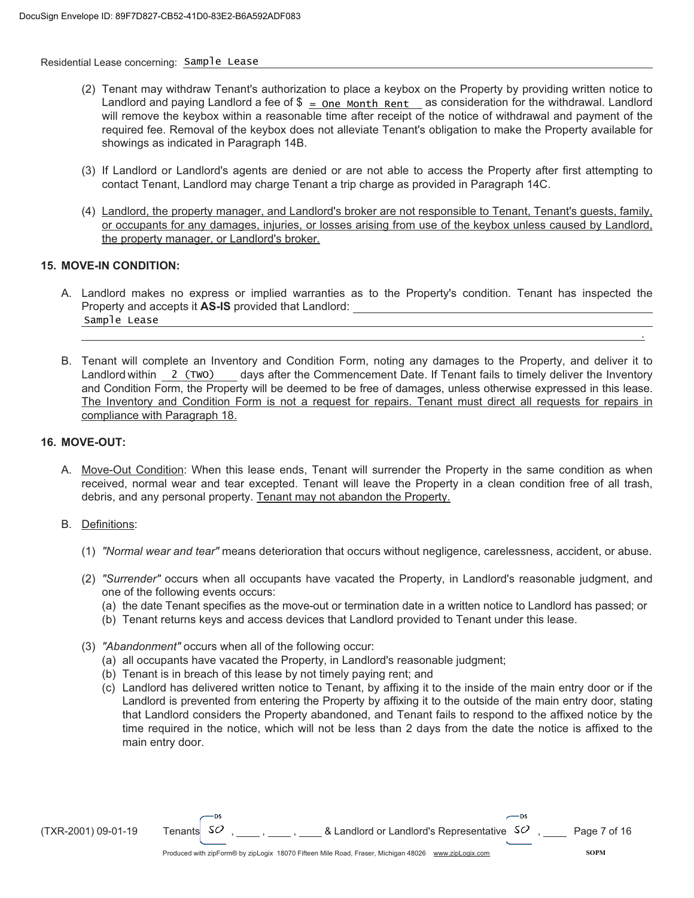Residential Lease concerning: Sample Lease

(2) Tenant may withdraw Tenant's authorization to place a keybox on the Property by providing written notice to Landlord and paying Landlord a fee of $ = One Month Rent as consideration for the withdrawal. Landlord will remove the keybox within a reasonable time after receipt of the notice of withdrawal and payment of the required fee. Removal of the keybox does not alleviate Tenant's obligation to make the Property available for showings as indicated in Paragraph 14B.

(3) If Landlord or Landlord's agents are denied or are not able to access the Property after first attempting to contact Tenant, Landlord may charge Tenant a trip charge as provided in Paragraph 14C.

(4) Landlord, the property manager, and Landlord's broker are not responsible to Tenant, Tenant's guests, family, or occupants for any damages, injuries, or losses arising from use of the keybox unless caused by Landlord, the property manager, or Landlord's broker.

**15. MOVE-IN CONDITION:**

A. Landlord makes no express or implied warranties as to the Property's condition. Tenant has inspected the Property and accepts it **AS-IS** provided that Landlord: Sample Lease.

B. Tenant will complete an Inventory and Condition Form, noting any damages to the Property, and deliver it to Landlord within 2 (TWO) days after the Commencement Date. If Tenant fails to timely deliver the Inventory and Condition Form, the Property will be deemed to be free of damages, unless otherwise expressed in this lease. The Inventory and Condition Form is not a request for repairs. Tenant must direct all requests for repairs in compliance with Paragraph 18.

**16. MOVE-OUT:**

A. Move-Out Condition: When this lease ends, Tenant will surrender the Property in the same condition as when received, normal wear and tear excepted. Tenant will leave the Property in a clean condition free of all trash, debris, and any personal property. Tenant may not abandon the Property.

B. Definitions:

(1) *"Normal wear and tear"* means deterioration that occurs without negligence, carelessness, accident, or abuse.

(2) *"Surrender"* occurs when all occupants have vacated the Property, in Landlord's reasonable judgment, and one of the following events occurs:
(a) the date Tenant specifies as the move-out or termination date in a written notice to Landlord has passed; or
(b) Tenant returns keys and access devices that Landlord provided to Tenant under this lease.

(3) *"Abandonment"* occurs when all of the following occur:
(a) all occupants have vacated the Property, in Landlord's reasonable judgment;
(b) Tenant is in breach of this lease by not timely paying rent; and
(c) Landlord has delivered written notice to Tenant, by affixing it to the inside of the main entry door or if the Landlord is prevented from entering the Property by affixing it to the outside of the main entry door, stating that Landlord considers the Property abandoned, and Tenant fails to respond to the affixed notice by the time required in the notice, which will not be less than 2 days from the date the notice is affixed to the main entry door.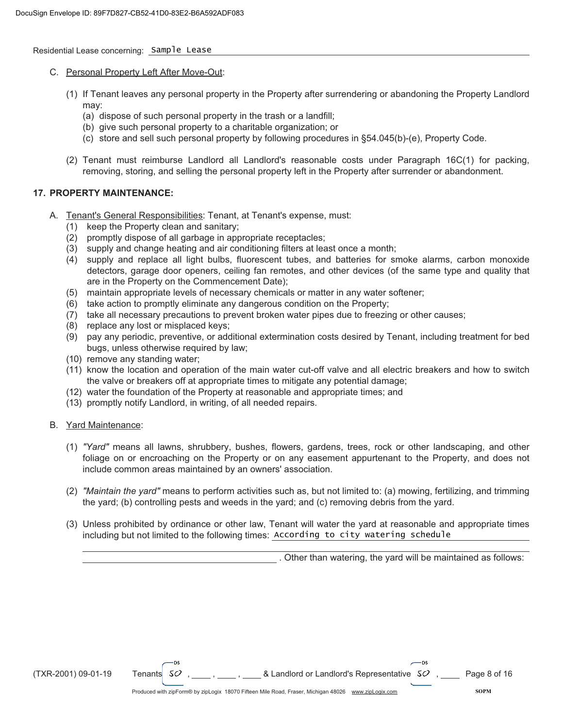Residential Lease concerning: Sample Lease

C. Personal Property Left After Move-Out:

(1) If Tenant leaves any personal property in the Property after surrendering or abandoning the Property Landlord may:
 (a) dispose of such personal property in the trash or a landfill;
 (b) give such personal property to a charitable organization; or
 (c) store and sell such personal property by following procedures in §54.045(b)-(e), Property Code.

(2) Tenant must reimburse Landlord all Landlord's reasonable costs under Paragraph 16C(1) for packing, removing, storing, and selling the personal property left in the Property after surrender or abandonment.

**17. PROPERTY MAINTENANCE:**

A. Tenant's General Responsibilities: Tenant, at Tenant's expense, must:
 (1) keep the Property clean and sanitary;
 (2) promptly dispose of all garbage in appropriate receptacles;
 (3) supply and change heating and air conditioning filters at least once a month;
 (4) supply and replace all light bulbs, fluorescent tubes, and batteries for smoke alarms, carbon monoxide detectors, garage door openers, ceiling fan remotes, and other devices (of the same type and quality that are in the Property on the Commencement Date);
 (5) maintain appropriate levels of necessary chemicals or matter in any water softener;
 (6) take action to promptly eliminate any dangerous condition on the Property;
 (7) take all necessary precautions to prevent broken water pipes due to freezing or other causes;
 (8) replace any lost or misplaced keys;
 (9) pay any periodic, preventive, or additional extermination costs desired by Tenant, including treatment for bed bugs, unless otherwise required by law;
 (10) remove any standing water;
 (11) know the location and operation of the main water cut-off valve and all electric breakers and how to switch the valve or breakers off at appropriate times to mitigate any potential damage;
 (12) water the foundation of the Property at reasonable and appropriate times; and
 (13) promptly notify Landlord, in writing, of all needed repairs.

B. Yard Maintenance:

(1) *"Yard"* means all lawns, shrubbery, bushes, flowers, gardens, trees, rock or other landscaping, and other foliage on or encroaching on the Property or on any easement appurtenant to the Property, and does not include common areas maintained by an owners' association.

(2) *"Maintain the yard"* means to perform activities such as, but not limited to: (a) mowing, fertilizing, and trimming the yard; (b) controlling pests and weeds in the yard; and (c) removing debris from the yard.

(3) Unless prohibited by ordinance or other law, Tenant will water the yard at reasonable and appropriate times including but not limited to the following times: According to city watering schedule ______________________________. Other than watering, the yard will be maintained as follows:

(TXR-2001) 09-01-19 Tenants SO, ____, ____, ____ & Landlord or Landlord's Representative SO, ____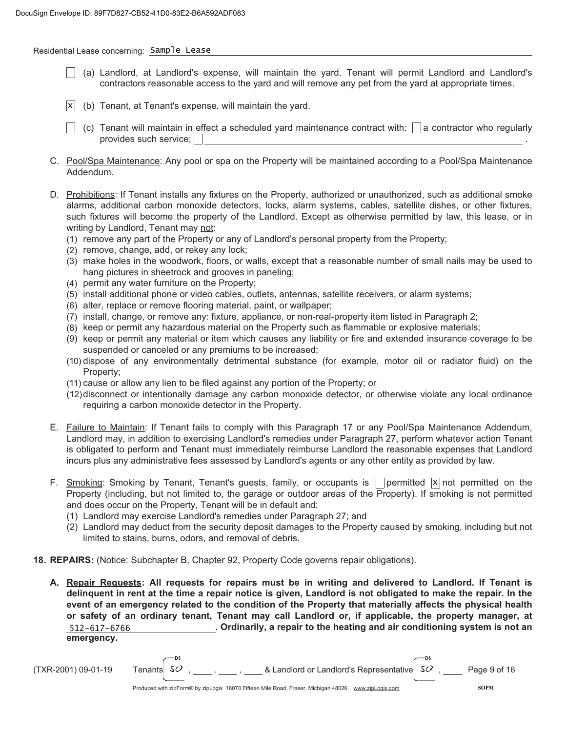Residential Lease concerning: Sample Lease

- ☐ (a) Landlord, at Landlord's expense, will maintain the yard. Tenant will permit Landlord and Landlord's contractors reasonable access to the yard and will remove any pet from the yard at appropriate times.
- ☒ (b) Tenant, at Tenant's expense, will maintain the yard.
- ☐ (c) Tenant will maintain in effect a scheduled yard maintenance contract with: ☐ a contractor who regularly provides such service; ☐ ______________________.

C. Pool/Spa Maintenance: Any pool or spa on the Property will be maintained according to a Pool/Spa Maintenance Addendum.

D. Prohibitions: If Tenant installs any fixtures on the Property, authorized or unauthorized, such as additional smoke alarms, additional carbon monoxide detectors, locks, alarm systems, cables, satellite dishes, or other fixtures, such fixtures will become the property of the Landlord. Except as otherwise permitted by law, this lease, or in writing by Landlord, Tenant may not:

(1) remove any part of the Property or any of Landlord's personal property from the Property;
(2) remove, change, add, or rekey any lock;
(3) make holes in the woodwork, floors, or walls, except that a reasonable number of small nails may be used to hang pictures in sheetrock and grooves in paneling;
(4) permit any water furniture on the Property;
(5) install additional phone or video cables, outlets, antennas, satellite receivers, or alarm systems;
(6) alter, replace or remove flooring material, paint, or wallpaper;
(7) install, change, or remove any: fixture, appliance, or non-real-property item listed in Paragraph 2;
(8) keep or permit any hazardous material on the Property such as flammable or explosive materials;
(9) keep or permit any material or item which causes any liability or fire and extended insurance coverage to be suspended or canceled or any premiums to be increased;
(10) dispose of any environmentally detrimental substance (for example, motor oil or radiator fluid) on the Property;
(11) cause or allow any lien to be filed against any portion of the Property; or
(12) disconnect or intentionally damage any carbon monoxide detector, or otherwise violate any local ordinance requiring a carbon monoxide detector in the Property.

E. Failure to Maintain: If Tenant fails to comply with this Paragraph 17 or any Pool/Spa Maintenance Addendum, Landlord may, in addition to exercising Landlord's remedies under Paragraph 27, perform whatever action Tenant is obligated to perform and Tenant must immediately reimburse Landlord the reasonable expenses that Landlord incurs plus any administrative fees assessed by Landlord's agents or any other entity as provided by law.

F. Smoking: Smoking by Tenant, Tenant's guests, family, or occupants is ☐ permitted ☒ not permitted on the Property (including, but not limited to, the garage or outdoor areas of the Property). If smoking is not permitted and does occur on the Property, Tenant will be in default and:

(1) Landlord may exercise Landlord's remedies under Paragraph 27; and
(2) Landlord may deduct from the security deposit damages to the Property caused by smoking, including but not limited to stains, burns, odors, and removal of debris.

**18. REPAIRS:** (Notice: Subchapter B, Chapter 92, Property Code governs repair obligations).

**A. Repair Requests: All requests for repairs must be in writing and delivered to Landlord. If Tenant is delinquent in rent at the time a repair notice is given, Landlord is not obligated to make the repair. In the event of an emergency related to the condition of the Property that materially affects the physical health or safety of an ordinary tenant, Tenant may call Landlord or, if applicable, the property manager, at** 512-617-6766 **. Ordinarily, a repair to the heating and air conditioning system is not an emergency.**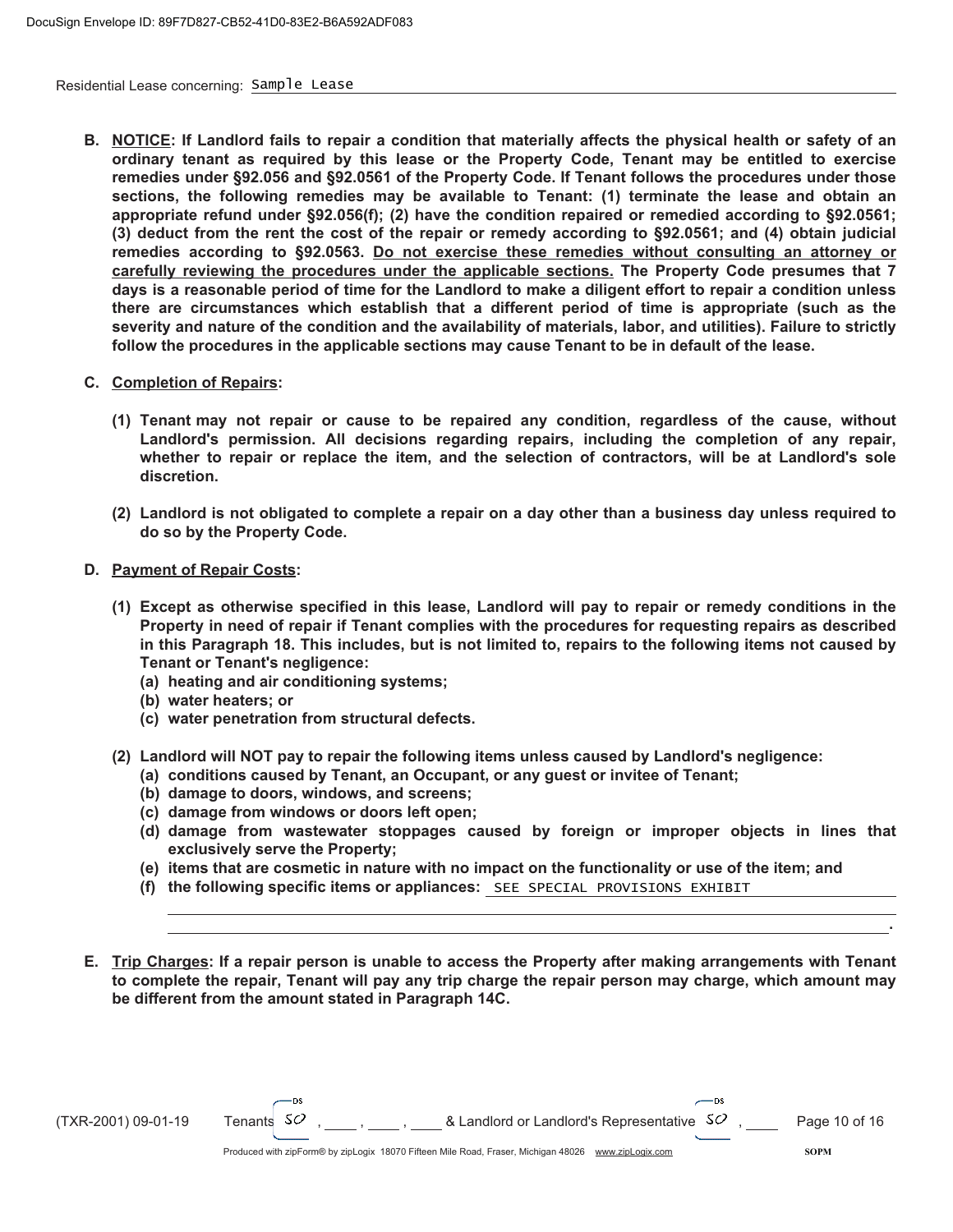**B. NOTICE: If Landlord fails to repair a condition that materially affects the physical health or safety of an ordinary tenant as required by this lease or the Property Code, Tenant may be entitled to exercise remedies under §92.056 and §92.0561 of the Property Code. If Tenant follows the procedures under those sections, the following remedies may be available to Tenant: (1) terminate the lease and obtain an appropriate refund under §92.056(f); (2) have the condition repaired or remedied according to §92.0561; (3) deduct from the rent the cost of the repair or remedy according to §92.0561; and (4) obtain judicial remedies according to §92.0563. Do not exercise these remedies without consulting an attorney or carefully reviewing the procedures under the applicable sections. The Property Code presumes that 7 days is a reasonable period of time for the Landlord to make a diligent effort to repair a condition unless there are circumstances which establish that a different period of time is appropriate (such as the severity and nature of the condition and the availability of materials, labor, and utilities). Failure to strictly follow the procedures in the applicable sections may cause Tenant to be in default of the lease.**

**C. Completion of Repairs:**

**(1) Tenant may not repair or cause to be repaired any condition, regardless of the cause, without Landlord's permission. All decisions regarding repairs, including the completion of any repair, whether to repair or replace the item, and the selection of contractors, will be at Landlord's sole discretion.**

**(2) Landlord is not obligated to complete a repair on a day other than a business day unless required to do so by the Property Code.**

**D. Payment of Repair Costs:**

**(1) Except as otherwise specified in this lease, Landlord will pay to repair or remedy conditions in the Property in need of repair if Tenant complies with the procedures for requesting repairs as described in this Paragraph 18. This includes, but is not limited to, repairs to the following items not caused by Tenant or Tenant's negligence:**
**(a) heating and air conditioning systems;**
**(b) water heaters; or**
**(c) water penetration from structural defects.**

**(2) Landlord will NOT pay to repair the following items unless caused by Landlord's negligence:**
**(a) conditions caused by Tenant, an Occupant, or any guest or invitee of Tenant;**
**(b) damage to doors, windows, and screens;**
**(c) damage from windows or doors left open;**
**(d) damage from wastewater stoppages caused by foreign or improper objects in lines that exclusively serve the Property;**
**(e) items that are cosmetic in nature with no impact on the functionality or use of the item; and**
**(f) the following specific items or appliances:** SEE SPECIAL PROVISIONS EXHIBIT ______.

**E. Trip Charges: If a repair person is unable to access the Property after making arrangements with Tenant to complete the repair, Tenant will pay any trip charge the repair person may charge, which amount may be different from the amount stated in Paragraph 14C.**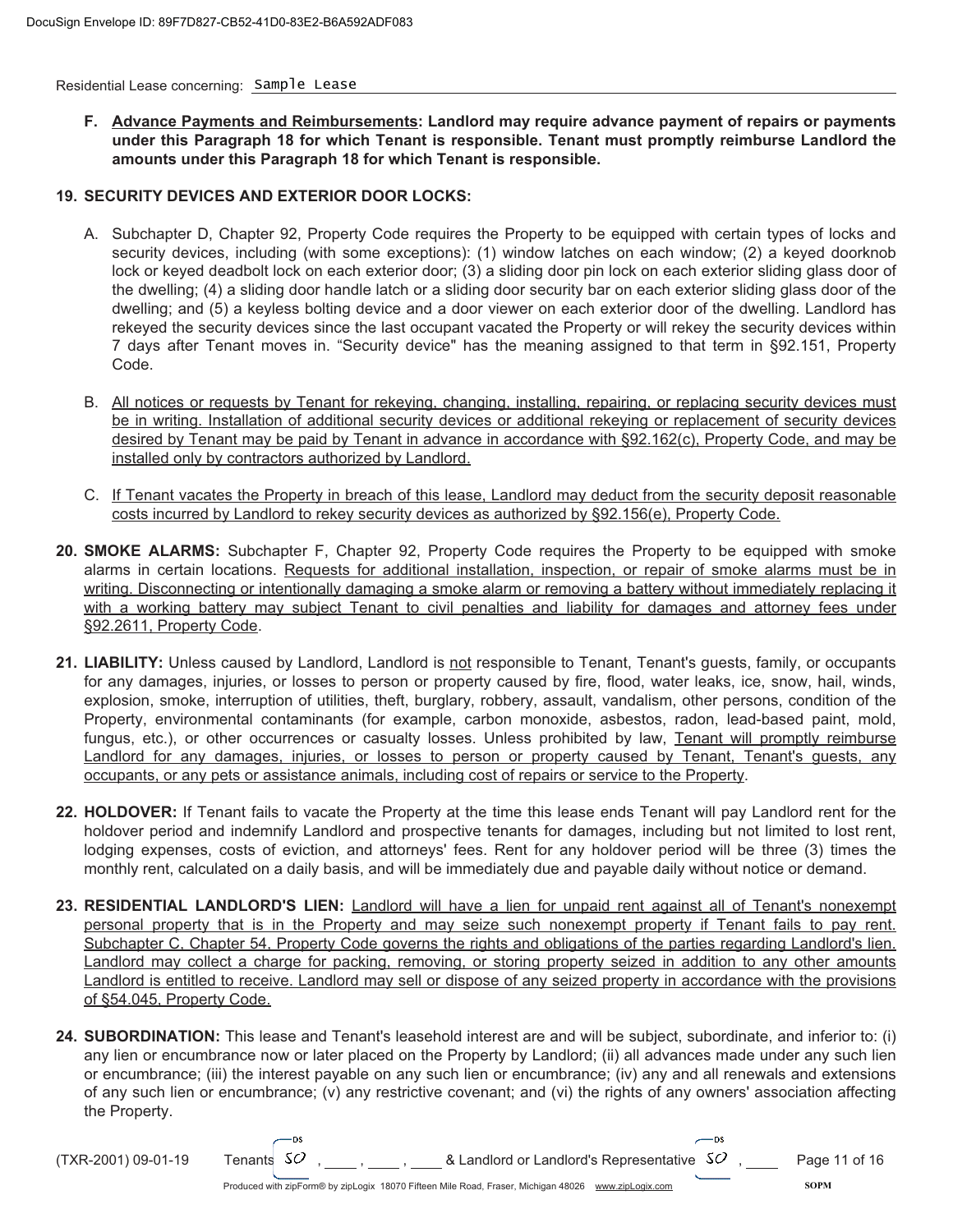Residential Lease concerning: Sample Lease

F. **Advance Payments and Reimbursements: Landlord may require advance payment of repairs or payments under this Paragraph 18 for which Tenant is responsible. Tenant must promptly reimburse Landlord the amounts under this Paragraph 18 for which Tenant is responsible.**

**19. SECURITY DEVICES AND EXTERIOR DOOR LOCKS:**

A. Subchapter D, Chapter 92, Property Code requires the Property to be equipped with certain types of locks and security devices, including (with some exceptions): (1) window latches on each window; (2) a keyed doorknob lock or keyed deadbolt lock on each exterior door; (3) a sliding door pin lock on each exterior sliding glass door of the dwelling; (4) a sliding door handle latch or a sliding door security bar on each exterior sliding glass door of the dwelling; and (5) a keyless bolting device and a door viewer on each exterior door of the dwelling. Landlord has rekeyed the security devices since the last occupant vacated the Property or will rekey the security devices within 7 days after Tenant moves in. "Security device" has the meaning assigned to that term in §92.151, Property Code.

B. All notices or requests by Tenant for rekeying, changing, installing, repairing, or replacing security devices must be in writing. Installation of additional security devices or additional rekeying or replacement of security devices desired by Tenant may be paid by Tenant in advance in accordance with §92.162(c), Property Code, and may be installed only by contractors authorized by Landlord.

C. If Tenant vacates the Property in breach of this lease, Landlord may deduct from the security deposit reasonable costs incurred by Landlord to rekey security devices as authorized by §92.156(e), Property Code.

**20. SMOKE ALARMS:** Subchapter F, Chapter 92, Property Code requires the Property to be equipped with smoke alarms in certain locations. Requests for additional installation, inspection, or repair of smoke alarms must be in writing. Disconnecting or intentionally damaging a smoke alarm or removing a battery without immediately replacing it with a working battery may subject Tenant to civil penalties and liability for damages and attorney fees under §92.2611, Property Code.

**21. LIABILITY:** Unless caused by Landlord, Landlord is not responsible to Tenant, Tenant's guests, family, or occupants for any damages, injuries, or losses to person or property caused by fire, flood, water leaks, ice, snow, hail, winds, explosion, smoke, interruption of utilities, theft, burglary, robbery, assault, vandalism, other persons, condition of the Property, environmental contaminants (for example, carbon monoxide, asbestos, radon, lead-based paint, mold, fungus, etc.), or other occurrences or casualty losses. Unless prohibited by law, Tenant will promptly reimburse Landlord for any damages, injuries, or losses to person or property caused by Tenant, Tenant's guests, any occupants, or any pets or assistance animals, including cost of repairs or service to the Property.

**22. HOLDOVER:** If Tenant fails to vacate the Property at the time this lease ends Tenant will pay Landlord rent for the holdover period and indemnify Landlord and prospective tenants for damages, including but not limited to lost rent, lodging expenses, costs of eviction, and attorneys' fees. Rent for any holdover period will be three (3) times the monthly rent, calculated on a daily basis, and will be immediately due and payable daily without notice or demand.

**23. RESIDENTIAL LANDLORD'S LIEN:** Landlord will have a lien for unpaid rent against all of Tenant's nonexempt personal property that is in the Property and may seize such nonexempt property if Tenant fails to pay rent. Subchapter C, Chapter 54, Property Code governs the rights and obligations of the parties regarding Landlord's lien. Landlord may collect a charge for packing, removing, or storing property seized in addition to any other amounts Landlord is entitled to receive. Landlord may sell or dispose of any seized property in accordance with the provisions of §54.045, Property Code.

**24. SUBORDINATION:** This lease and Tenant's leasehold interest are and will be subject, subordinate, and inferior to: (i) any lien or encumbrance now or later placed on the Property by Landlord; (ii) all advances made under any such lien or encumbrance; (iii) the interest payable on any such lien or encumbrance; (iv) any and all renewals and extensions of any such lien or encumbrance; (v) any restrictive covenant; and (vi) the rights of any owners' association affecting the Property.

(TXR-2001) 09-01-19 Tenants SO , \_\_\_\_ , \_\_\_\_ , \_\_\_\_ & Landlord or Landlord's Representative SO , \_\_\_\_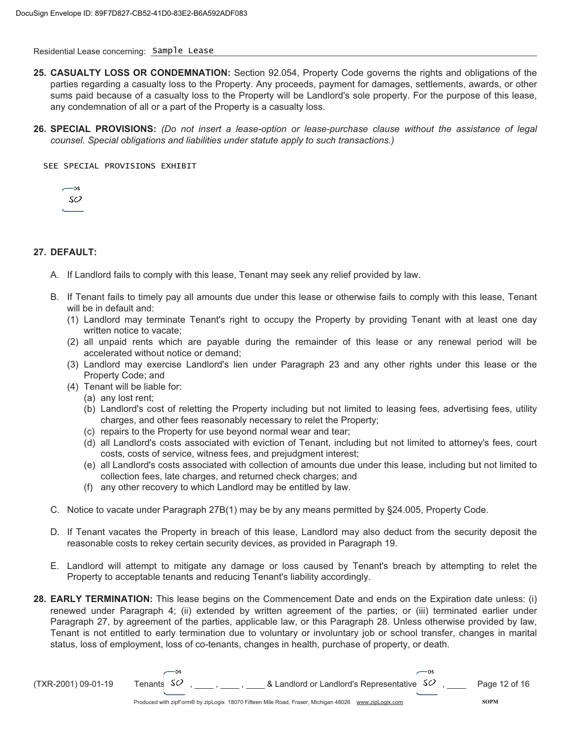Residential Lease concerning: Sample Lease

**25. CASUALTY LOSS OR CONDEMNATION:** Section 92.054, Property Code governs the rights and obligations of the parties regarding a casualty loss to the Property. Any proceeds, payment for damages, settlements, awards, or other sums paid because of a casualty loss to the Property will be Landlord's sole property. For the purpose of this lease, any condemnation of all or a part of the Property is a casualty loss.

**26. SPECIAL PROVISIONS:** *(Do not insert a lease-option or lease-purchase clause without the assistance of legal counsel. Special obligations and liabilities under statute apply to such transactions.)*

SEE SPECIAL PROVISIONS EXHIBIT

SO

**27. DEFAULT:**

A. If Landlord fails to comply with this lease, Tenant may seek any relief provided by law.

B. If Tenant fails to timely pay all amounts due under this lease or otherwise fails to comply with this lease, Tenant will be in default and:
   1. (1) Landlord may terminate Tenant's right to occupy the Property by providing Tenant with at least one day written notice to vacate;
   2. (2) all unpaid rents which are payable during the remainder of this lease or any renewal period will be accelerated without notice or demand;
   3. (3) Landlord may exercise Landlord's lien under Paragraph 23 and any other rights under this lease or the Property Code; and
   4. (4) Tenant will be liable for:
      - (a) any lost rent;
      - (b) Landlord's cost of reletting the Property including but not limited to leasing fees, advertising fees, utility charges, and other fees reasonably necessary to relet the Property;
      - (c) repairs to the Property for use beyond normal wear and tear;
      - (d) all Landlord's costs associated with eviction of Tenant, including but not limited to attorney's fees, court costs, costs of service, witness fees, and prejudgment interest;
      - (e) all Landlord's costs associated with collection of amounts due under this lease, including but not limited to collection fees, late charges, and returned check charges; and
      - (f) any other recovery to which Landlord may be entitled by law.

C. Notice to vacate under Paragraph 27B(1) may be by any means permitted by §24.005, Property Code.

D. If Tenant vacates the Property in breach of this lease, Landlord may also deduct from the security deposit the reasonable costs to rekey certain security devices, as provided in Paragraph 19.

E. Landlord will attempt to mitigate any damage or loss caused by Tenant's breach by attempting to relet the Property to acceptable tenants and reducing Tenant's liability accordingly.

**28. EARLY TERMINATION:** This lease begins on the Commencement Date and ends on the Expiration date unless: (i) renewed under Paragraph 4; (ii) extended by written agreement of the parties; or (iii) terminated earlier under Paragraph 27, by agreement of the parties, applicable law, or this Paragraph 28. Unless otherwise provided by law, Tenant is not entitled to early termination due to voluntary or involuntary job or school transfer, changes in marital status, loss of employment, loss of co-tenants, changes in health, purchase of property, or death.

(TXR-2001) 09-01-19 Tenants SO , ____ , ____ , ____ & Landlord or Landlord's Representative SO , ____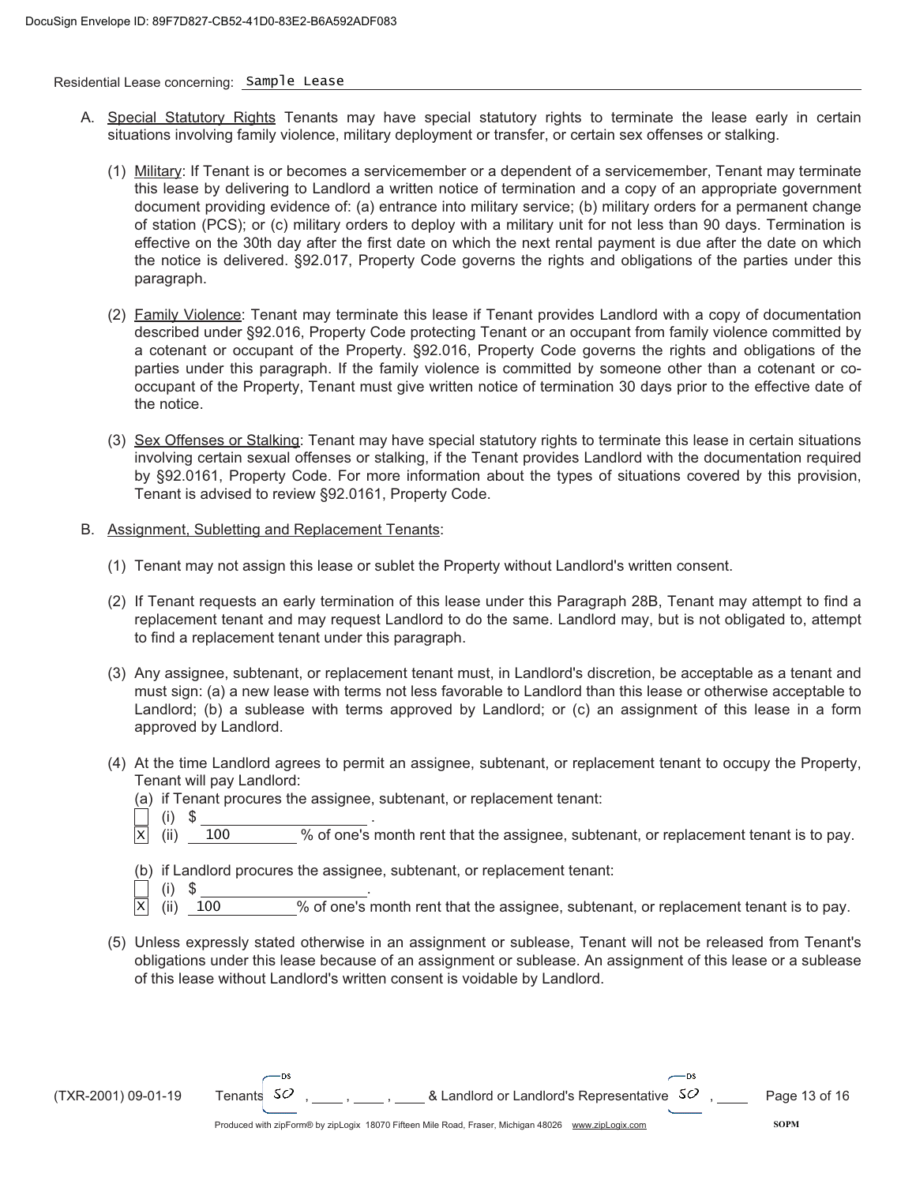Residential Lease concerning: Sample Lease

A. Special Statutory Rights Tenants may have special statutory rights to terminate the lease early in certain situations involving family violence, military deployment or transfer, or certain sex offenses or stalking.

(1) Military: If Tenant is or becomes a servicemember or a dependent of a servicemember, Tenant may terminate this lease by delivering to Landlord a written notice of termination and a copy of an appropriate government document providing evidence of: (a) entrance into military service; (b) military orders for a permanent change of station (PCS); or (c) military orders to deploy with a military unit for not less than 90 days. Termination is effective on the 30th day after the first date on which the next rental payment is due after the date on which the notice is delivered. §92.017, Property Code governs the rights and obligations of the parties under this paragraph.

(2) Family Violence: Tenant may terminate this lease if Tenant provides Landlord with a copy of documentation described under §92.016, Property Code protecting Tenant or an occupant from family violence committed by a cotenant or occupant of the Property. §92.016, Property Code governs the rights and obligations of the parties under this paragraph. If the family violence is committed by someone other than a cotenant or co-occupant of the Property, Tenant must give written notice of termination 30 days prior to the effective date of the notice.

(3) Sex Offenses or Stalking: Tenant may have special statutory rights to terminate this lease in certain situations involving certain sexual offenses or stalking, if the Tenant provides Landlord with the documentation required by §92.0161, Property Code. For more information about the types of situations covered by this provision, Tenant is advised to review §92.0161, Property Code.

B. Assignment, Subletting and Replacement Tenants:

(1) Tenant may not assign this lease or sublet the Property without Landlord's written consent.

(2) If Tenant requests an early termination of this lease under this Paragraph 28B, Tenant may attempt to find a replacement tenant and may request Landlord to do the same. Landlord may, but is not obligated to, attempt to find a replacement tenant under this paragraph.

(3) Any assignee, subtenant, or replacement tenant must, in Landlord's discretion, be acceptable as a tenant and must sign: (a) a new lease with terms not less favorable to Landlord than this lease or otherwise acceptable to Landlord; (b) a sublease with terms approved by Landlord; or (c) an assignment of this lease in a form approved by Landlord.

(4) At the time Landlord agrees to permit an assignee, subtenant, or replacement tenant to occupy the Property, Tenant will pay Landlord:

(a) if Tenant procures the assignee, subtenant, or replacement tenant:
- [ ] (i) $ ____________________.
- [X] (ii) 100 % of one's month rent that the assignee, subtenant, or replacement tenant is to pay.

(b) if Landlord procures the assignee, subtenant, or replacement tenant:
- [ ] (i) $ ____________________.
- [X] (ii) 100 % of one's month rent that the assignee, subtenant, or replacement tenant is to pay.

(5) Unless expressly stated otherwise in an assignment or sublease, Tenant will not be released from Tenant's obligations under this lease because of an assignment or sublease. An assignment of this lease or a sublease of this lease without Landlord's written consent is voidable by Landlord.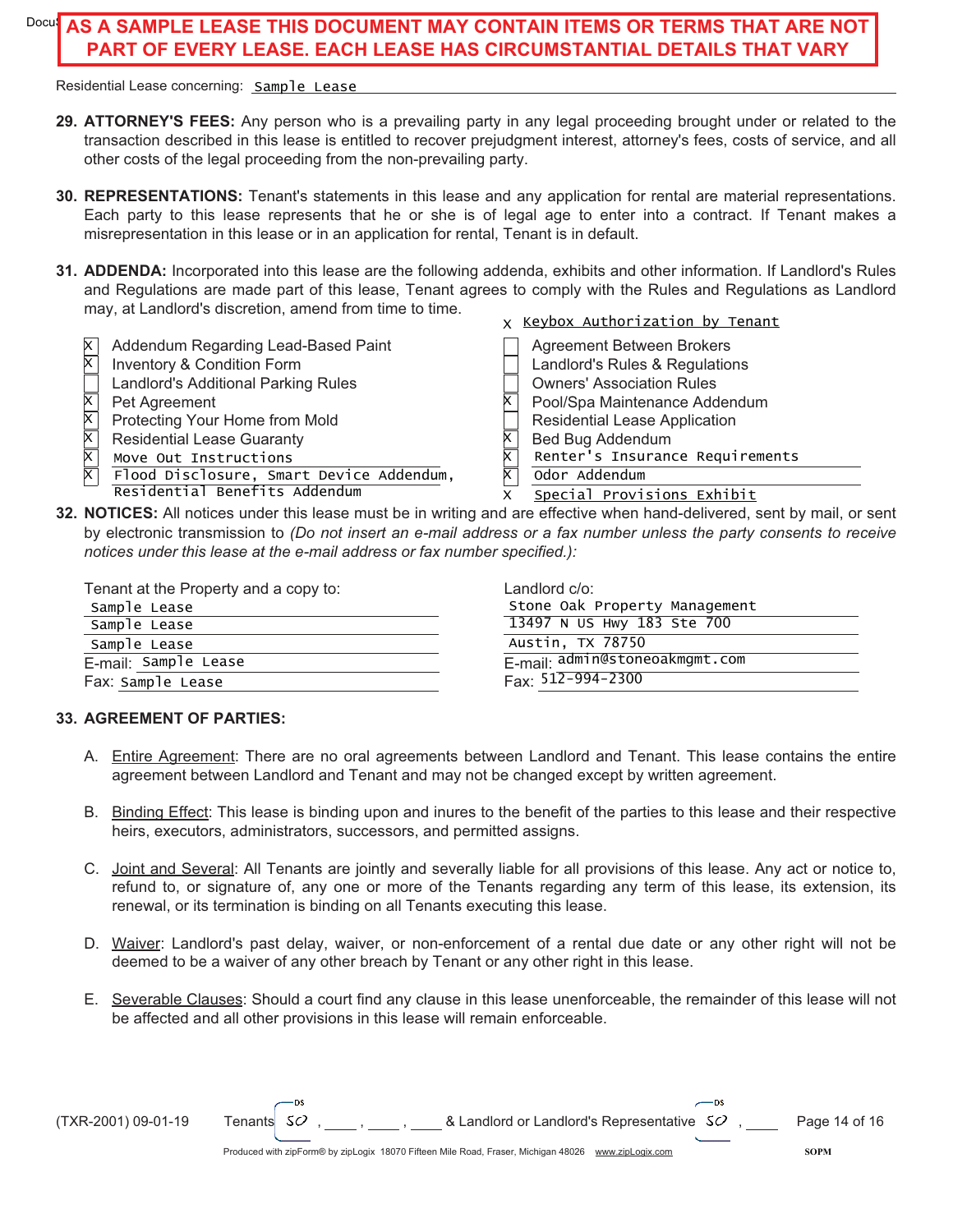**AS A SAMPLE LEASE THIS DOCUMENT MAY CONTAIN ITEMS OR TERMS THAT ARE NOT PART OF EVERY LEASE. EACH LEASE HAS CIRCUMSTANTIAL DETAILS THAT VARY**

Residential Lease concerning: Sample Lease

**29. ATTORNEY'S FEES:** Any person who is a prevailing party in any legal proceeding brought under or related to the transaction described in this lease is entitled to recover prejudgment interest, attorney's fees, costs of service, and all other costs of the legal proceeding from the non-prevailing party.

**30. REPRESENTATIONS:** Tenant's statements in this lease and any application for rental are material representations. Each party to this lease represents that he or she is of legal age to enter into a contract. If Tenant makes a misrepresentation in this lease or in an application for rental, Tenant is in default.

**31. ADDENDA:** Incorporated into this lease are the following addenda, exhibits and other information. If Landlord's Rules and Regulations are made part of this lease, Tenant agrees to comply with the Rules and Regulations as Landlord may, at Landlord's discretion, amend from time to time.

- [X] Addendum Regarding Lead-Based Paint
- [X] Inventory & Condition Form
- [ ] Landlord's Additional Parking Rules
- [X] Pet Agreement
- [X] Protecting Your Home from Mold
- [X] Residential Lease Guaranty
- [X] Move Out Instructions
- [X] Flood Disclosure, Smart Device Addendum, Residential Benefits Addendum
- [X] Keybox Authorization by Tenant
- [ ] Agreement Between Brokers
- [ ] Landlord's Rules & Regulations
- [ ] Owners' Association Rules
- [X] Pool/Spa Maintenance Addendum
- [ ] Residential Lease Application
- [X] Bed Bug Addendum
- [X] Renter's Insurance Requirements
- [X] Odor Addendum
- [X] Special Provisions Exhibit

**32. NOTICES:** All notices under this lease must be in writing and are effective when hand-delivered, sent by mail, or sent by electronic transmission to *(Do not insert an e-mail address or a fax number unless the party consents to receive notices under this lease at the e-mail address or fax number specified.)*:

Tenant at the Property and a copy to:
Sample Lease
Sample Lease
Sample Lease
E-mail: Sample Lease
Fax: Sample Lease

Landlord c/o:
Stone Oak Property Management
13497 N US Hwy 183 Ste 700
Austin, TX 78750
E-mail: admin@stoneoakmgmt.com
Fax: 512-994-2300

**33. AGREEMENT OF PARTIES:**

A. Entire Agreement: There are no oral agreements between Landlord and Tenant. This lease contains the entire agreement between Landlord and Tenant and may not be changed except by written agreement.

B. Binding Effect: This lease is binding upon and inures to the benefit of the parties to this lease and their respective heirs, executors, administrators, successors, and permitted assigns.

C. Joint and Several: All Tenants are jointly and severally liable for all provisions of this lease. Any act or notice to, refund to, or signature of, any one or more of the Tenants regarding any term of this lease, its extension, its renewal, or its termination is binding on all Tenants executing this lease.

D. Waiver: Landlord's past delay, waiver, or non-enforcement of a rental due date or any other right will not be deemed to be a waiver of any other breach by Tenant or any other right in this lease.

E. Severable Clauses: Should a court find any clause in this lease unenforceable, the remainder of this lease will not be affected and all other provisions in this lease will remain enforceable.

(TXR-2001) 09-01-19 Tenants SO, ____, ____, ____ & Landlord or Landlord's Representative SO, ____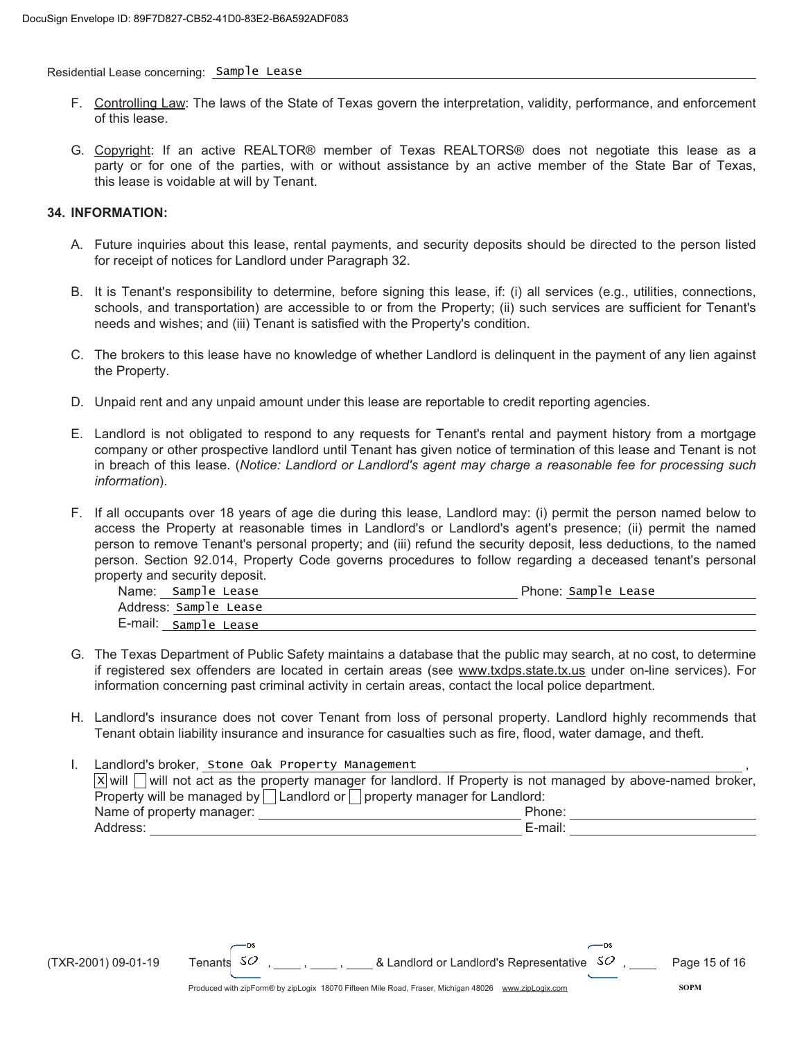Residential Lease concerning: Sample Lease

F. Controlling Law: The laws of the State of Texas govern the interpretation, validity, performance, and enforcement of this lease.

G. Copyright: If an active REALTOR® member of Texas REALTORS® does not negotiate this lease as a party or for one of the parties, with or without assistance by an active member of the State Bar of Texas, this lease is voidable at will by Tenant.

**34. INFORMATION:**

A. Future inquiries about this lease, rental payments, and security deposits should be directed to the person listed for receipt of notices for Landlord under Paragraph 32.

B. It is Tenant's responsibility to determine, before signing this lease, if: (i) all services (e.g., utilities, connections, schools, and transportation) are accessible to or from the Property; (ii) such services are sufficient for Tenant's needs and wishes; and (iii) Tenant is satisfied with the Property's condition.

C. The brokers to this lease have no knowledge of whether Landlord is delinquent in the payment of any lien against the Property.

D. Unpaid rent and any unpaid amount under this lease are reportable to credit reporting agencies.

E. Landlord is not obligated to respond to any requests for Tenant's rental and payment history from a mortgage company or other prospective landlord until Tenant has given notice of termination of this lease and Tenant is not in breach of this lease. (*Notice: Landlord or Landlord's agent may charge a reasonable fee for processing such information*).

F. If all occupants over 18 years of age die during this lease, Landlord may: (i) permit the person named below to access the Property at reasonable times in Landlord's or Landlord's agent's presence; (ii) permit the named person to remove Tenant's personal property; and (iii) refund the security deposit, less deductions, to the named person. Section 92.014, Property Code governs procedures to follow regarding a deceased tenant's personal property and security deposit.

Name: Sample Lease Phone: Sample Lease
Address: Sample Lease
E-mail: Sample Lease

G. The Texas Department of Public Safety maintains a database that the public may search, at no cost, to determine if registered sex offenders are located in certain areas (see www.txdps.state.tx.us under on-line services). For information concerning past criminal activity in certain areas, contact the local police department.

H. Landlord's insurance does not cover Tenant from loss of personal property. Landlord highly recommends that Tenant obtain liability insurance and insurance for casualties such as fire, flood, water damage, and theft.

I. Landlord's broker, Stone Oak Property Management,
☒ will ☐ will not act as the property manager for landlord. If Property is not managed by above-named broker, Property will be managed by ☐ Landlord or ☐ property manager for Landlord:
Name of property manager: \_\_\_\_\_\_\_\_\_\_ Phone: \_\_\_\_\_\_\_\_\_\_
Address: \_\_\_\_\_\_\_\_\_\_ E-mail: \_\_\_\_\_\_\_\_\_\_

(TXR-2001) 09-01-19 Tenants SO, \_\_\_\_, \_\_\_\_, \_\_\_\_ & Landlord or Landlord's Representative SO, \_\_\_\_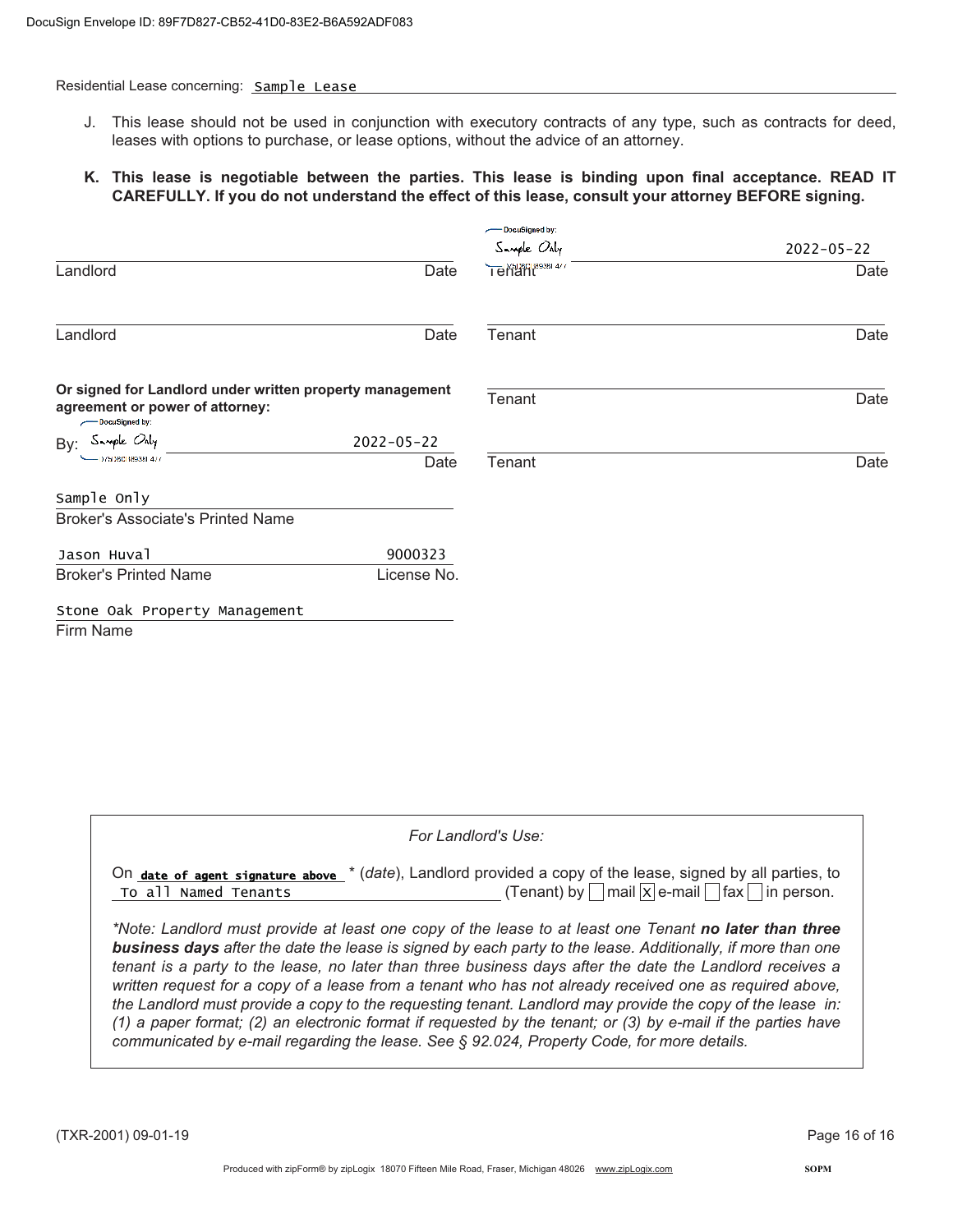DocuSign Envelope ID: 89F7D827-CB52-41D0-83E2-B6A592ADF083

Residential Lease concerning: Sample Lease

J. This lease should not be used in conjunction with executory contracts of any type, such as contracts for deed, leases with options to purchase, or lease options, without the advice of an attorney.

**K. This lease is negotiable between the parties. This lease is binding upon final acceptance. READ IT CAREFULLY. If you do not understand the effect of this lease, consult your attorney BEFORE signing.**

| | | | |
|---|---|---|---|
| Landlord | Date | DocuSigned by: Sample Only<br>Tenant | 2022-05-22<br>Date |
| Landlord | Date | Tenant | Date |
| **Or signed for Landlord under written property management agreement or power of attorney:** | | Tenant | Date |
| By: DocuSigned by: Sample Only | 2022-05-22<br>Date | Tenant | Date |

Sample Only
Broker's Associate's Printed Name

Jason Huval — 9000323
Broker's Printed Name — License No.

Stone Oak Property Management
Firm Name

*For Landlord's Use:*

On **date of agent signature above** \* (*date*), Landlord provided a copy of the lease, signed by all parties, to To all Named Tenants (Tenant) by ☐ mail ☒ e-mail ☐ fax ☐ in person.

*\*Note: Landlord must provide at least one copy of the lease to at least one Tenant **no later than three business days** after the date the lease is signed by each party to the lease. Additionally, if more than one tenant is a party to the lease, no later than three business days after the date the Landlord receives a written request for a copy of a lease from a tenant who has not already received one as required above, the Landlord must provide a copy to the requesting tenant. Landlord may provide the copy of the lease in: (1) a paper format; (2) an electronic format if requested by the tenant; or (3) by e-mail if the parties have communicated by e-mail regarding the lease. See § 92.024, Property Code, for more details.*

(TXR-2001) 09-01-19

Produced with zipForm® by zipLogix 18070 Fifteen Mile Road, Fraser, Michigan 48026 www.zipLogix.com SOPM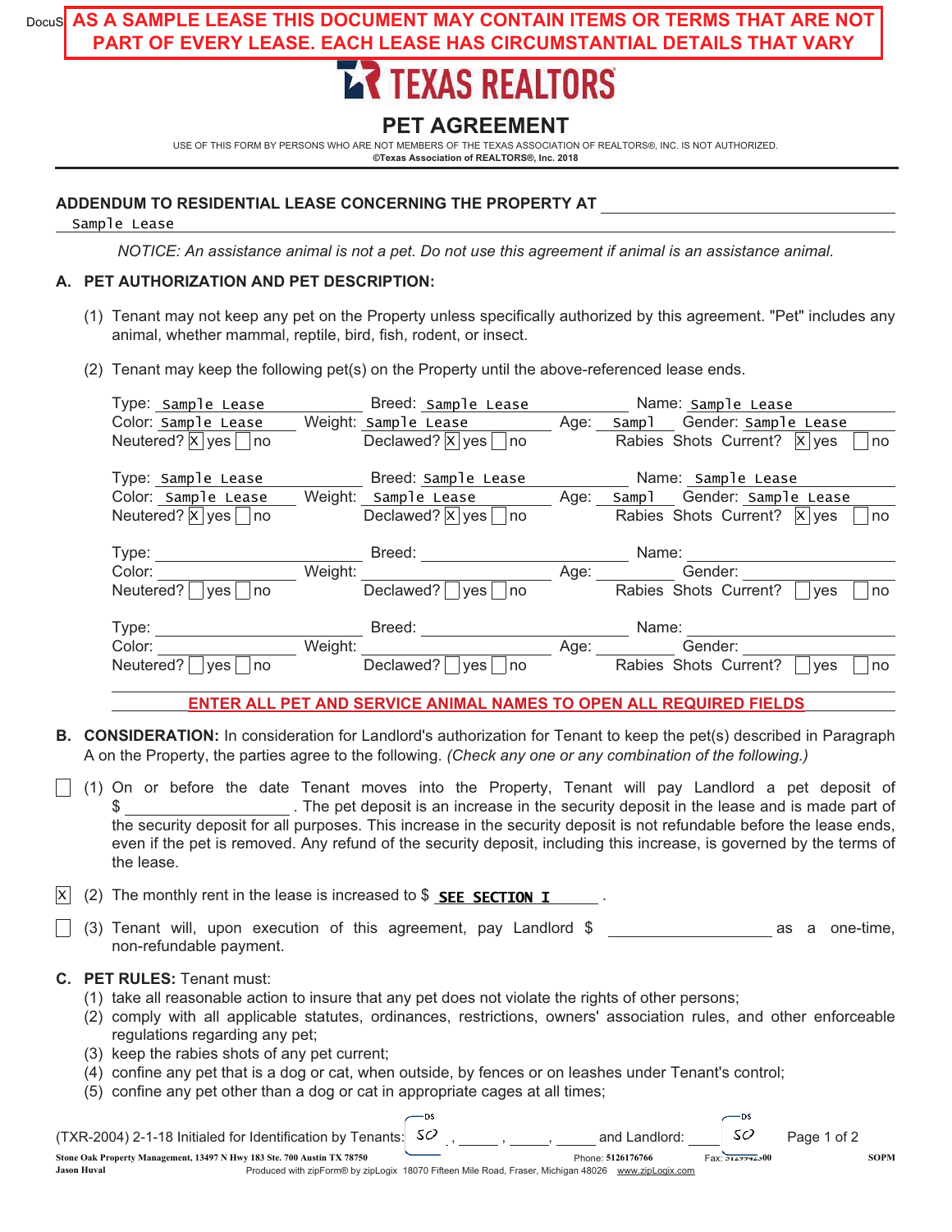AS A SAMPLE LEASE THIS DOCUMENT MAY CONTAIN ITEMS OR TERMS THAT ARE NOT PART OF EVERY LEASE. EACH LEASE HAS CIRCUMSTANTIAL DETAILS THAT VARY

TEXAS REALTORS

# PET AGREEMENT

USE OF THIS FORM BY PERSONS WHO ARE NOT MEMBERS OF THE TEXAS ASSOCIATION OF REALTORS®, INC. IS NOT AUTHORIZED.
**©Texas Association of REALTORS®, Inc. 2018**

**ADDENDUM TO RESIDENTIAL LEASE CONCERNING THE PROPERTY AT** Sample Lease

*NOTICE: An assistance animal is not a pet. Do not use this agreement if animal is an assistance animal.*

## A. PET AUTHORIZATION AND PET DESCRIPTION:

(1) Tenant may not keep any pet on the Property unless specifically authorized by this agreement. "Pet" includes any animal, whether mammal, reptile, bird, fish, rodent, or insect.

(2) Tenant may keep the following pet(s) on the Property until the above-referenced lease ends.

Type: Sample Lease Breed: Sample Lease Name: Sample Lease
Color: Sample Lease Weight: Sample Lease Age: Sampl Gender: Sample Lease
Neutered? [X] yes [ ] no Declawed? [X] yes [ ] no Rabies Shots Current? [X] yes [ ] no

Type: Sample Lease Breed: Sample Lease Name: Sample Lease
Color: Sample Lease Weight: Sample Lease Age: Sampl Gender: Sample Lease
Neutered? [X] yes [ ] no Declawed? [X] yes [ ] no Rabies Shots Current? [X] yes [ ] no

Type: ______ Breed: ______ Name: ______
Color: ______ Weight: ______ Age: ______ Gender: ______
Neutered? [ ] yes [ ] no Declawed? [ ] yes [ ] no Rabies Shots Current? [ ] yes [ ] no

Type: ______ Breed: ______ Name: ______
Color: ______ Weight: ______ Age: ______ Gender: ______
Neutered? [ ] yes [ ] no Declawed? [ ] yes [ ] no Rabies Shots Current? [ ] yes [ ] no

ENTER ALL PET AND SERVICE ANIMAL NAMES TO OPEN ALL REQUIRED FIELDS

## B. CONSIDERATION:

In consideration for Landlord's authorization for Tenant to keep the pet(s) described in Paragraph A on the Property, the parties agree to the following. *(Check any one or any combination of the following.)*

[ ] (1) On or before the date Tenant moves into the Property, Tenant will pay Landlord a pet deposit of $ ______. The pet deposit is an increase in the security deposit in the lease and is made part of the security deposit for all purposes. This increase in the security deposit is not refundable before the lease ends, even if the pet is removed. Any refund of the security deposit, including this increase, is governed by the terms of the lease.

[X] (2) The monthly rent in the lease is increased to $ **SEE SECTION I**.

[ ] (3) Tenant will, upon execution of this agreement, pay Landlord $ ______ as a one-time, non-refundable payment.

## C. PET RULES:

Tenant must:

(1) take all reasonable action to insure that any pet does not violate the rights of other persons;
(2) comply with all applicable statutes, ordinances, restrictions, owners' association rules, and other enforceable regulations regarding any pet;
(3) keep the rabies shots of any pet current;
(4) confine any pet that is a dog or cat, when outside, by fences or on leashes under Tenant's control;
(5) confine any pet other than a dog or cat in appropriate cages at all times;

(TXR-2004) 2-1-18 Initialed for Identification by Tenants: SO, ______, ______, ______ and Landlord: SO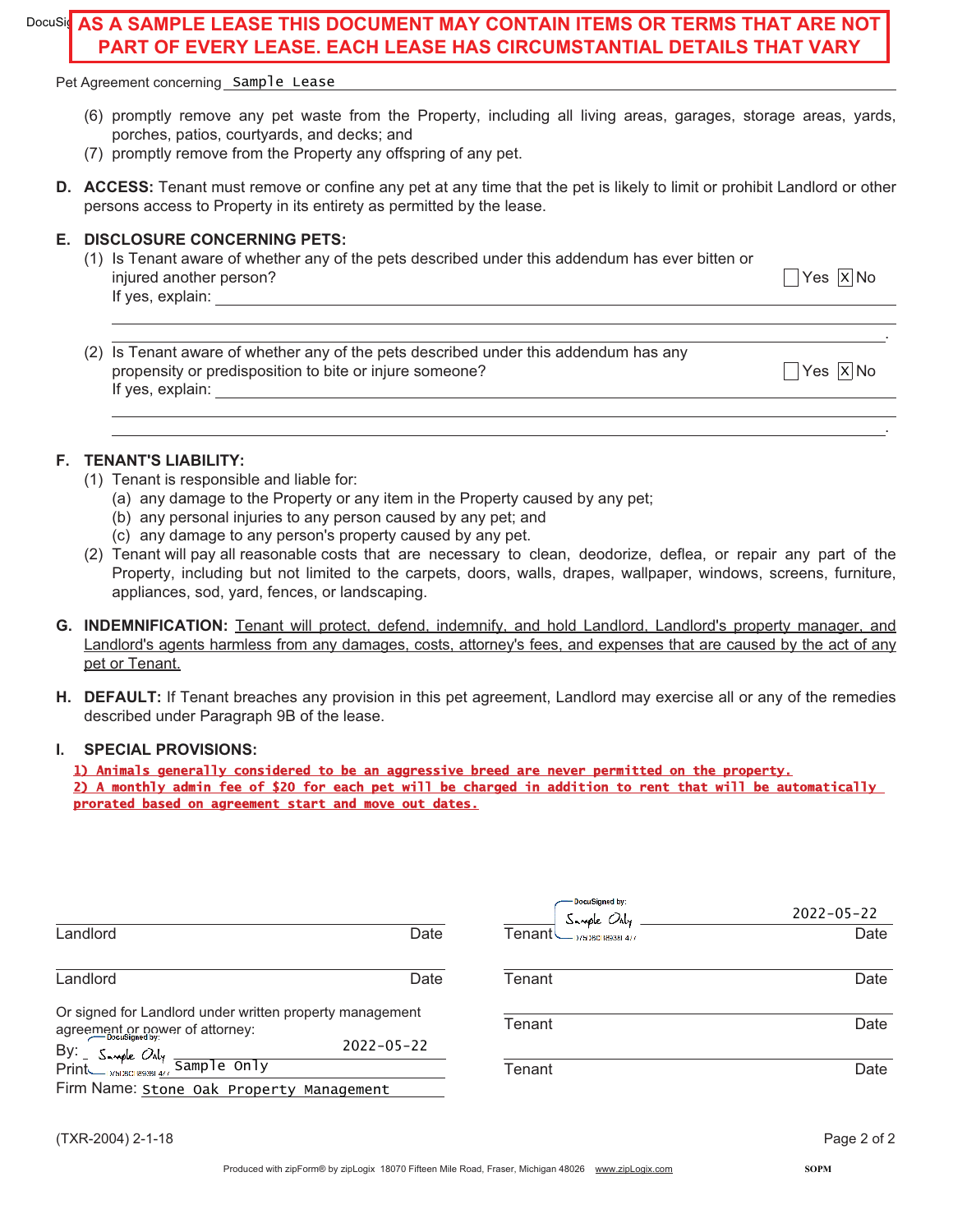**AS A SAMPLE LEASE THIS DOCUMENT MAY CONTAIN ITEMS OR TERMS THAT ARE NOT PART OF EVERY LEASE. EACH LEASE HAS CIRCUMSTANTIAL DETAILS THAT VARY**

Pet Agreement concerning Sample Lease

(6) promptly remove any pet waste from the Property, including all living areas, garages, storage areas, yards, porches, patios, courtyards, and decks; and
(7) promptly remove from the Property any offspring of any pet.

**D. ACCESS:** Tenant must remove or confine any pet at any time that the pet is likely to limit or prohibit Landlord or other persons access to Property in its entirety as permitted by the lease.

**E. DISCLOSURE CONCERNING PETS:**

(1) Is Tenant aware of whether any of the pets described under this addendum has ever bitten or injured another person? ☐ Yes ☒ No
If yes, explain: ______________________________________________

(2) Is Tenant aware of whether any of the pets described under this addendum has any propensity or predisposition to bite or injure someone? ☐ Yes ☒ No
If yes, explain: ______________________________________________

**F. TENANT'S LIABILITY:**

(1) Tenant is responsible and liable for:
  (a) any damage to the Property or any item in the Property caused by any pet;
  (b) any personal injuries to any person caused by any pet; and
  (c) any damage to any person's property caused by any pet.

(2) Tenant will pay all reasonable costs that are necessary to clean, deodorize, deflea, or repair any part of the Property, including but not limited to the carpets, doors, walls, drapes, wallpaper, windows, screens, furniture, appliances, sod, yard, fences, or landscaping.

**G. INDEMNIFICATION:** Tenant will protect, defend, indemnify, and hold Landlord, Landlord's property manager, and Landlord's agents harmless from any damages, costs, attorney's fees, and expenses that are caused by the act of any pet or Tenant.

**H. DEFAULT:** If Tenant breaches any provision in this pet agreement, Landlord may exercise all or any of the remedies described under Paragraph 9B of the lease.

**I. SPECIAL PROVISIONS:**

1) Animals generally considered to be an aggressive breed are never permitted on the property.
2) A monthly admin fee of $20 for each pet will be charged in addition to rent that will be automatically prorated based on agreement start and move out dates.

| | | | |
|---|---|---|---|
| Landlord | Date | Tenant (DocuSigned by: Sample Only) | Date: 2022-05-22 |
| Landlord | Date | Tenant | Date |
| | | Tenant | Date |
| | | Tenant | Date |

Or signed for Landlord under written property management agreement or power of attorney:

By: (DocuSigned by: Sample Only) 2022-05-22
Printed Name: Sample Only
Firm Name: Stone Oak Property Management

(TXR-2004) 2-1-18

Produced with zipForm® by zipLogix 18070 Fifteen Mile Road, Fraser, Michigan 48026 www.zipLogix.com SOPM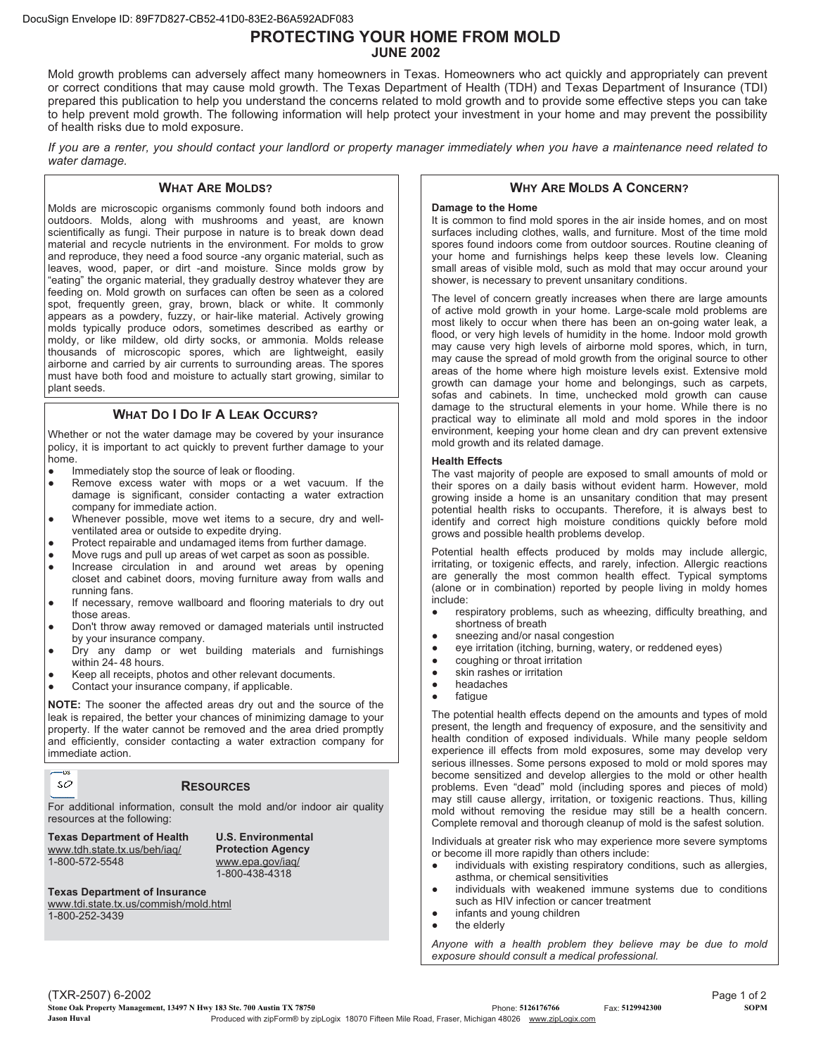# PROTECTING YOUR HOME FROM MOLD

**JUNE 2002**

Mold growth problems can adversely affect many homeowners in Texas. Homeowners who act quickly and appropriately can prevent or correct conditions that may cause mold growth. The Texas Department of Health (TDH) and Texas Department of Insurance (TDI) prepared this publication to help you understand the concerns related to mold growth and to provide some effective steps you can take to help prevent mold growth. The following information will help protect your investment in your home and may prevent the possibility of health risks due to mold exposure.

*If you are a renter, you should contact your landlord or property manager immediately when you have a maintenance need related to water damage.*

## WHAT ARE MOLDS?

Molds are microscopic organisms commonly found both indoors and outdoors. Molds, along with mushrooms and yeast, are known scientifically as fungi. Their purpose in nature is to break down dead material and recycle nutrients in the environment. For molds to grow and reproduce, they need a food source -any organic material, such as leaves, wood, paper, or dirt -and moisture. Since molds grow by "eating" the organic material, they gradually destroy whatever they are feeding on. Mold growth on surfaces can often be seen as a colored spot, frequently green, gray, brown, black or white. It commonly appears as a powdery, fuzzy, or hair-like material. Actively growing molds typically produce odors, sometimes described as earthy or moldy, or like mildew, old dirty socks, or ammonia. Molds release thousands of microscopic spores, which are lightweight, easily airborne and carried by air currents to surrounding areas. The spores must have both food and moisture to actually start growing, similar to plant seeds.

## WHAT DO I DO IF A LEAK OCCURS?

Whether or not the water damage may be covered by your insurance policy, it is important to act quickly to prevent further damage to your home.

- Immediately stop the source of leak or flooding.
- Remove excess water with mops or a wet vacuum. If the damage is significant, consider contacting a water extraction company for immediate action.
- Whenever possible, move wet items to a secure, dry and well-ventilated area or outside to expedite drying.
- Protect repairable and undamaged items from further damage.
- Move rugs and pull up areas of wet carpet as soon as possible.
- Increase circulation in and around wet areas by opening closet and cabinet doors, moving furniture away from walls and running fans.
- If necessary, remove wallboard and flooring materials to dry out those areas.
- Don't throw away removed or damaged materials until instructed by your insurance company.
- Dry any damp or wet building materials and furnishings within 24- 48 hours.
- Keep all receipts, photos and other relevant documents.
- Contact your insurance company, if applicable.

**NOTE:** The sooner the affected areas dry out and the source of the leak is repaired, the better your chances of minimizing damage to your property. If the water cannot be removed and the area dried promptly and efficiently, consider contacting a water extraction company for immediate action.

## RESOURCES

For additional information, consult the mold and/or indoor air quality resources at the following:

**Texas Department of Health**
www.tdh.state.tx.us/beh/iaq/
1-800-572-5548

**U.S. Environmental Protection Agency**
www.epa.gov/iaq/
1-800-438-4318

**Texas Department of Insurance**
www.tdi.state.tx.us/commish/mold.html
1-800-252-3439

## WHY ARE MOLDS A CONCERN?

**Damage to the Home**

It is common to find mold spores in the air inside homes, and on most surfaces including clothes, walls, and furniture. Most of the time mold spores found indoors come from outdoor sources. Routine cleaning of your home and furnishings helps keep these levels low. Cleaning small areas of visible mold, such as mold that may occur around your shower, is necessary to prevent unsanitary conditions.

The level of concern greatly increases when there are large amounts of active mold growth in your home. Large-scale mold problems are most likely to occur when there has been an on-going water leak, a flood, or very high levels of humidity in the home. Indoor mold growth may cause very high levels of airborne mold spores, which, in turn, may cause the spread of mold growth from the original source to other areas of the home where high moisture levels exist. Extensive mold growth can damage your home and belongings, such as carpets, sofas and cabinets. In time, unchecked mold growth can cause damage to the structural elements in your home. While there is no practical way to eliminate all mold and mold spores in the indoor environment, keeping your home clean and dry can prevent extensive mold growth and its related damage.

**Health Effects**

The vast majority of people are exposed to small amounts of mold or their spores on a daily basis without evident harm. However, mold growing inside a home is an unsanitary condition that may present potential health risks to occupants. Therefore, it is always best to identify and correct high moisture conditions quickly before mold grows and possible health problems develop.

Potential health effects produced by molds may include allergic, irritating, or toxigenic effects, and rarely, infection. Allergic reactions are generally the most common health effect. Typical symptoms (alone or in combination) reported by people living in moldy homes include:

- respiratory problems, such as wheezing, difficulty breathing, and shortness of breath
- sneezing and/or nasal congestion
- eye irritation (itching, burning, watery, or reddened eyes)
- coughing or throat irritation
- skin rashes or irritation
- headaches
- fatigue

The potential health effects depend on the amounts and types of mold present, the length and frequency of exposure, and the sensitivity and health condition of exposed individuals. While many people seldom experience ill effects from mold exposures, some may develop very serious illnesses. Some persons exposed to mold or mold spores may become sensitized and develop allergies to the mold or other health problems. Even "dead" mold (including spores and pieces of mold) may still cause allergy, irritation, or toxigenic reactions. Thus, killing mold without removing the residue may still be a health concern. Complete removal and thorough cleanup of mold is the safest solution.

Individuals at greater risk who may experience more severe symptoms or become ill more rapidly than others include:

- individuals with existing respiratory conditions, such as allergies, asthma, or chemical sensitivities
- individuals with weakened immune systems due to conditions such as HIV infection or cancer treatment
- infants and young children
- the elderly

*Anyone with a health problem they believe may be due to mold exposure should consult a medical professional.*

(TXR-2507) 6-2002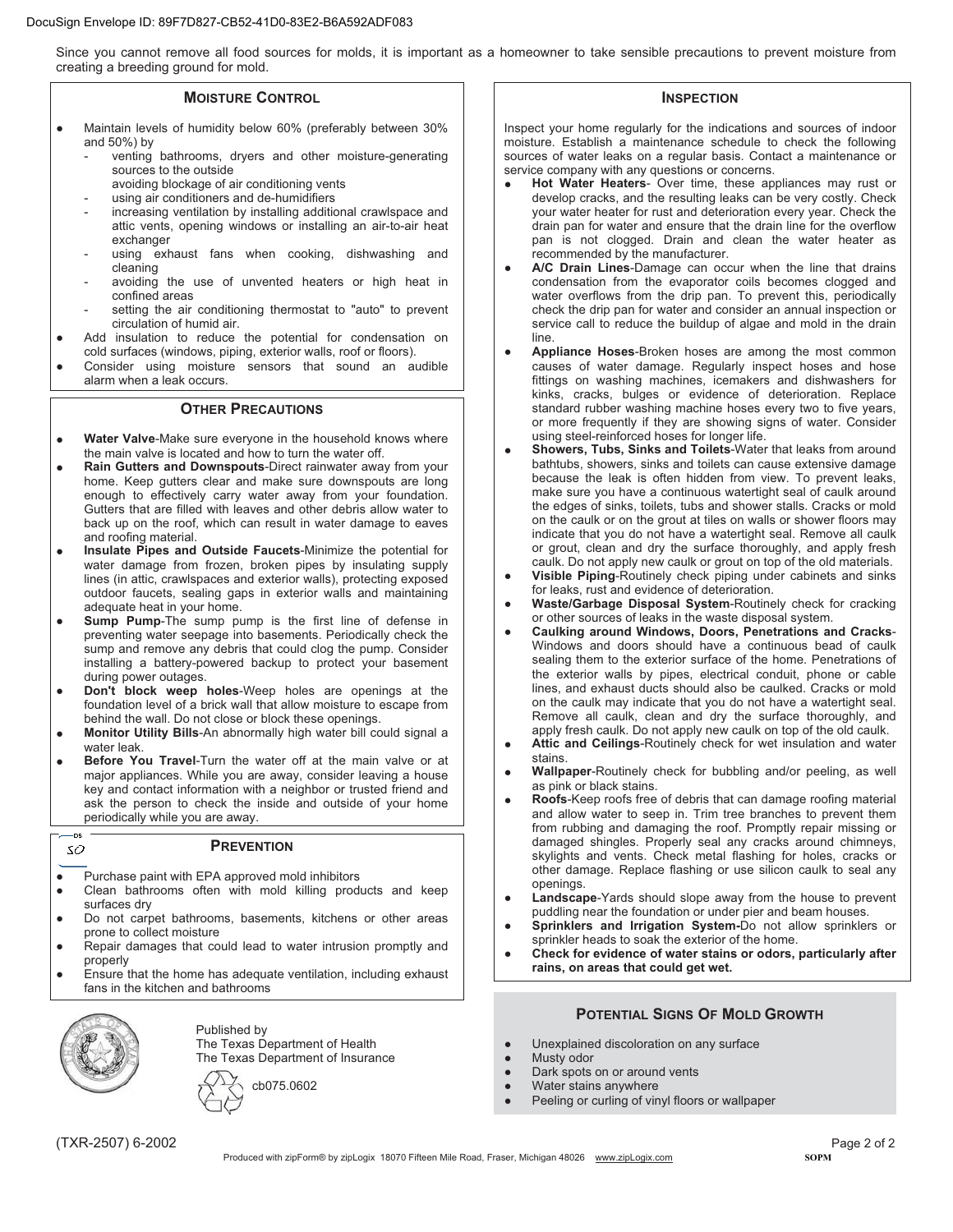Since you cannot remove all food sources for molds, it is important as a homeowner to take sensible precautions to prevent moisture from creating a breeding ground for mold.

## Moisture Control

- Maintain levels of humidity below 60% (preferably between 30% and 50%) by
  - venting bathrooms, dryers and other moisture-generating sources to the outside
  - avoiding blockage of air conditioning vents
  - using air conditioners and de-humidifiers
  - increasing ventilation by installing additional crawlspace and attic vents, opening windows or installing an air-to-air heat exchanger
  - using exhaust fans when cooking, dishwashing and cleaning
  - avoiding the use of unvented heaters or high heat in confined areas
  - setting the air conditioning thermostat to "auto" to prevent circulation of humid air.
- Add insulation to reduce the potential for condensation on cold surfaces (windows, piping, exterior walls, roof or floors).
- Consider using moisture sensors that sound an audible alarm when a leak occurs.

## Other Precautions

- **Water Valve**-Make sure everyone in the household knows where the main valve is located and how to turn the water off.
- **Rain Gutters and Downspouts**-Direct rainwater away from your home. Keep gutters clear and make sure downspouts are long enough to effectively carry water away from your foundation. Gutters that are filled with leaves and other debris allow water to back up on the roof, which can result in water damage to eaves and roofing material.
- **Insulate Pipes and Outside Faucets**-Minimize the potential for water damage from frozen, broken pipes by insulating supply lines (in attic, crawlspaces and exterior walls), protecting exposed outdoor faucets, sealing gaps in exterior walls and maintaining adequate heat in your home.
- **Sump Pump**-The sump pump is the first line of defense in preventing water seepage into basements. Periodically check the sump and remove any debris that could clog the pump. Consider installing a battery-powered backup to protect your basement during power outages.
- **Don't block weep holes**-Weep holes are openings at the foundation level of a brick wall that allow moisture to escape from behind the wall. Do not close or block these openings.
- **Monitor Utility Bills**-An abnormally high water bill could signal a water leak.
- **Before You Travel**-Turn the water off at the main valve or at major appliances. While you are away, consider leaving a house key and contact information with a neighbor or trusted friend and ask the person to check the inside and outside of your home periodically while you are away.

## Prevention

- Purchase paint with EPA approved mold inhibitors
- Clean bathrooms often with mold killing products and keep surfaces dry
- Do not carpet bathrooms, basements, kitchens or other areas prone to collect moisture
- Repair damages that could lead to water intrusion promptly and properly
- Ensure that the home has adequate ventilation, including exhaust fans in the kitchen and bathrooms

Published by
The Texas Department of Health
The Texas Department of Insurance

cb075.0602

## Inspection

Inspect your home regularly for the indications and sources of indoor moisture. Establish a maintenance schedule to check the following sources of water leaks on a regular basis. Contact a maintenance or service company with any questions or concerns.

- **Hot Water Heaters**- Over time, these appliances may rust or develop cracks, and the resulting leaks can be very costly. Check your water heater for rust and deterioration every year. Check the drain pan for water and ensure that the drain line for the overflow pan is not clogged. Drain and clean the water heater as recommended by the manufacturer.
- **A/C Drain Lines**-Damage can occur when the line that drains condensation from the evaporator coils becomes clogged and water overflows from the drip pan. To prevent this, periodically check the drip pan for water and consider an annual inspection or service call to reduce the buildup of algae and mold in the drain line.
- **Appliance Hoses**-Broken hoses are among the most common causes of water damage. Regularly inspect hoses and hose fittings on washing machines, icemakers and dishwashers for kinks, cracks, bulges or evidence of deterioration. Replace standard rubber washing machine hoses every two to five years, or more frequently if they are showing signs of water. Consider using steel-reinforced hoses for longer life.
- **Showers, Tubs, Sinks and Toilets**-Water that leaks from around bathtubs, showers, sinks and toilets can cause extensive damage because the leak is often hidden from view. To prevent leaks, make sure you have a continuous watertight seal of caulk around the edges of sinks, toilets, tubs and shower stalls. Cracks or mold on the caulk or on the grout at tiles on walls or shower floors may indicate that you do not have a watertight seal. Remove all caulk or grout, clean and dry the surface thoroughly, and apply fresh caulk. Do not apply new caulk or grout on top of the old materials.
- **Visible Piping**-Routinely check piping under cabinets and sinks for leaks, rust and evidence of deterioration.
- **Waste/Garbage Disposal System**-Routinely check for cracking or other sources of leaks in the waste disposal system.
- **Caulking around Windows, Doors, Penetrations and Cracks**-Windows and doors should have a continuous bead of caulk sealing them to the exterior surface of the home. Penetrations of the exterior walls by pipes, electrical conduit, phone or cable lines, and exhaust ducts should also be caulked. Cracks or mold on the caulk may indicate that you do not have a watertight seal. Remove all caulk, clean and dry the surface thoroughly, and apply fresh caulk. Do not apply new caulk on top of the old caulk.
- **Attic and Ceilings**-Routinely check for wet insulation and water stains.
- **Wallpaper**-Routinely check for bubbling and/or peeling, as well as pink or black stains.
- **Roofs**-Keep roofs free of debris that can damage roofing material and allow water to seep in. Trim tree branches to prevent them from rubbing and damaging the roof. Promptly repair missing or damaged shingles. Properly seal any cracks around chimneys, skylights and vents. Check metal flashing for holes, cracks or other damage. Replace flashing or use silicon caulk to seal any openings.
- **Landscape**-Yards should slope away from the house to prevent puddling near the foundation or under pier and beam houses.
- **Sprinklers and Irrigation System-**Do not allow sprinklers or sprinkler heads to soak the exterior of the home.
- **Check for evidence of water stains or odors, particularly after rains, on areas that could get wet.**

## Potential Signs Of Mold Growth

- Unexplained discoloration on any surface
- Musty odor
- Dark spots on or around vents
- Water stains anywhere
- Peeling or curling of vinyl floors or wallpaper

(TXR-2507) 6-2002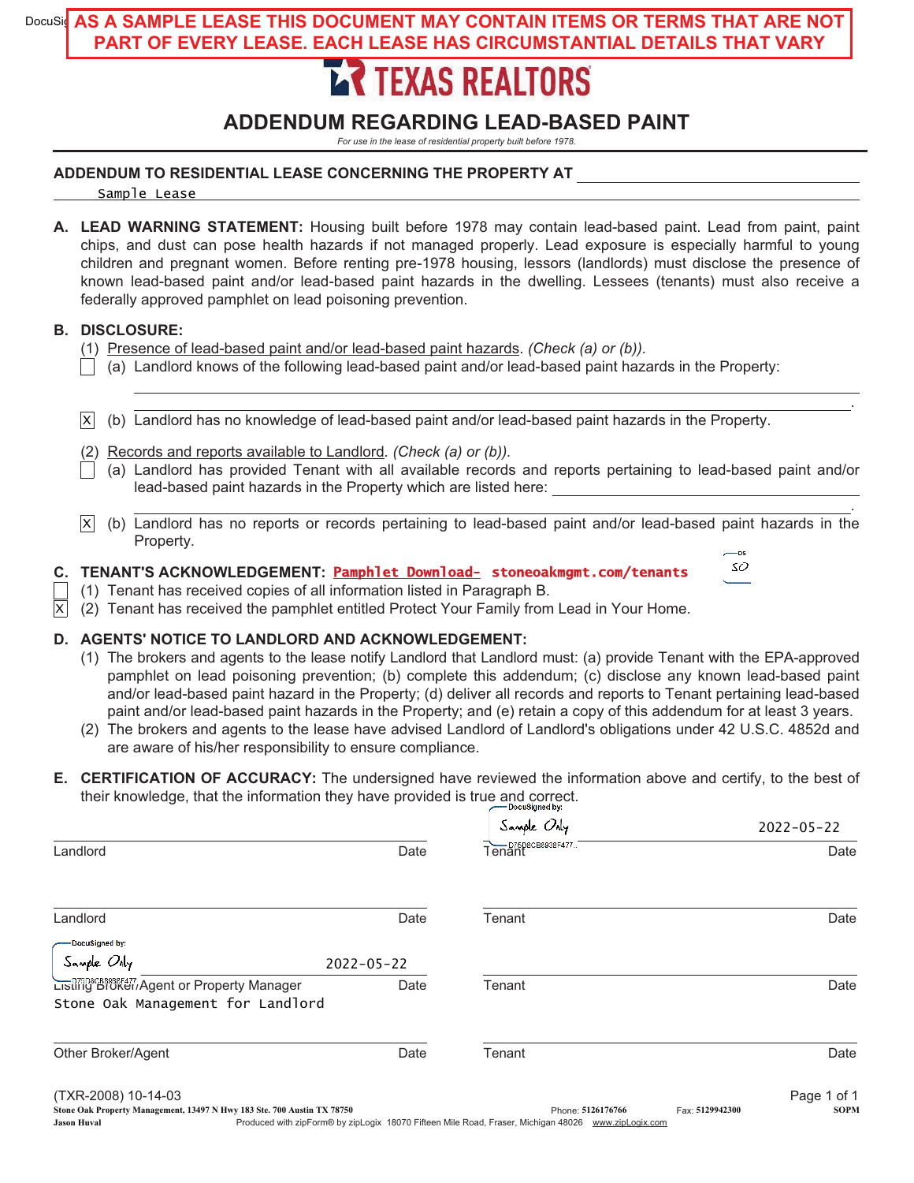**AS A SAMPLE LEASE THIS DOCUMENT MAY CONTAIN ITEMS OR TERMS THAT ARE NOT PART OF EVERY LEASE. EACH LEASE HAS CIRCUMSTANTIAL DETAILS THAT VARY**

TEXAS REALTORS

# ADDENDUM REGARDING LEAD-BASED PAINT

*For use in the lease of residential property built before 1978.*

**ADDENDUM TO RESIDENTIAL LEASE CONCERNING THE PROPERTY AT** Sample Lease

**A. LEAD WARNING STATEMENT:** Housing built before 1978 may contain lead-based paint. Lead from paint, paint chips, and dust can pose health hazards if not managed properly. Lead exposure is especially harmful to young children and pregnant women. Before renting pre-1978 housing, lessors (landlords) must disclose the presence of known lead-based paint and/or lead-based paint hazards in the dwelling. Lessees (tenants) must also receive a federally approved pamphlet on lead poisoning prevention.

**B. DISCLOSURE:**

(1) Presence of lead-based paint and/or lead-based paint hazards. *(Check (a) or (b)).*

- [ ] (a) Landlord knows of the following lead-based paint and/or lead-based paint hazards in the Property: ______________________.
- [X] (b) Landlord has no knowledge of lead-based paint and/or lead-based paint hazards in the Property.

(2) Records and reports available to Landlord. *(Check (a) or (b)).*

- [ ] (a) Landlord has provided Tenant with all available records and reports pertaining to lead-based paint and/or lead-based paint hazards in the Property which are listed here: ______________________.
- [X] (b) Landlord has no reports or records pertaining to lead-based paint and/or lead-based paint hazards in the Property.

**C. TENANT'S ACKNOWLEDGEMENT:** **Pamphlet Download- stoneoakmgmt.com/tenants** SO

- [ ] (1) Tenant has received copies of all information listed in Paragraph B.
- [X] (2) Tenant has received the pamphlet entitled Protect Your Family from Lead in Your Home.

**D. AGENTS' NOTICE TO LANDLORD AND ACKNOWLEDGEMENT:**

(1) The brokers and agents to the lease notify Landlord that Landlord must: (a) provide Tenant with the EPA-approved pamphlet on lead poisoning prevention; (b) complete this addendum; (c) disclose any known lead-based paint and/or lead-based paint hazard in the Property; (d) deliver all records and reports to Tenant pertaining lead-based paint and/or lead-based paint hazards in the Property; and (e) retain a copy of this addendum for at least 3 years.

(2) The brokers and agents to the lease have advised Landlord of Landlord's obligations under 42 U.S.C. 4852d and are aware of his/her responsibility to ensure compliance.

**E. CERTIFICATION OF ACCURACY:** The undersigned have reviewed the information above and certify, to the best of their knowledge, that the information they have provided is true and correct.

| | | | |
|---|---|---|---|
| ______ Landlord | Date | DocuSigned by: Sample Only, D75D8CB8938F477... Tenant | 2022-05-22 Date |
| ______ Landlord | Date | ______ Tenant | Date |
| DocuSigned by: Sample Only, D75D8CB8938F477 Listing Broker/Agent or Property Manager Stone Oak Management for Landlord | 2022-05-22 Date | ______ Tenant | Date |
| ______ Other Broker/Agent | Date | ______ Tenant | Date |

(TXR-2008) 10-14-03

Stone Oak Property Management, 13497 N Hwy 183 Ste. 700 Austin TX 78750 Phone: 5126176766 Fax: 5129942300 SOPM
Jason Huval Produced with zipForm® by zipLogix 18070 Fifteen Mile Road, Fraser, Michigan 48026 www.zipLogix.com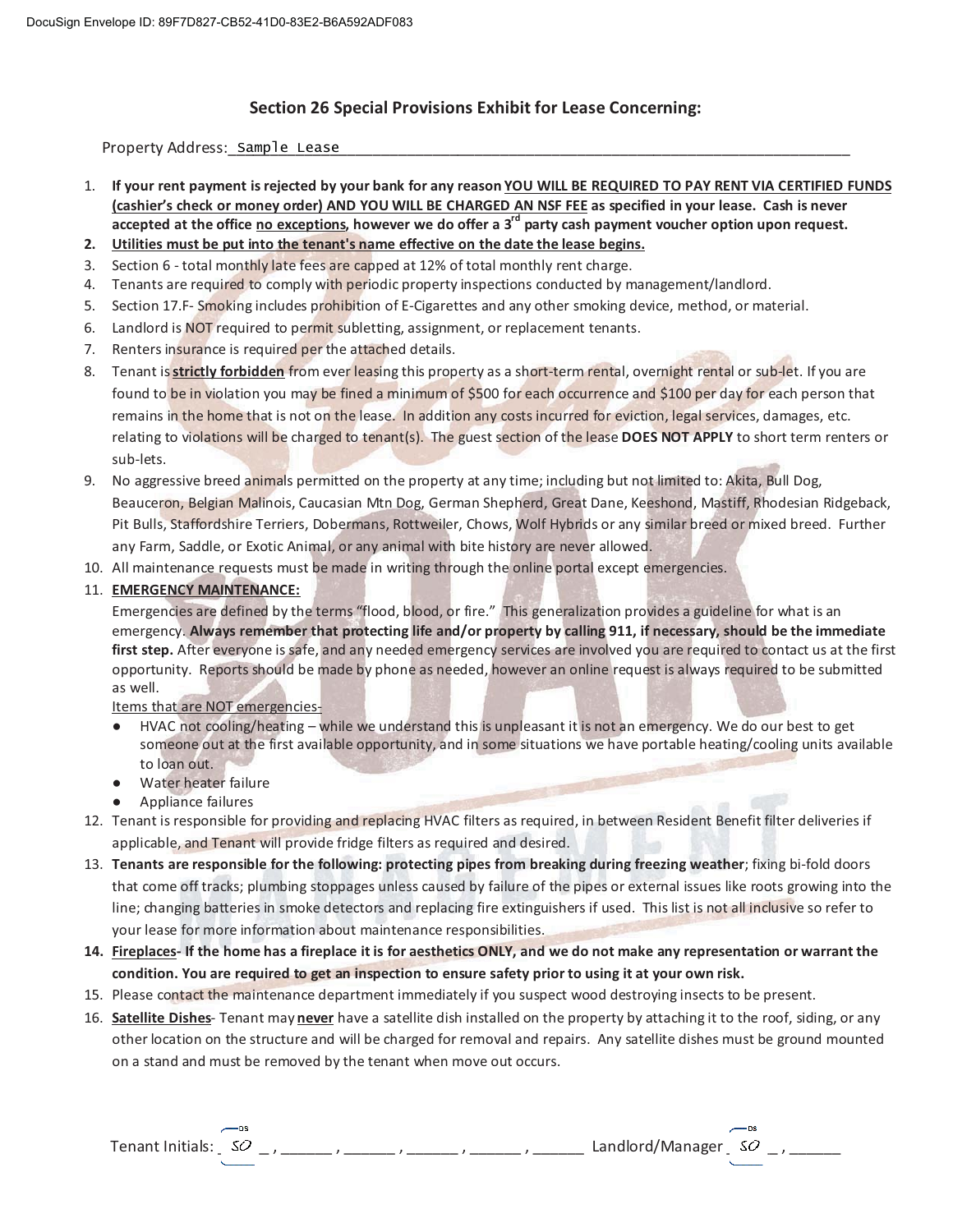DocuSign Envelope ID: 89F7D827-CB52-41D0-83E2-B6A592ADF083

## Section 26 Special Provisions Exhibit for Lease Concerning:

Property Address: Sample Lease

1. **If your rent payment is rejected by your bank for any reason YOU WILL BE REQUIRED TO PAY RENT VIA CERTIFIED FUNDS (cashier's check or money order) AND YOU WILL BE CHARGED AN NSF FEE as specified in your lease. Cash is never accepted at the office no exceptions, however we do offer a 3rd party cash payment voucher option upon request.**
2. **Utilities must be put into the tenant's name effective on the date the lease begins.**
3. Section 6 - total monthly late fees are capped at 12% of total monthly rent charge.
4. Tenants are required to comply with periodic property inspections conducted by management/landlord.
5. Section 17.F- Smoking includes prohibition of E-Cigarettes and any other smoking device, method, or material.
6. Landlord is NOT required to permit subletting, assignment, or replacement tenants.
7. Renters insurance is required per the attached details.
8. Tenant is **strictly forbidden** from ever leasing this property as a short-term rental, overnight rental or sub-let. If you are found to be in violation you may be fined a minimum of $500 for each occurrence and $100 per day for each person that remains in the home that is not on the lease. In addition any costs incurred for eviction, legal services, damages, etc. relating to violations will be charged to tenant(s). The guest section of the lease **DOES NOT APPLY** to short term renters or sub-lets.
9. No aggressive breed animals permitted on the property at any time; including but not limited to: Akita, Bull Dog, Beauceron, Belgian Malinois, Caucasian Mtn Dog, German Shepherd, Great Dane, Keeshond, Mastiff, Rhodesian Ridgeback, Pit Bulls, Staffordshire Terriers, Dobermans, Rottweiler, Chows, Wolf Hybrids or any similar breed or mixed breed. Further any Farm, Saddle, or Exotic Animal, or any animal with bite history are never allowed.
10. All maintenance requests must be made in writing through the online portal except emergencies.
11. **EMERGENCY MAINTENANCE:**
    Emergencies are defined by the terms "flood, blood, or fire." This generalization provides a guideline for what is an emergency. **Always remember that protecting life and/or property by calling 911, if necessary, should be the immediate first step.** After everyone is safe, and any needed emergency services are involved you are required to contact us at the first opportunity. Reports should be made by phone as needed, however an online request is always required to be submitted as well.
    Items that are NOT emergencies-
    - HVAC not cooling/heating – while we understand this is unpleasant it is not an emergency. We do our best to get someone out at the first available opportunity, and in some situations we have portable heating/cooling units available to loan out.
    - Water heater failure
    - Appliance failures
12. Tenant is responsible for providing and replacing HVAC filters as required, in between Resident Benefit filter deliveries if applicable, and Tenant will provide fridge filters as required and desired.
13. **Tenants are responsible for the following: protecting pipes from breaking during freezing weather**; fixing bi-fold doors that come off tracks; plumbing stoppages unless caused by failure of the pipes or external issues like roots growing into the line; changing batteries in smoke detectors and replacing fire extinguishers if used. This list is not all inclusive so refer to your lease for more information about maintenance responsibilities.
14. **Fireplaces- If the home has a fireplace it is for aesthetics ONLY, and we do not make any representation or warrant the condition. You are required to get an inspection to ensure safety prior to using it at your own risk.**
15. Please contact the maintenance department immediately if you suspect wood destroying insects to be present.
16. **Satellite Dishes**- Tenant may **never** have a satellite dish installed on the property by attaching it to the roof, siding, or any other location on the structure and will be charged for removal and repairs. Any satellite dishes must be ground mounted on a stand and must be removed by the tenant when move out occurs.

Tenant Initials: SO , ______ , ______ , ______ , ______ , ______ Landlord/Manager SO , ______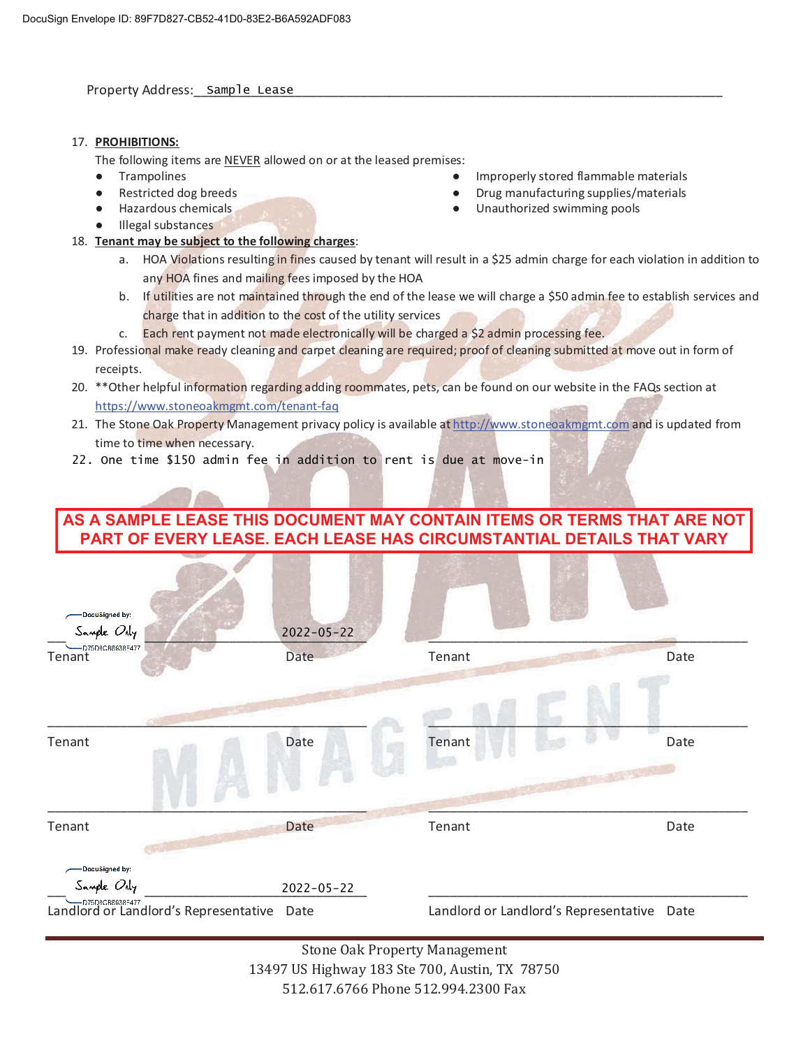DocuSign Envelope ID: 89F7D827-CB52-41D0-83E2-B6A592ADF083

Property Address: Sample Lease

17. **PROHIBITIONS:**

    The following items are NEVER allowed on or at the leased premises:

    - Trampolines
    - Restricted dog breeds
    - Hazardous chemicals
    - Illegal substances
    - Improperly stored flammable materials
    - Drug manufacturing supplies/materials
    - Unauthorized swimming pools

18. **Tenant may be subject to the following charges**:
    a. HOA Violations resulting in fines caused by tenant will result in a $25 admin charge for each violation in addition to any HOA fines and mailing fees imposed by the HOA
    b. If utilities are not maintained through the end of the lease we will charge a $50 admin fee to establish services and charge that in addition to the cost of the utility services
    c. Each rent payment not made electronically will be charged a $2 admin processing fee.
19. Professional make ready cleaning and carpet cleaning are required; proof of cleaning submitted at move out in form of receipts.
20. **Other helpful information regarding adding roommates, pets, can be found on our website in the FAQs section at https://www.stoneoakmgmt.com/tenant-faq
21. The Stone Oak Property Management privacy policy is available at http://www.stoneoakmgmt.com and is updated from time to time when necessary.
22. One time $150 admin fee in addition to rent is due at move-in

**AS A SAMPLE LEASE THIS DOCUMENT MAY CONTAIN ITEMS OR TERMS THAT ARE NOT PART OF EVERY LEASE. EACH LEASE HAS CIRCUMSTANTIAL DETAILS THAT VARY**

| | | | |
|---|---|---|---|
| DocuSigned by: Sample Only D75D8CB8838F477 | 2022-05-22 | | |
| Tenant | Date | Tenant | Date |
| | | | |
| Tenant | Date | Tenant | Date |
| | | | |
| Tenant | Date | Tenant | Date |
| DocuSigned by: Sample Only D75D8CB8838F477 | 2022-05-22 | | |
| Landlord or Landlord's Representative | Date | Landlord or Landlord's Representative | Date |

Stone Oak Property Management
13497 US Highway 183 Ste 700, Austin, TX 78750
512.617.6766 Phone 512.994.2300 Fax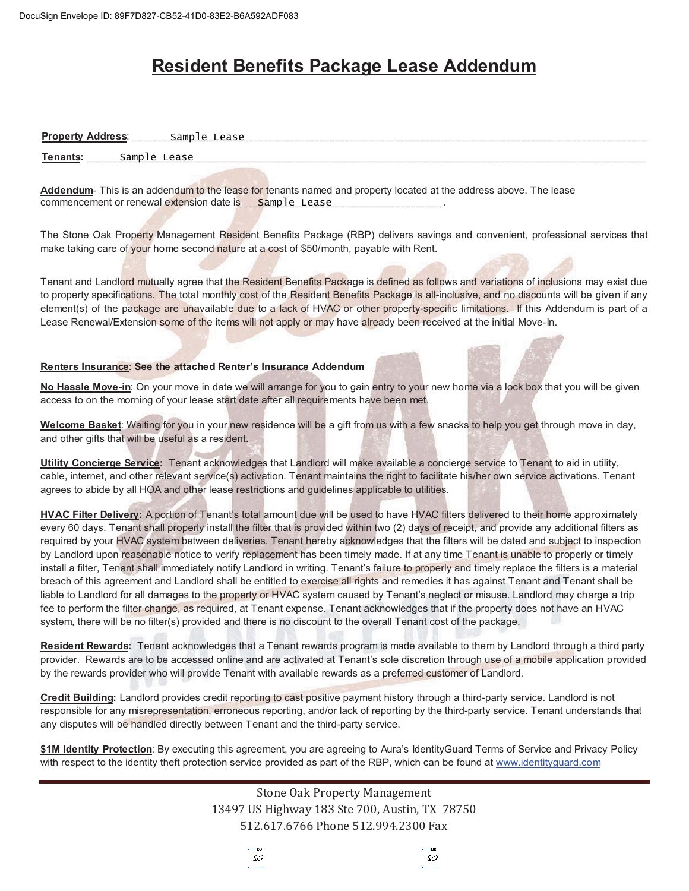# Resident Benefits Package Lease Addendum

**Property Address**: Sample Lease

**Tenants**: Sample Lease

**Addendum**- This is an addendum to the lease for tenants named and property located at the address above. The lease commencement or renewal extension date is Sample Lease .

The Stone Oak Property Management Resident Benefits Package (RBP) delivers savings and convenient, professional services that make taking care of your home second nature at a cost of $50/month, payable with Rent.

Tenant and Landlord mutually agree that the Resident Benefits Package is defined as follows and variations of inclusions may exist due to property specifications. The total monthly cost of the Resident Benefits Package is all-inclusive, and no discounts will be given if any element(s) of the package are unavailable due to a lack of HVAC or other property-specific limitations. If this Addendum is part of a Lease Renewal/Extension some of the items will not apply or may have already been received at the initial Move-In.

**Renters Insurance**: **See the attached Renter's Insurance Addendum**

**No Hassle Move-in**: On your move in date we will arrange for you to gain entry to your new home via a lock box that you will be given access to on the morning of your lease start date after all requirements have been met.

**Welcome Basket**: Waiting for you in your new residence will be a gift from us with a few snacks to help you get through move in day, and other gifts that will be useful as a resident.

**Utility Concierge Service:** Tenant acknowledges that Landlord will make available a concierge service to Tenant to aid in utility, cable, internet, and other relevant service(s) activation. Tenant maintains the right to facilitate his/her own service activations. Tenant agrees to abide by all HOA and other lease restrictions and guidelines applicable to utilities.

**HVAC Filter Delivery:** A portion of Tenant's total amount due will be used to have HVAC filters delivered to their home approximately every 60 days. Tenant shall properly install the filter that is provided within two (2) days of receipt, and provide any additional filters as required by your HVAC system between deliveries. Tenant hereby acknowledges that the filters will be dated and subject to inspection by Landlord upon reasonable notice to verify replacement has been timely made. If at any time Tenant is unable to properly or timely install a filter, Tenant shall immediately notify Landlord in writing. Tenant's failure to properly and timely replace the filters is a material breach of this agreement and Landlord shall be entitled to exercise all rights and remedies it has against Tenant and Tenant shall be liable to Landlord for all damages to the property or HVAC system caused by Tenant's neglect or misuse. Landlord may charge a trip fee to perform the filter change, as required, at Tenant expense. Tenant acknowledges that if the property does not have an HVAC system, there will be no filter(s) provided and there is no discount to the overall Tenant cost of the package.

**Resident Rewards:** Tenant acknowledges that a Tenant rewards program is made available to them by Landlord through a third party provider. Rewards are to be accessed online and are activated at Tenant's sole discretion through use of a mobile application provided by the rewards provider who will provide Tenant with available rewards as a preferred customer of Landlord.

**Credit Building:** Landlord provides credit reporting to cast positive payment history through a third-party service. Landlord is not responsible for any misrepresentation, erroneous reporting, and/or lack of reporting by the third-party service. Tenant understands that any disputes will be handled directly between Tenant and the third-party service.

**$1M Identity Protection**: By executing this agreement, you are agreeing to Aura's IdentityGuard Terms of Service and Privacy Policy with respect to the identity theft protection service provided as part of the RBP, which can be found at www.identityguard.com

Stone Oak Property Management
13497 US Highway 183 Ste 700, Austin, TX 78750
512.617.6766 Phone 512.994.2300 Fax

SO SO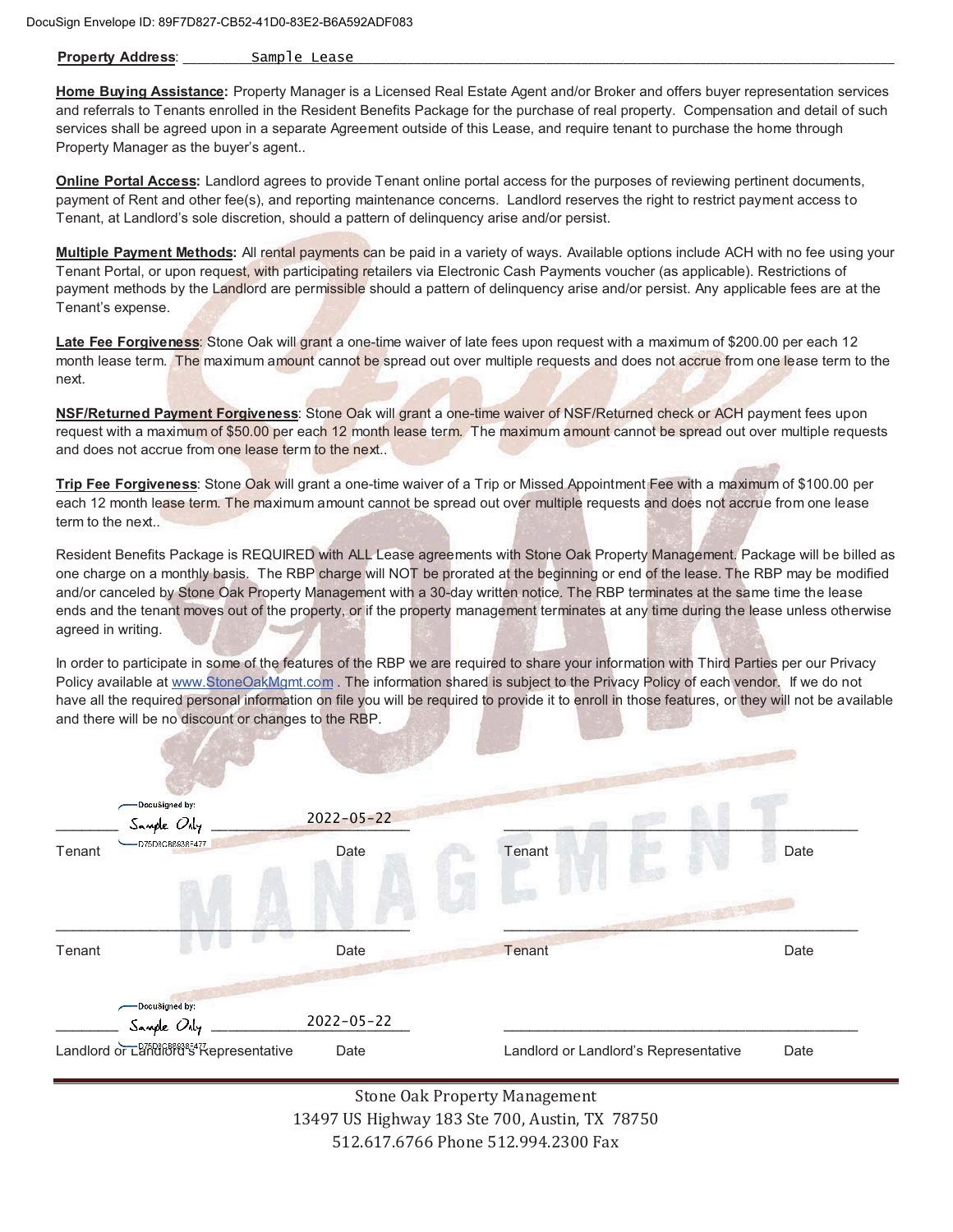**Property Address**: Sample Lease

**Home Buying Assistance:** Property Manager is a Licensed Real Estate Agent and/or Broker and offers buyer representation services and referrals to Tenants enrolled in the Resident Benefits Package for the purchase of real property. Compensation and detail of such services shall be agreed upon in a separate Agreement outside of this Lease, and require tenant to purchase the home through Property Manager as the buyer's agent..

**Online Portal Access:** Landlord agrees to provide Tenant online portal access for the purposes of reviewing pertinent documents, payment of Rent and other fee(s), and reporting maintenance concerns. Landlord reserves the right to restrict payment access to Tenant, at Landlord's sole discretion, should a pattern of delinquency arise and/or persist.

**Multiple Payment Methods:** All rental payments can be paid in a variety of ways. Available options include ACH with no fee using your Tenant Portal, or upon request, with participating retailers via Electronic Cash Payments voucher (as applicable). Restrictions of payment methods by the Landlord are permissible should a pattern of delinquency arise and/or persist. Any applicable fees are at the Tenant's expense.

**Late Fee Forgiveness**: Stone Oak will grant a one-time waiver of late fees upon request with a maximum of $200.00 per each 12 month lease term. The maximum amount cannot be spread out over multiple requests and does not accrue from one lease term to the next.

**NSF/Returned Payment Forgiveness**: Stone Oak will grant a one-time waiver of NSF/Returned check or ACH payment fees upon request with a maximum of $50.00 per each 12 month lease term. The maximum amount cannot be spread out over multiple requests and does not accrue from one lease term to the next..

**Trip Fee Forgiveness**: Stone Oak will grant a one-time waiver of a Trip or Missed Appointment Fee with a maximum of $100.00 per each 12 month lease term. The maximum amount cannot be spread out over multiple requests and does not accrue from one lease term to the next..

Resident Benefits Package is REQUIRED with ALL Lease agreements with Stone Oak Property Management. Package will be billed as one charge on a monthly basis. The RBP charge will NOT be prorated at the beginning or end of the lease. The RBP may be modified and/or canceled by Stone Oak Property Management with a 30-day written notice. The RBP terminates at the same time the lease ends and the tenant moves out of the property, or if the property management terminates at any time during the lease unless otherwise agreed in writing.

In order to participate in some of the features of the RBP we are required to share your information with Third Parties per our Privacy Policy available at www.StoneOakMgmt.com . The information shared is subject to the Privacy Policy of each vendor. If we do not have all the required personal information on file you will be required to provide it to enroll in those features, or they will not be available and there will be no discount or changes to the RBP.

| | | | |
|---|---|---|---|
| DocuSigned by: Sample Only D75D8CB8938F477 | 2022-05-22 | | |
| Tenant | Date | Tenant | Date |
| | | | |
| Tenant | Date | Tenant | Date |
| DocuSigned by: Sample Only D75D8CB8938F477 | 2022-05-22 | | |
| Landlord or Landlord's Representative | Date | Landlord or Landlord's Representative | Date |

Stone Oak Property Management
13497 US Highway 183 Ste 700, Austin, TX 78750
512.617.6766 Phone 512.994.2300 Fax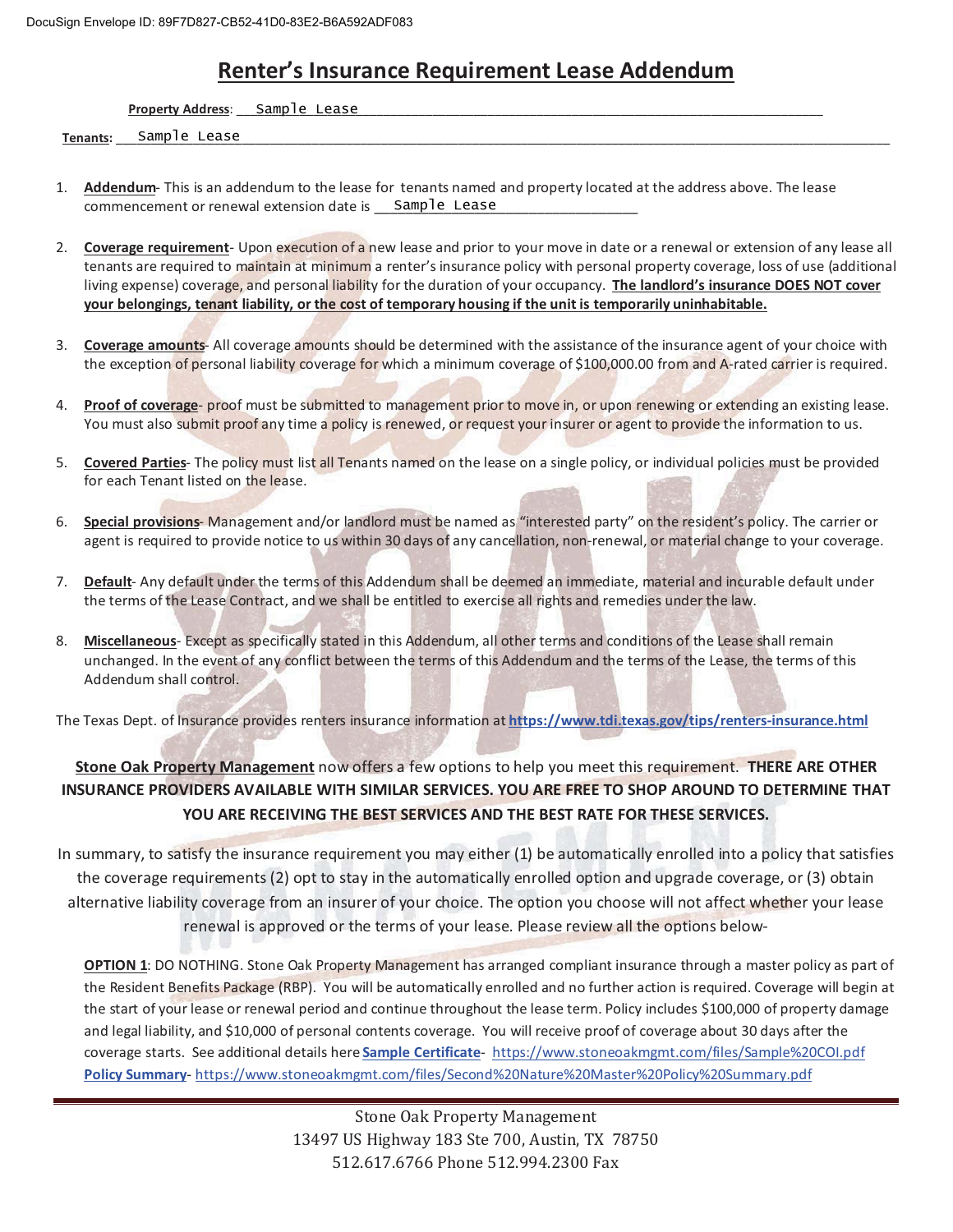DocuSign Envelope ID: 89F7D827-CB52-41D0-83E2-B6A592ADF083

# Renter's Insurance Requirement Lease Addendum

**Property Address**: Sample Lease

**Tenants**: Sample Lease

1. **Addendum**- This is an addendum to the lease for tenants named and property located at the address above. The lease commencement or renewal extension date is Sample Lease

2. **Coverage requirement**- Upon execution of a new lease and prior to your move in date or a renewal or extension of any lease all tenants are required to maintain at minimum a renter's insurance policy with personal property coverage, loss of use (additional living expense) coverage, and personal liability for the duration of your occupancy. **The landlord's insurance DOES NOT cover your belongings, tenant liability, or the cost of temporary housing if the unit is temporarily uninhabitable.**

3. **Coverage amounts**- All coverage amounts should be determined with the assistance of the insurance agent of your choice with the exception of personal liability coverage for which a minimum coverage of $100,000.00 from and A-rated carrier is required.

4. **Proof of coverage**- proof must be submitted to management prior to move in, or upon renewing or extending an existing lease. You must also submit proof any time a policy is renewed, or request your insurer or agent to provide the information to us.

5. **Covered Parties**- The policy must list all Tenants named on the lease on a single policy, or individual policies must be provided for each Tenant listed on the lease.

6. **Special provisions**- Management and/or landlord must be named as "interested party" on the resident's policy. The carrier or agent is required to provide notice to us within 30 days of any cancellation, non-renewal, or material change to your coverage.

7. **Default**- Any default under the terms of this Addendum shall be deemed an immediate, material and incurable default under the terms of the Lease Contract, and we shall be entitled to exercise all rights and remedies under the law.

8. **Miscellaneous**- Except as specifically stated in this Addendum, all other terms and conditions of the Lease shall remain unchanged. In the event of any conflict between the terms of this Addendum and the terms of the Lease, the terms of this Addendum shall control.

The Texas Dept. of Insurance provides renters insurance information at **https://www.tdi.texas.gov/tips/renters-insurance.html**

**Stone Oak Property Management** now offers a few options to help you meet this requirement. **THERE ARE OTHER INSURANCE PROVIDERS AVAILABLE WITH SIMILAR SERVICES. YOU ARE FREE TO SHOP AROUND TO DETERMINE THAT YOU ARE RECEIVING THE BEST SERVICES AND THE BEST RATE FOR THESE SERVICES.**

In summary, to satisfy the insurance requirement you may either (1) be automatically enrolled into a policy that satisfies the coverage requirements (2) opt to stay in the automatically enrolled option and upgrade coverage, or (3) obtain alternative liability coverage from an insurer of your choice. The option you choose will not affect whether your lease renewal is approved or the terms of your lease. Please review all the options below-

**OPTION 1**: DO NOTHING. Stone Oak Property Management has arranged compliant insurance through a master policy as part of the Resident Benefits Package (RBP). You will be automatically enrolled and no further action is required. Coverage will begin at the start of your lease or renewal period and continue throughout the lease term. Policy includes $100,000 of property damage and legal liability, and $10,000 of personal contents coverage. You will receive proof of coverage about 30 days after the coverage starts. See additional details here **Sample Certificate**- https://www.stoneoakmgmt.com/files/Sample%20COI.pdf
**Policy Summary**- https://www.stoneoakmgmt.com/files/Second%20Nature%20Master%20Policy%20Summary.pdf

Stone Oak Property Management
13497 US Highway 183 Ste 700, Austin, TX 78750
512.617.6766 Phone 512.994.2300 Fax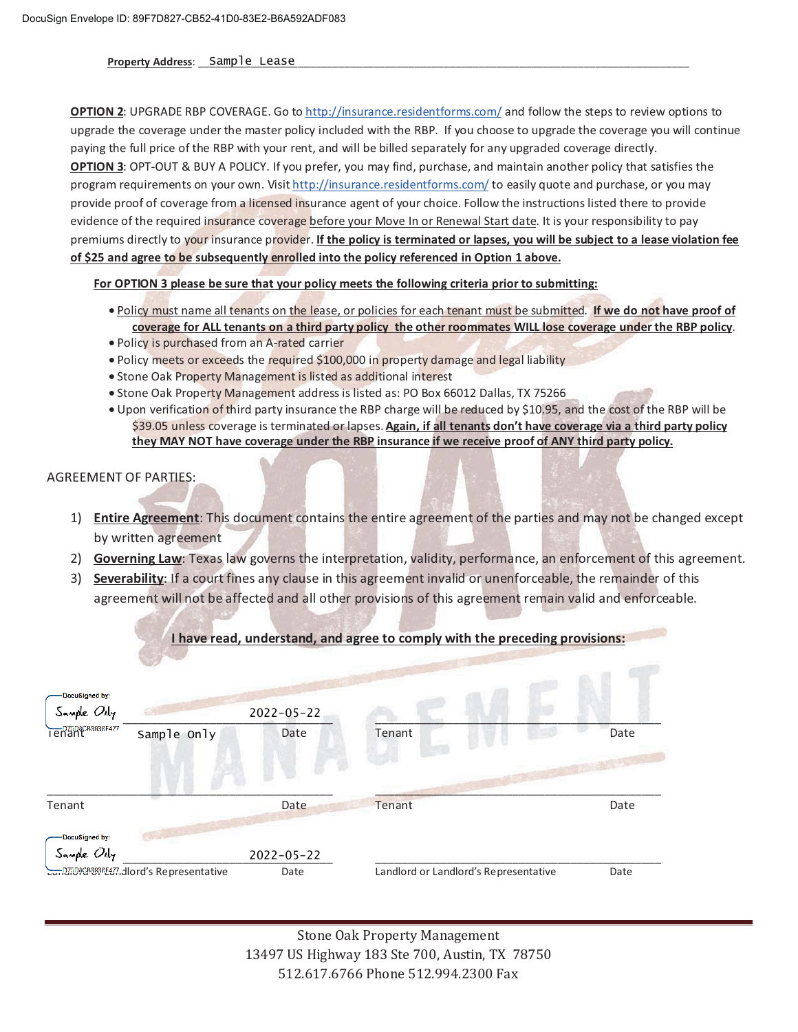DocuSign Envelope ID: 89F7D827-CB52-41D0-83E2-B6A592ADF083

**Property Address**: Sample Lease

**OPTION 2**: UPGRADE RBP COVERAGE. Go to http://insurance.residentforms.com/ and follow the steps to review options to upgrade the coverage under the master policy included with the RBP. If you choose to upgrade the coverage you will continue paying the full price of the RBP with your rent, and will be billed separately for any upgraded coverage directly.

**OPTION 3**: OPT-OUT & BUY A POLICY. If you prefer, you may find, purchase, and maintain another policy that satisfies the program requirements on your own. Visit http://insurance.residentforms.com/ to easily quote and purchase, or you may provide proof of coverage from a licensed insurance agent of your choice. Follow the instructions listed there to provide evidence of the required insurance coverage before your Move In or Renewal Start date. It is your responsibility to pay premiums directly to your insurance provider. **If the policy is terminated or lapses, you will be subject to a lease violation fee of $25 and agree to be subsequently enrolled into the policy referenced in Option 1 above.**

**For OPTION 3 please be sure that your policy meets the following criteria prior to submitting:**

- Policy must name all tenants on the lease, or policies for each tenant must be submitted. **If we do not have proof of coverage for ALL tenants on a third party policy the other roommates WILL lose coverage under the RBP policy**.
- Policy is purchased from an A-rated carrier
- Policy meets or exceeds the required $100,000 in property damage and legal liability
- Stone Oak Property Management is listed as additional interest
- Stone Oak Property Management address is listed as: PO Box 66012 Dallas, TX 75266
- Upon verification of third party insurance the RBP charge will be reduced by $10.95, and the cost of the RBP will be $39.05 unless coverage is terminated or lapses. **Again, if all tenants don't have coverage via a third party policy they MAY NOT have coverage under the RBP insurance if we receive proof of ANY third party policy.**

AGREEMENT OF PARTIES:

1) **Entire Agreement**: This document contains the entire agreement of the parties and may not be changed except by written agreement
2) **Governing Law**: Texas law governs the interpretation, validity, performance, an enforcement of this agreement.
3) **Severability**: If a court fines any clause in this agreement invalid or unenforceable, the remainder of this agreement will not be affected and all other provisions of this agreement remain valid and enforceable.

**I have read, understand, and agree to comply with the preceding provisions:**

DocuSigned by: Sample Only — 2022-05-22

Tenant: Sample Only — Date

Tenant ______ Date

Tenant ______ Date

Tenant ______ Date

DocuSigned by: Sample Only — 2022-05-22

Landlord or Landlord's Representative — Date

Landlord or Landlord's Representative ______ Date

Stone Oak Property Management
13497 US Highway 183 Ste 700, Austin, TX 78750
512.617.6766 Phone 512.994.2300 Fax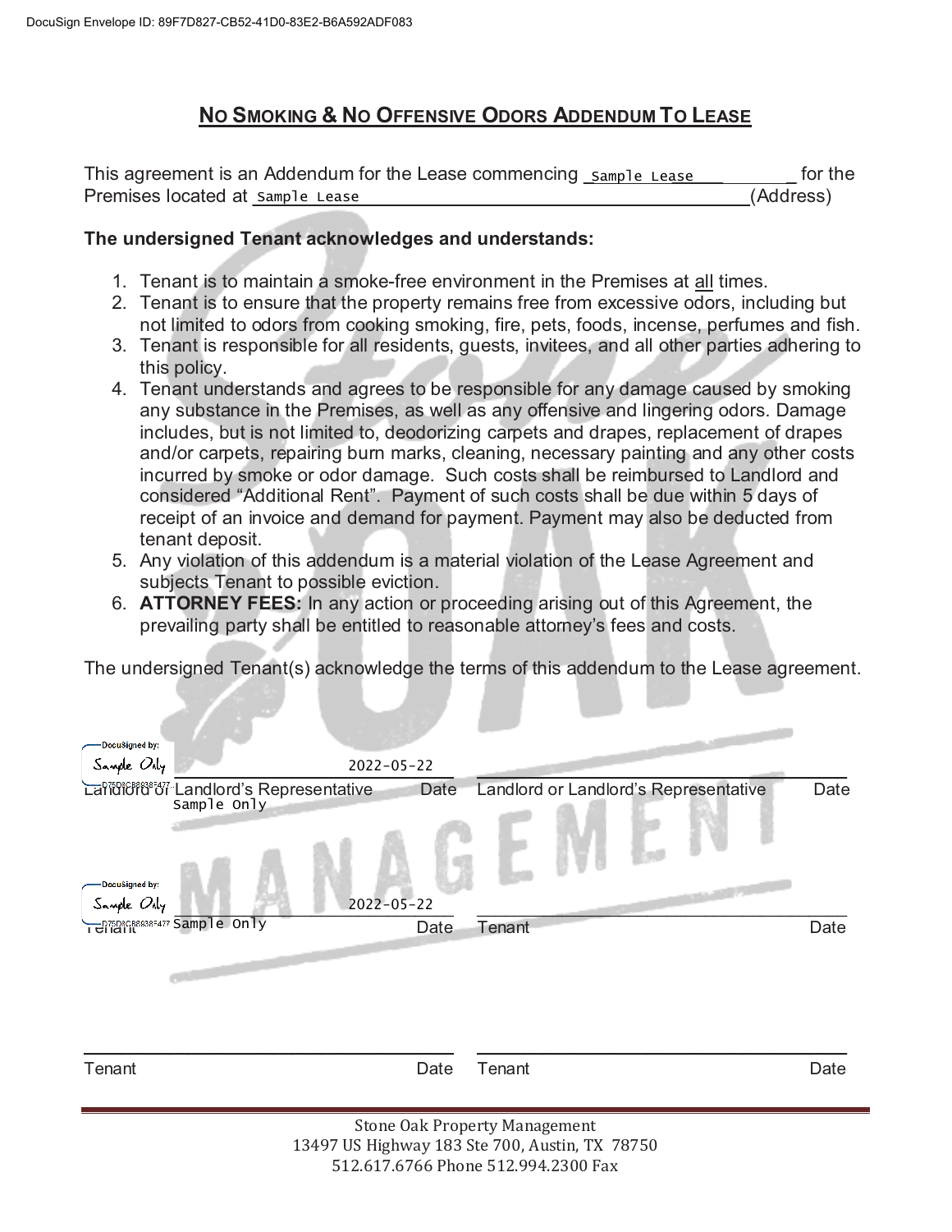DocuSign Envelope ID: 89F7D827-CB52-41D0-83E2-B6A592ADF083

## NO SMOKING & NO OFFENSIVE ODORS ADDENDUM TO LEASE

This agreement is an Addendum for the Lease commencing Sample Lease for the Premises located at Sample Lease (Address)

**The undersigned Tenant acknowledges and understands:**

1. Tenant is to maintain a smoke-free environment in the Premises at all times.
2. Tenant is to ensure that the property remains free from excessive odors, including but not limited to odors from cooking smoking, fire, pets, foods, incense, perfumes and fish.
3. Tenant is responsible for all residents, guests, invitees, and all other parties adhering to this policy.
4. Tenant understands and agrees to be responsible for any damage caused by smoking any substance in the Premises, as well as any offensive and lingering odors. Damage includes, but is not limited to, deodorizing carpets and drapes, replacement of drapes and/or carpets, repairing burn marks, cleaning, necessary painting and any other costs incurred by smoke or odor damage. Such costs shall be reimbursed to Landlord and considered "Additional Rent". Payment of such costs shall be due within 5 days of receipt of an invoice and demand for payment. Payment may also be deducted from tenant deposit.
5. Any violation of this addendum is a material violation of the Lease Agreement and subjects Tenant to possible eviction.
6. **ATTORNEY FEES:** In any action or proceeding arising out of this Agreement, the prevailing party shall be entitled to reasonable attorney's fees and costs.

The undersigned Tenant(s) acknowledge the terms of this addendum to the Lease agreement.

| | | | |
|---|---|---|---|
| DocuSigned by: Sample Only — Sample Only | 2022-05-22 | | |
| Landlord or Landlord's Representative | Date | Landlord or Landlord's Representative | Date |
| DocuSigned by: Sample Only — Sample Only | 2022-05-22 | | |
| Tenant | Date | Tenant | Date |
| | | | |
| Tenant | Date | Tenant | Date |

Stone Oak Property Management
13497 US Highway 183 Ste 700, Austin, TX 78750
512.617.6766 Phone 512.994.2300 Fax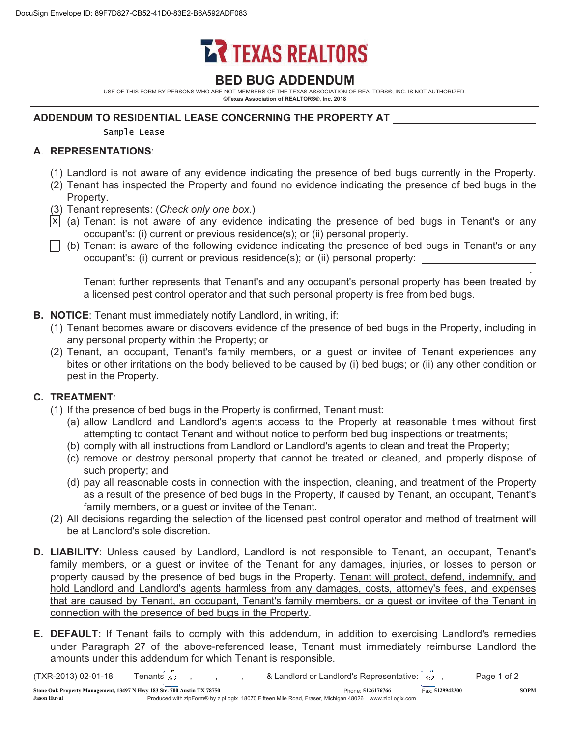DocuSign Envelope ID: 89F7D827-CB52-41D0-83E2-B6A592ADF083

TEXAS REALTORS

# BED BUG ADDENDUM

USE OF THIS FORM BY PERSONS WHO ARE NOT MEMBERS OF THE TEXAS ASSOCIATION OF REALTORS®, INC. IS NOT AUTHORIZED.
**©Texas Association of REALTORS®, Inc. 2018**

## ADDENDUM TO RESIDENTIAL LEASE CONCERNING THE PROPERTY AT

Sample Lease

## A. REPRESENTATIONS:

(1) Landlord is not aware of any evidence indicating the presence of bed bugs currently in the Property.

(2) Tenant has inspected the Property and found no evidence indicating the presence of bed bugs in the Property.

(3) Tenant represents: (*Check only one box.*)

[X] (a) Tenant is not aware of any evidence indicating the presence of bed bugs in Tenant's or any occupant's: (i) current or previous residence(s); or (ii) personal property.

[ ] (b) Tenant is aware of the following evidence indicating the presence of bed bugs in Tenant's or any occupant's: (i) current or previous residence(s); or (ii) personal property: ______________________________.

Tenant further represents that Tenant's and any occupant's personal property has been treated by a licensed pest control operator and that such personal property is free from bed bugs.

## B. NOTICE: Tenant must immediately notify Landlord, in writing, if:

(1) Tenant becomes aware or discovers evidence of the presence of bed bugs in the Property, including in any personal property within the Property; or

(2) Tenant, an occupant, Tenant's family members, or a guest or invitee of Tenant experiences any bites or other irritations on the body believed to be caused by (i) bed bugs; or (ii) any other condition or pest in the Property.

## C. TREATMENT:

(1) If the presence of bed bugs in the Property is confirmed, Tenant must:

(a) allow Landlord and Landlord's agents access to the Property at reasonable times without first attempting to contact Tenant and without notice to perform bed bug inspections or treatments;

(b) comply with all instructions from Landlord or Landlord's agents to clean and treat the Property;

(c) remove or destroy personal property that cannot be treated or cleaned, and properly dispose of such property; and

(d) pay all reasonable costs in connection with the inspection, cleaning, and treatment of the Property as a result of the presence of bed bugs in the Property, if caused by Tenant, an occupant, Tenant's family members, or a guest or invitee of the Tenant.

(2) All decisions regarding the selection of the licensed pest control operator and method of treatment will be at Landlord's sole discretion.

**D. LIABILITY**: Unless caused by Landlord, Landlord is not responsible to Tenant, an occupant, Tenant's family members, or a guest or invitee of the Tenant for any damages, injuries, or losses to person or property caused by the presence of bed bugs in the Property. Tenant will protect, defend, indemnify, and hold Landlord and Landlord's agents harmless from any damages, costs, attorney's fees, and expenses that are caused by Tenant, an occupant, Tenant's family members, or a guest or invitee of the Tenant in connection with the presence of bed bugs in the Property.

**E. DEFAULT:** If Tenant fails to comply with this addendum, in addition to exercising Landlord's remedies under Paragraph 27 of the above-referenced lease, Tenant must immediately reimburse Landlord the amounts under this addendum for which Tenant is responsible.

(TXR-2013) 02-01-18 Tenants SO ___, ___, ___, ___ & Landlord or Landlord's Representative: SO ___, ___

Stone Oak Property Management, 13497 N Hwy 183 Ste. 700 Austin TX 78750 Phone: 5126176766 Fax: 5129942300 SOPM
Jason Huval Produced with zipForm® by zipLogix 18070 Fifteen Mile Road, Fraser, Michigan 48026 www.zipLogix.com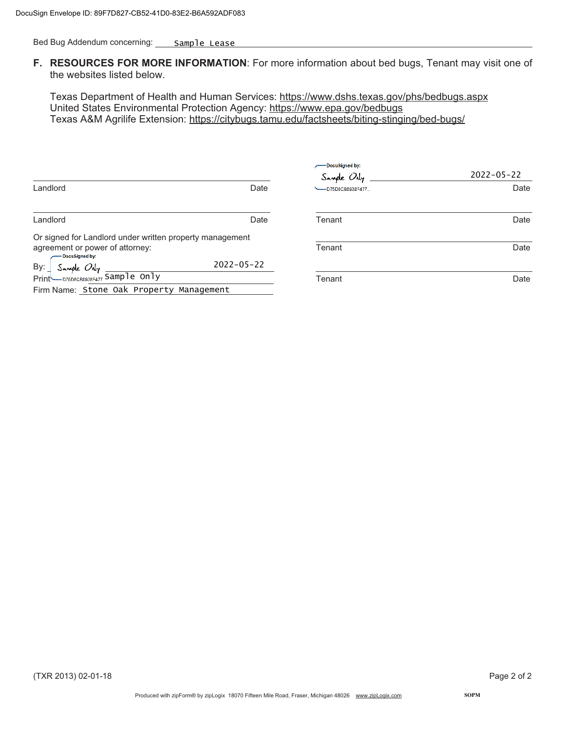Bed Bug Addendum concerning: Sample Lease

**F. RESOURCES FOR MORE INFORMATION**: For more information about bed bugs, Tenant may visit one of the websites listed below.

Texas Department of Health and Human Services: https://www.dshs.texas.gov/phs/bedbugs.aspx
United States Environmental Protection Agency: https://www.epa.gov/bedbugs
Texas A&M Agrilife Extension: https://citybugs.tamu.edu/factsheets/biting-stinging/bed-bugs/

| | | | |
|---|---|---|---|
| Landlord | Date | Tenant: DocuSigned by: Sample Only (D75D8CB8938F477...) | Date: 2022-05-22 |
| Landlord | Date | Tenant | Date |

Or signed for Landlord under written property management agreement or power of attorney:

By: DocuSigned by: Sample Only (D75D8CB8938F477) — 2022-05-22

Print: Sample Only

Firm Name: Stone Oak Property Management

| | |
|---|---|
| Tenant | Date |
| Tenant | Date |

(TXR 2013) 02-01-18

Produced with zipForm® by zipLogix 18070 Fifteen Mile Road, Fraser, Michigan 48026 www.zipLogix.com SOPM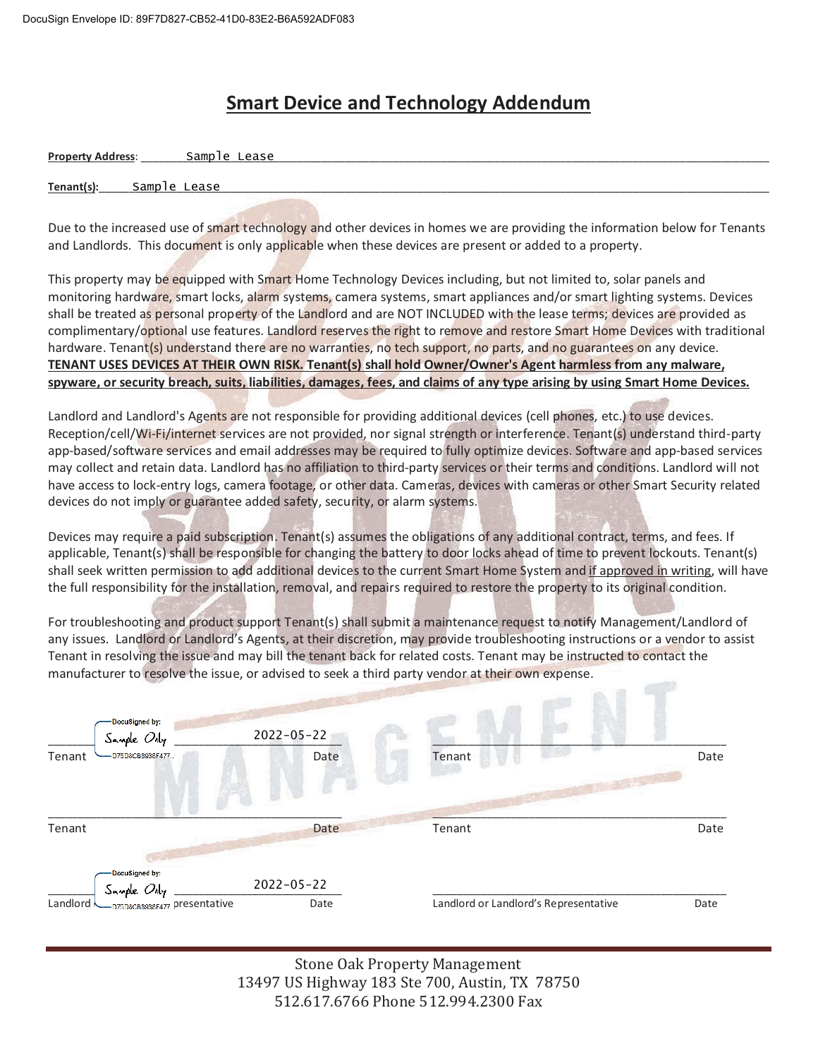# Smart Device and Technology Addendum

**Property Address**: Sample Lease

**Tenant(s):** Sample Lease

Due to the increased use of smart technology and other devices in homes we are providing the information below for Tenants and Landlords. This document is only applicable when these devices are present or added to a property.

This property may be equipped with Smart Home Technology Devices including, but not limited to, solar panels and monitoring hardware, smart locks, alarm systems, camera systems, smart appliances and/or smart lighting systems. Devices shall be treated as personal property of the Landlord and are NOT INCLUDED with the lease terms; devices are provided as complimentary/optional use features. Landlord reserves the right to remove and restore Smart Home Devices with traditional hardware. Tenant(s) understand there are no warranties, no tech support, no parts, and no guarantees on any device. **TENANT USES DEVICES AT THEIR OWN RISK. Tenant(s) shall hold Owner/Owner's Agent harmless from any malware, spyware, or security breach, suits, liabilities, damages, fees, and claims of any type arising by using Smart Home Devices.**

Landlord and Landlord's Agents are not responsible for providing additional devices (cell phones, etc.) to use devices. Reception/cell/Wi-Fi/internet services are not provided, nor signal strength or interference. Tenant(s) understand third-party app-based/software services and email addresses may be required to fully optimize devices. Software and app-based services may collect and retain data. Landlord has no affiliation to third-party services or their terms and conditions. Landlord will not have access to lock-entry logs, camera footage, or other data. Cameras, devices with cameras or other Smart Security related devices do not imply or guarantee added safety, security, or alarm systems.

Devices may require a paid subscription. Tenant(s) assumes the obligations of any additional contract, terms, and fees. If applicable, Tenant(s) shall be responsible for changing the battery to door locks ahead of time to prevent lockouts. Tenant(s) shall seek written permission to add additional devices to the current Smart Home System and if approved in writing, will have the full responsibility for the installation, removal, and repairs required to restore the property to its original condition.

For troubleshooting and product support Tenant(s) shall submit a maintenance request to notify Management/Landlord of any issues. Landlord or Landlord's Agents, at their discretion, may provide troubleshooting instructions or a vendor to assist Tenant in resolving the issue and may bill the tenant back for related costs. Tenant may be instructed to contact the manufacturer to resolve the issue, or advised to seek a third party vendor at their own expense.

DocuSigned by: Sample Only (D75D8CB8938F477...) — 2022-05-22

Tenant — Date | Tenant — Date

Tenant — Date | Tenant — Date

DocuSigned by: Sample Only (D75D8CB8938F477) — 2022-05-22

Landlord or Landlord's Representative — Date | Landlord or Landlord's Representative — Date

Stone Oak Property Management
13497 US Highway 183 Ste 700, Austin, TX 78750
512.617.6766 Phone 512.994.2300 Fax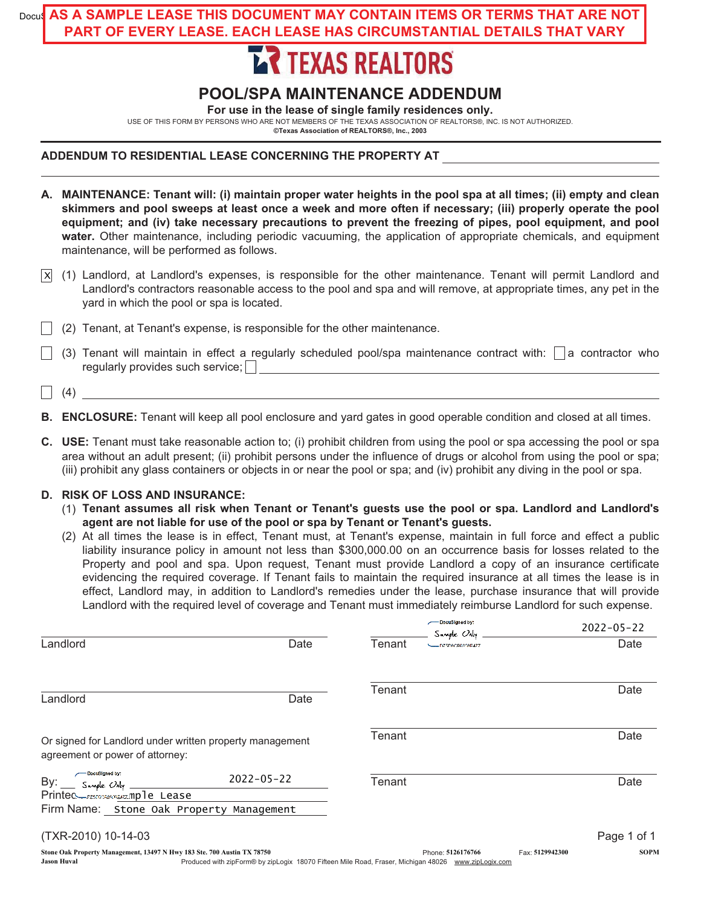**AS A SAMPLE LEASE THIS DOCUMENT MAY CONTAIN ITEMS OR TERMS THAT ARE NOT PART OF EVERY LEASE. EACH LEASE HAS CIRCUMSTANTIAL DETAILS THAT VARY**

TEXAS REALTORS

# POOL/SPA MAINTENANCE ADDENDUM

**For use in the lease of single family residences only.**

USE OF THIS FORM BY PERSONS WHO ARE NOT MEMBERS OF THE TEXAS ASSOCIATION OF REALTORS®, INC. IS NOT AUTHORIZED.
**©Texas Association of REALTORS®, Inc., 2003**

**ADDENDUM TO RESIDENTIAL LEASE CONCERNING THE PROPERTY AT** ______________________

**A. MAINTENANCE: Tenant will: (i) maintain proper water heights in the pool spa at all times; (ii) empty and clean skimmers and pool sweeps at least once a week and more often if necessary; (iii) properly operate the pool equipment; and (iv) take necessary precautions to prevent the freezing of pipes, pool equipment, and pool water.** Other maintenance, including periodic vacuuming, the application of appropriate chemicals, and equipment maintenance, will be performed as follows.

[X] (1) Landlord, at Landlord's expenses, is responsible for the other maintenance. Tenant will permit Landlord and Landlord's contractors reasonable access to the pool and spa and will remove, at appropriate times, any pet in the yard in which the pool or spa is located.

[ ] (2) Tenant, at Tenant's expense, is responsible for the other maintenance.

[ ] (3) Tenant will maintain in effect a regularly scheduled pool/spa maintenance contract with: [ ] a contractor who regularly provides such service; [ ] ______________________

[ ] (4) ______________________

**B. ENCLOSURE:** Tenant will keep all pool enclosure and yard gates in good operable condition and closed at all times.

**C. USE:** Tenant must take reasonable action to; (i) prohibit children from using the pool or spa accessing the pool or spa area without an adult present; (ii) prohibit persons under the influence of drugs or alcohol from using the pool or spa; (iii) prohibit any glass containers or objects in or near the pool or spa; and (iv) prohibit any diving in the pool or spa.

**D. RISK OF LOSS AND INSURANCE:**

(1) **Tenant assumes all risk when Tenant or Tenant's guests use the pool or spa. Landlord and Landlord's agent are not liable for use of the pool or spa by Tenant or Tenant's guests.**

(2) At all times the lease is in effect, Tenant must, at Tenant's expense, maintain in full force and effect a public liability insurance policy in amount not less than $300,000.00 on an occurrence basis for losses related to the Property and pool and spa. Upon request, Tenant must provide Landlord a copy of an insurance certificate evidencing the required coverage. If Tenant fails to maintain the required insurance at all times the lease is in effect, Landlord may, in addition to Landlord's remedies under the lease, purchase insurance that will provide Landlord with the required level of coverage and Tenant must immediately reimburse Landlord for such expense.

| | | | |
|---|---|---|---|
| Landlord | Date | Tenant: DocuSigned by: Sample Only | Date: 2022-05-22 |
| Landlord | Date | Tenant | Date |
| | | Tenant | Date |
| | | Tenant | Date |

Or signed for Landlord under written property management agreement or power of attorney:

By: DocuSigned by: Sample Only    2022-05-22
Printed Name: Sample Lease
Firm Name: Stone Oak Property Management

(TXR-2010) 10-14-03

Stone Oak Property Management, 13497 N Hwy 183 Ste. 700 Austin TX 78750 Phone: 5126176766 Fax: 5129942300 SOPM
Jason Huval Produced with zipForm® by zipLogix 18070 Fifteen Mile Road, Fraser, Michigan 48026 www.zipLogix.com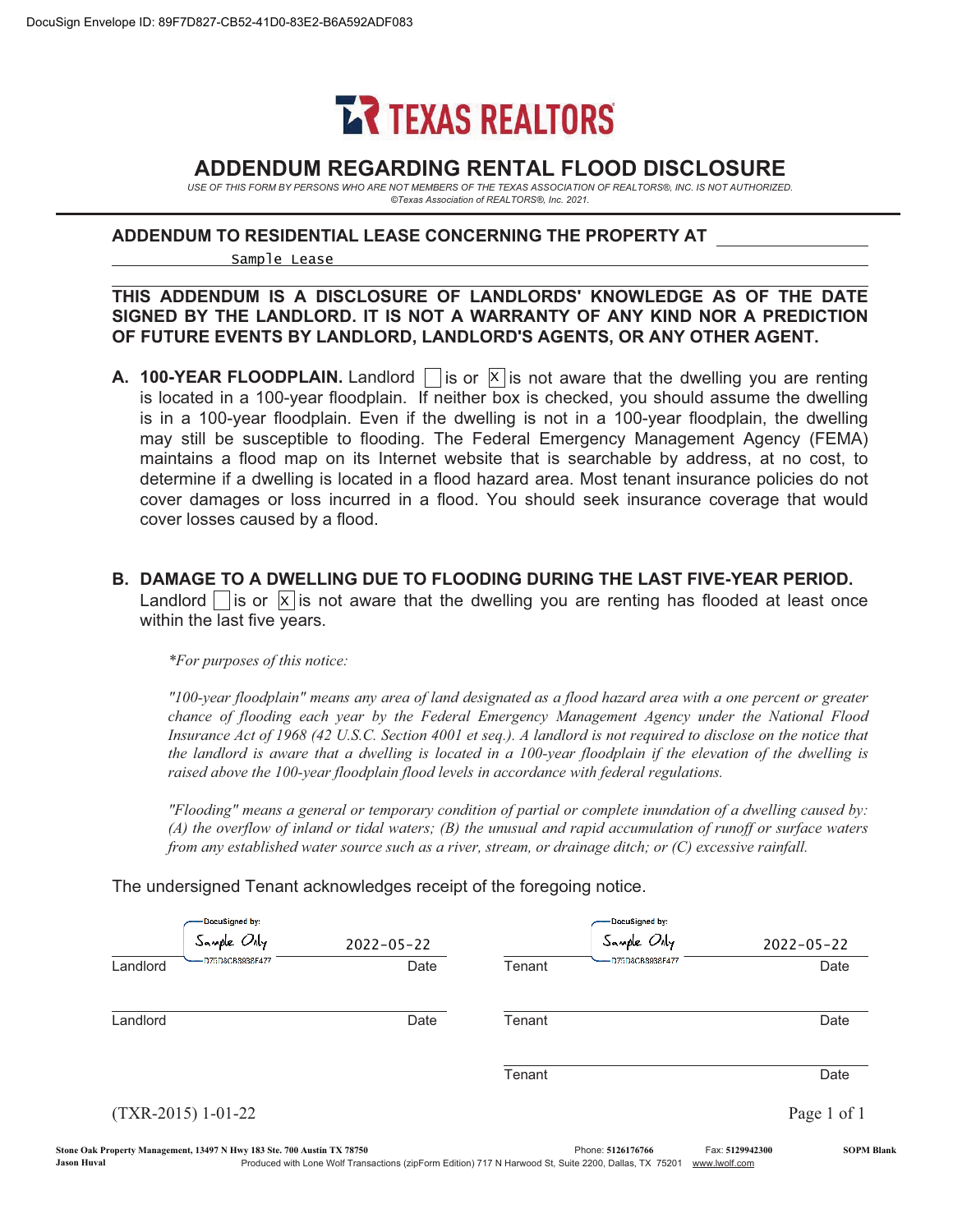DocuSign Envelope ID: 89F7D827-CB52-41D0-83E2-B6A592ADF083

TEXAS REALTORS

# ADDENDUM REGARDING RENTAL FLOOD DISCLOSURE

*USE OF THIS FORM BY PERSONS WHO ARE NOT MEMBERS OF THE TEXAS ASSOCIATION OF REALTORS®, INC. IS NOT AUTHORIZED.*
*©Texas Association of REALTORS®, Inc. 2021.*

**ADDENDUM TO RESIDENTIAL LEASE CONCERNING THE PROPERTY AT** Sample Lease

**THIS ADDENDUM IS A DISCLOSURE OF LANDLORDS' KNOWLEDGE AS OF THE DATE SIGNED BY THE LANDLORD. IT IS NOT A WARRANTY OF ANY KIND NOR A PREDICTION OF FUTURE EVENTS BY LANDLORD, LANDLORD'S AGENTS, OR ANY OTHER AGENT.**

A. **100-YEAR FLOODPLAIN.** Landlord ☐ is or ☒ is not aware that the dwelling you are renting is located in a 100-year floodplain. If neither box is checked, you should assume the dwelling is in a 100-year floodplain. Even if the dwelling is not in a 100-year floodplain, the dwelling may still be susceptible to flooding. The Federal Emergency Management Agency (FEMA) maintains a flood map on its Internet website that is searchable by address, at no cost, to determine if a dwelling is located in a flood hazard area. Most tenant insurance policies do not cover damages or loss incurred in a flood. You should seek insurance coverage that would cover losses caused by a flood.

B. **DAMAGE TO A DWELLING DUE TO FLOODING DURING THE LAST FIVE-YEAR PERIOD.** Landlord ☐ is or ☒ is not aware that the dwelling you are renting has flooded at least once within the last five years.

*\*For purposes of this notice:*

*"100-year floodplain" means any area of land designated as a flood hazard area with a one percent or greater chance of flooding each year by the Federal Emergency Management Agency under the National Flood Insurance Act of 1968 (42 U.S.C. Section 4001 et seq.). A landlord is not required to disclose on the notice that the landlord is aware that a dwelling is located in a 100-year floodplain if the elevation of the dwelling is raised above the 100-year floodplain flood levels in accordance with federal regulations.*

*"Flooding" means a general or temporary condition of partial or complete inundation of a dwelling caused by: (A) the overflow of inland or tidal waters; (B) the unusual and rapid accumulation of runoff or surface waters from any established water source such as a river, stream, or drainage ditch; or (C) excessive rainfall.*

The undersigned Tenant acknowledges receipt of the foregoing notice.

| | | | |
|---|---|---|---|
| DocuSigned by: Sample Only D75D8CB8938F477 — Landlord | 2022-05-22 Date | DocuSigned by: Sample Only D75D8CB8938F477 — Tenant | 2022-05-22 Date |
| Landlord | Date | Tenant | Date |
| | | Tenant | Date |

(TXR-2015) 1-01-22

Stone Oak Property Management, 13497 N Hwy 183 Ste. 700 Austin TX 78750 Phone: 5126176766 Fax: 5129942300 SOPM Blank
Jason Huval Produced with Lone Wolf Transactions (zipForm Edition) 717 N Harwood St, Suite 2200, Dallas, TX 75201 www.lwolf.com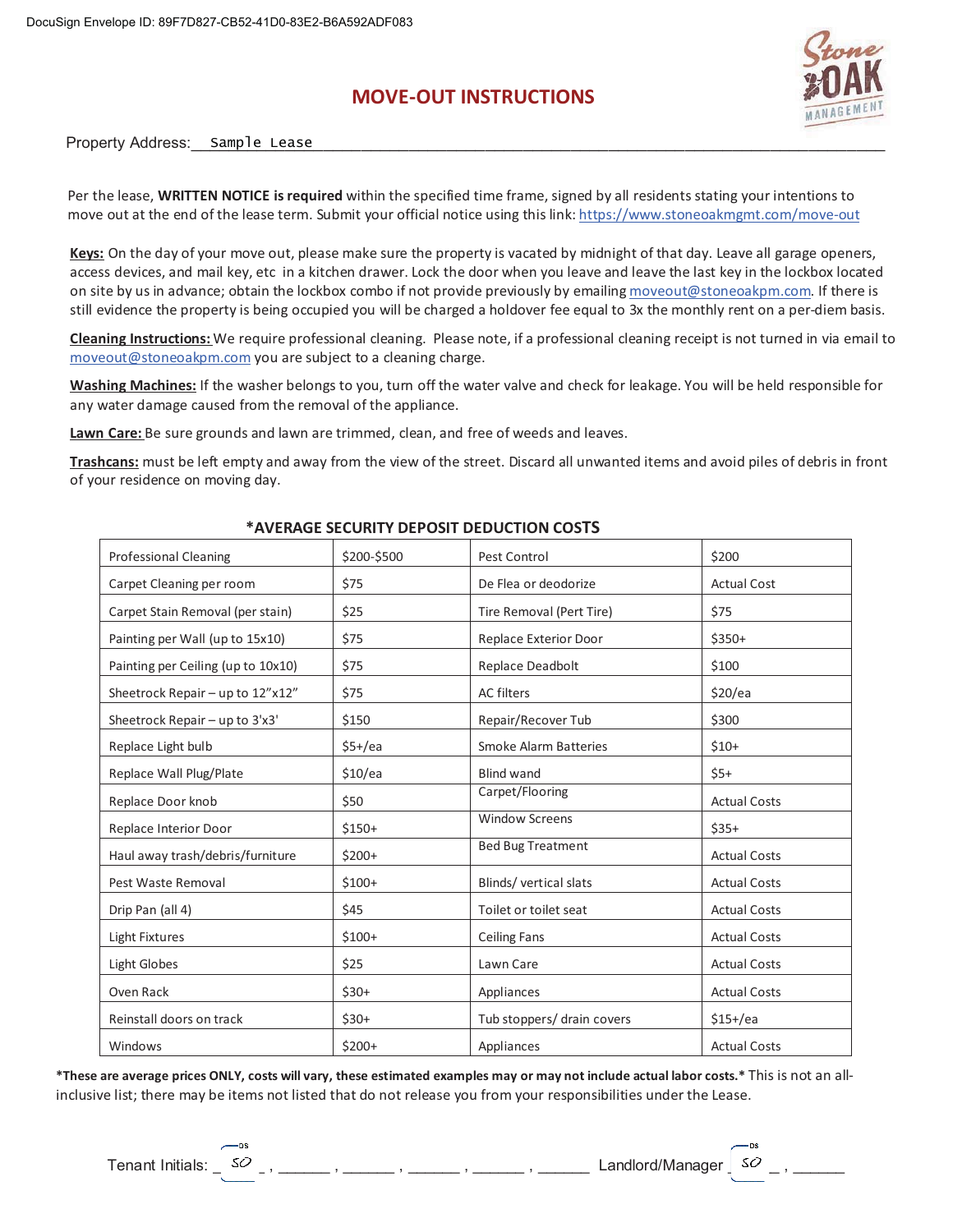DocuSign Envelope ID: 89F7D827-CB52-41D0-83E2-B6A592ADF083

# MOVE-OUT INSTRUCTIONS

Property Address: Sample Lease

Per the lease, **WRITTEN NOTICE is required** within the specified time frame, signed by all residents stating your intentions to move out at the end of the lease term. Submit your official notice using this link: https://www.stoneoakmgmt.com/move-out

**Keys:** On the day of your move out, please make sure the property is vacated by midnight of that day. Leave all garage openers, access devices, and mail key, etc in a kitchen drawer. Lock the door when you leave and leave the last key in the lockbox located on site by us in advance; obtain the lockbox combo if not provide previously by emailing moveout@stoneoakpm.com. If there is still evidence the property is being occupied you will be charged a holdover fee equal to 3x the monthly rent on a per-diem basis.

**Cleaning Instructions:** We require professional cleaning. Please note, if a professional cleaning receipt is not turned in via email to moveout@stoneoakpm.com you are subject to a cleaning charge.

**Washing Machines:** If the washer belongs to you, turn off the water valve and check for leakage. You will be held responsible for any water damage caused from the removal of the appliance.

**Lawn Care:** Be sure grounds and lawn are trimmed, clean, and free of weeds and leaves.

**Trashcans:** must be left empty and away from the view of the street. Discard all unwanted items and avoid piles of debris in front of your residence on moving day.

## *AVERAGE SECURITY DEPOSIT DEDUCTION COSTS

| Item | Cost | Item | Cost |
|---|---|---|---|
| Professional Cleaning | $200-$500 | Pest Control | $200 |
| Carpet Cleaning per room | $75 | De Flea or deodorize | Actual Cost |
| Carpet Stain Removal (per stain) | $25 | Tire Removal (Pert Tire) | $75 |
| Painting per Wall (up to 15x10) | $75 | Replace Exterior Door | $350+ |
| Painting per Ceiling (up to 10x10) | $75 | Replace Deadbolt | $100 |
| Sheetrock Repair – up to 12"x12" | $75 | AC filters | $20/ea |
| Sheetrock Repair – up to 3'x3' | $150 | Repair/Recover Tub | $300 |
| Replace Light bulb | $5+/ea | Smoke Alarm Batteries | $10+ |
| Replace Wall Plug/Plate | $10/ea | Blind wand | $5+ |
| Replace Door knob | $50 | Carpet/Flooring | Actual Costs |
| Replace Interior Door | $150+ | Window Screens | $35+ |
| Haul away trash/debris/furniture | $200+ | Bed Bug Treatment | Actual Costs |
| Pest Waste Removal | $100+ | Blinds/ vertical slats | Actual Costs |
| Drip Pan (all 4) | $45 | Toilet or toilet seat | Actual Costs |
| Light Fixtures | $100+ | Ceiling Fans | Actual Costs |
| Light Globes | $25 | Lawn Care | Actual Costs |
| Oven Rack | $30+ | Appliances | Actual Costs |
| Reinstall doors on track | $30+ | Tub stoppers/ drain covers | $15+/ea |
| Windows | $200+ | Appliances | Actual Costs |

***These are average prices ONLY, costs will vary, these estimated examples may or may not include actual labor costs.*** This is not an all-inclusive list; there may be items not listed that do not release you from your responsibilities under the Lease.

Tenant Initials: SO , ______ , ______ , ______ , ______ , ______ Landlord/Manager SO , ______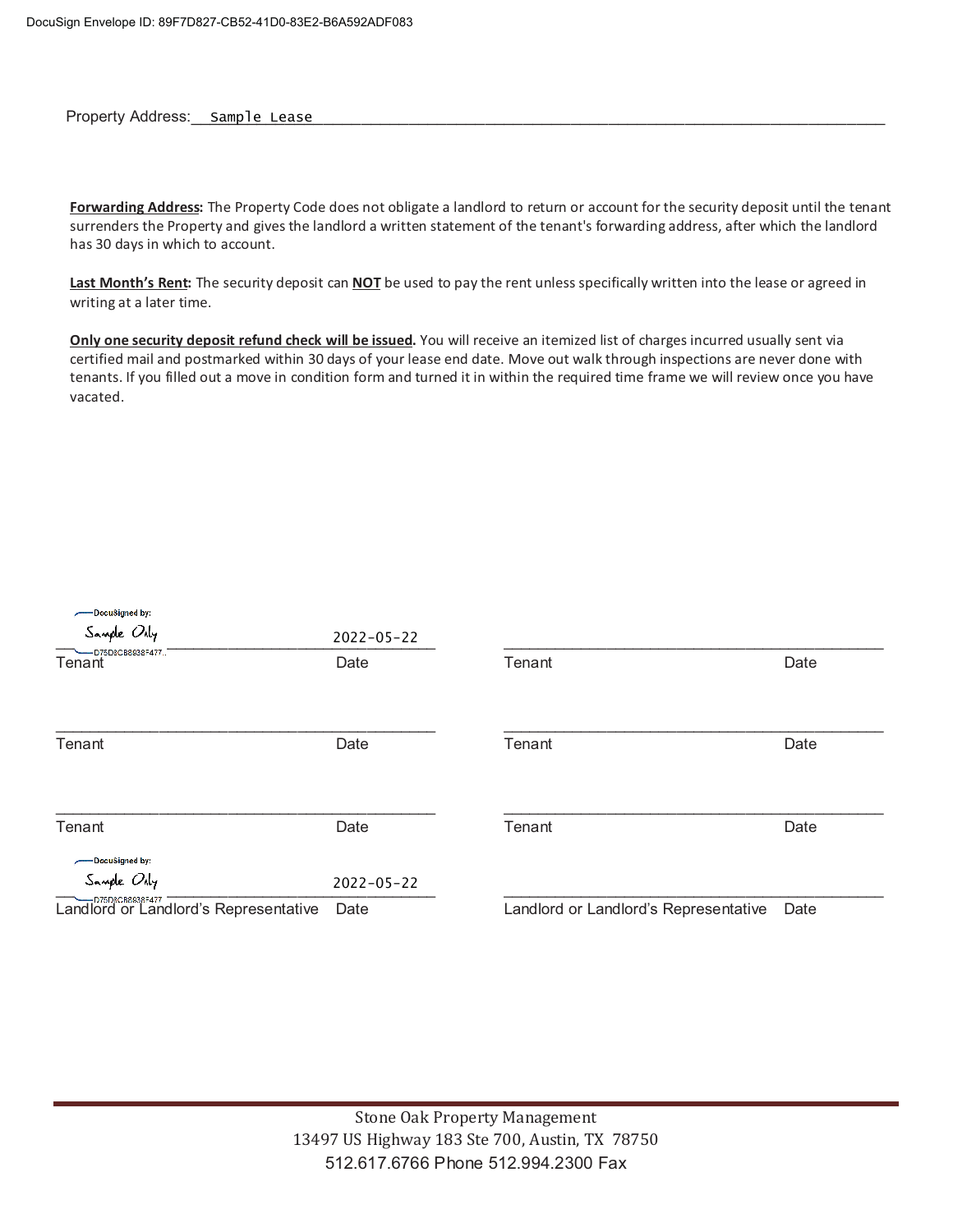Property Address: Sample Lease

**Forwarding Address:** The Property Code does not obligate a landlord to return or account for the security deposit until the tenant surrenders the Property and gives the landlord a written statement of the tenant's forwarding address, after which the landlord has 30 days in which to account.

**Last Month's Rent:** The security deposit can **NOT** be used to pay the rent unless specifically written into the lease or agreed in writing at a later time.

**Only one security deposit refund check will be issued.** You will receive an itemized list of charges incurred usually sent via certified mail and postmarked within 30 days of your lease end date. Move out walk through inspections are never done with tenants. If you filled out a move in condition form and turned it in within the required time frame we will review once you have vacated.

| | | | |
|---|---|---|---|
| DocuSigned by: Sample Only D75D8CB8938F477... | 2022-05-22 | | |
| Tenant | Date | Tenant | Date |
| | | | |
| Tenant | Date | Tenant | Date |
| | | | |
| Tenant | Date | Tenant | Date |
| DocuSigned by: Sample Only D75D8CB8938F477... | 2022-05-22 | | |
| Landlord or Landlord's Representative | Date | Landlord or Landlord's Representative | Date |

Stone Oak Property Management
13497 US Highway 183 Ste 700, Austin, TX 78750
512.617.6766 Phone 512.994.2300 Fax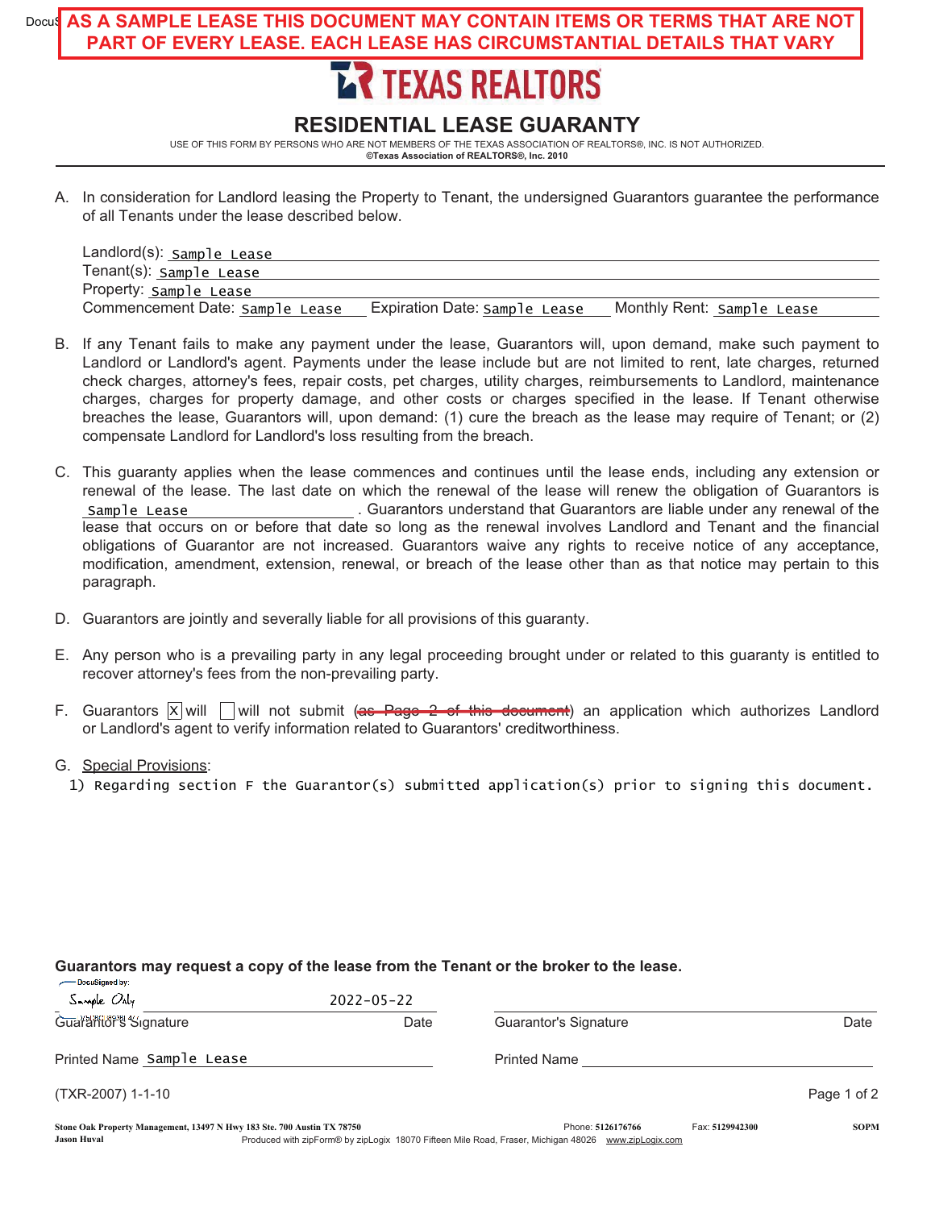**AS A SAMPLE LEASE THIS DOCUMENT MAY CONTAIN ITEMS OR TERMS THAT ARE NOT PART OF EVERY LEASE. EACH LEASE HAS CIRCUMSTANTIAL DETAILS THAT VARY**

TEXAS REALTORS

# RESIDENTIAL LEASE GUARANTY

USE OF THIS FORM BY PERSONS WHO ARE NOT MEMBERS OF THE TEXAS ASSOCIATION OF REALTORS®, INC. IS NOT AUTHORIZED.
**©Texas Association of REALTORS®, Inc. 2010**

A. In consideration for Landlord leasing the Property to Tenant, the undersigned Guarantors guarantee the performance of all Tenants under the lease described below.

Landlord(s): Sample Lease
Tenant(s): Sample Lease
Property: Sample Lease
Commencement Date: Sample Lease  Expiration Date: Sample Lease  Monthly Rent: Sample Lease

B. If any Tenant fails to make any payment under the lease, Guarantors will, upon demand, make such payment to Landlord or Landlord's agent. Payments under the lease include but are not limited to rent, late charges, returned check charges, attorney's fees, repair costs, pet charges, utility charges, reimbursements to Landlord, maintenance charges, charges for property damage, and other costs or charges specified in the lease. If Tenant otherwise breaches the lease, Guarantors will, upon demand: (1) cure the breach as the lease may require of Tenant; or (2) compensate Landlord for Landlord's loss resulting from the breach.

C. This guaranty applies when the lease commences and continues until the lease ends, including any extension or renewal of the lease. The last date on which the renewal of the lease will renew the obligation of Guarantors is Sample Lease. Guarantors understand that Guarantors are liable under any renewal of the lease that occurs on or before that date so long as the renewal involves Landlord and Tenant and the financial obligations of Guarantor are not increased. Guarantors waive any rights to receive notice of any acceptance, modification, amendment, extension, renewal, or breach of the lease other than as that notice may pertain to this paragraph.

D. Guarantors are jointly and severally liable for all provisions of this guaranty.

E. Any person who is a prevailing party in any legal proceeding brought under or related to this guaranty is entitled to recover attorney's fees from the non-prevailing party.

F. Guarantors ☒ will ☐ will not submit (~~as Page 2 of this document~~) an application which authorizes Landlord or Landlord's agent to verify information related to Guarantors' creditworthiness.

G. Special Provisions:
1) Regarding section F the Guarantor(s) submitted application(s) prior to signing this document.

**Guarantors may request a copy of the lease from the Tenant or the broker to the lease.**

| DocuSigned by: Sample Only | 2022-05-22 | | |
|---|---|---|---|
| Guarantor's Signature | Date | Guarantor's Signature | Date |
| Printed Name: Sample Lease | | Printed Name: | |

(TXR-2007) 1-1-10

Stone Oak Property Management, 13497 N Hwy 183 Ste. 700 Austin TX 78750 Phone: 5126176766 Fax: 5129942300 SOPM
Jason Huval Produced with zipForm® by zipLogix 18070 Fifteen Mile Road, Fraser, Michigan 48026 www.zipLogix.com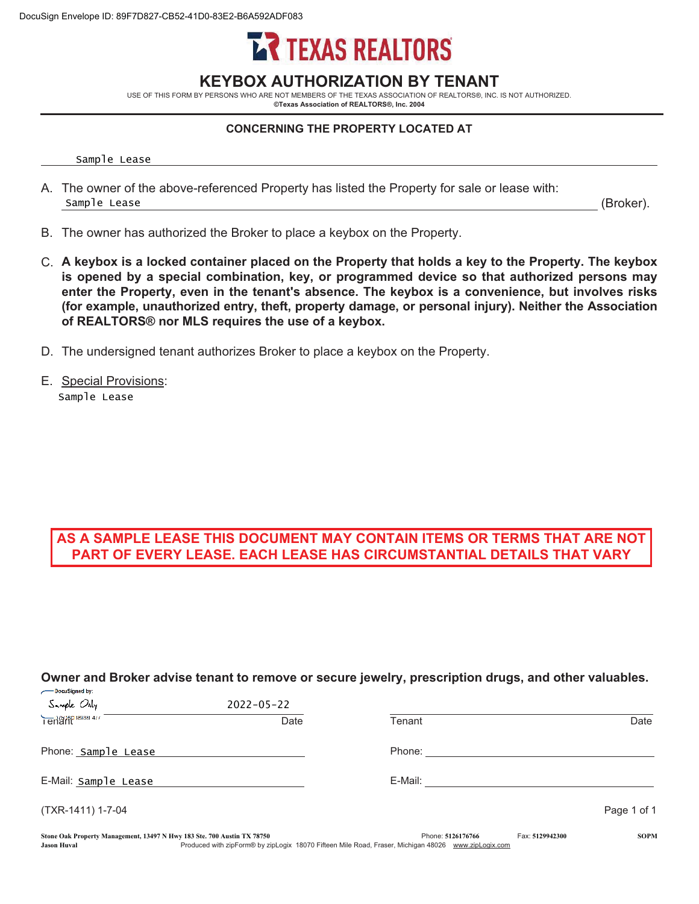DocuSign Envelope ID: 89F7D827-CB52-41D0-83E2-B6A592ADF083

TEXAS REALTORS

# KEYBOX AUTHORIZATION BY TENANT

USE OF THIS FORM BY PERSONS WHO ARE NOT MEMBERS OF THE TEXAS ASSOCIATION OF REALTORS®, INC. IS NOT AUTHORIZED.
**©Texas Association of REALTORS®, Inc. 2004**

**CONCERNING THE PROPERTY LOCATED AT**

Sample Lease

A. The owner of the above-referenced Property has listed the Property for sale or lease with: Sample Lease (Broker).

B. The owner has authorized the Broker to place a keybox on the Property.

C. **A keybox is a locked container placed on the Property that holds a key to the Property. The keybox is opened by a special combination, key, or programmed device so that authorized persons may enter the Property, even in the tenant's absence. The keybox is a convenience, but involves risks (for example, unauthorized entry, theft, property damage, or personal injury). Neither the Association of REALTORS® nor MLS requires the use of a keybox.**

D. The undersigned tenant authorizes Broker to place a keybox on the Property.

E. Special Provisions:
Sample Lease

**AS A SAMPLE LEASE THIS DOCUMENT MAY CONTAIN ITEMS OR TERMS THAT ARE NOT PART OF EVERY LEASE. EACH LEASE HAS CIRCUMSTANTIAL DETAILS THAT VARY**

**Owner and Broker advise tenant to remove or secure jewelry, prescription drugs, and other valuables.**

DocuSigned by: Sample Only

| | | | |
|---|---|---|---|
| Tenant | Date: 2022-05-22 | Tenant | Date |
| Phone: Sample Lease | | Phone: | |
| E-Mail: Sample Lease | | E-Mail: | |

(TXR-1411) 1-7-04

Stone Oak Property Management, 13497 N Hwy 183 Ste. 700 Austin TX 78750 Phone: 5126176766 Fax: 5129942300 SOPM
Jason Huval Produced with zipForm® by zipLogix 18070 Fifteen Mile Road, Fraser, Michigan 48026 www.zipLogix.com